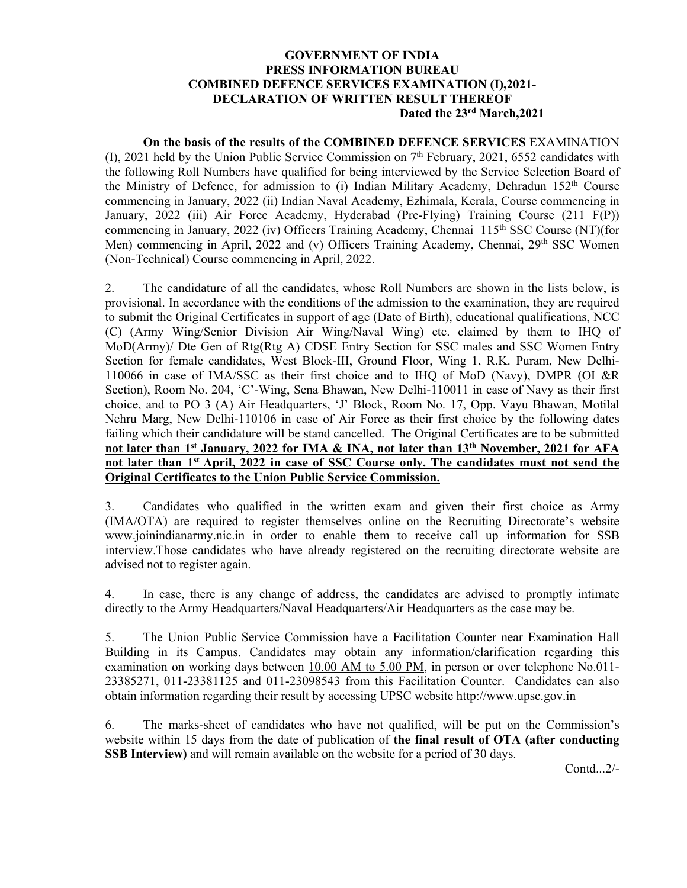**GOVERNMENT OF INDIA**
**PRESS INFORMATION BUREAU**
**COMBINED DEFENCE SERVICES EXAMINATION (I),2021-**
**DECLARATION OF WRITTEN RESULT THEREOF**
**Dated the 23rd March,2021**

**On the basis of the results of the COMBINED DEFENCE SERVICES** EXAMINATION (I), 2021 held by the Union Public Service Commission on 7th February, 2021, 6552 candidates with the following Roll Numbers have qualified for being interviewed by the Service Selection Board of the Ministry of Defence, for admission to (i) Indian Military Academy, Dehradun 152th Course commencing in January, 2022 (ii) Indian Naval Academy, Ezhimala, Kerala, Course commencing in January, 2022 (iii) Air Force Academy, Hyderabad (Pre-Flying) Training Course (211 F(P)) commencing in January, 2022 (iv) Officers Training Academy, Chennai 115th SSC Course (NT)(for Men) commencing in April, 2022 and (v) Officers Training Academy, Chennai, 29th SSC Women (Non-Technical) Course commencing in April, 2022.

2. The candidature of all the candidates, whose Roll Numbers are shown in the lists below, is provisional. In accordance with the conditions of the admission to the examination, they are required to submit the Original Certificates in support of age (Date of Birth), educational qualifications, NCC (C) (Army Wing/Senior Division Air Wing/Naval Wing) etc. claimed by them to IHQ of MoD(Army)/ Dte Gen of Rtg(Rtg A) CDSE Entry Section for SSC males and SSC Women Entry Section for female candidates, West Block-III, Ground Floor, Wing 1, R.K. Puram, New Delhi-110066 in case of IMA/SSC as their first choice and to IHQ of MoD (Navy), DMPR (OI &R Section), Room No. 204, 'C'-Wing, Sena Bhawan, New Delhi-110011 in case of Navy as their first choice, and to PO 3 (A) Air Headquarters, 'J' Block, Room No. 17, Opp. Vayu Bhawan, Motilal Nehru Marg, New Delhi-110106 in case of Air Force as their first choice by the following dates failing which their candidature will be stand cancelled. The Original Certificates are to be submitted **not later than 1st January, 2022 for IMA & INA, not later than 13th November, 2021 for AFA not later than 1st April, 2022 in case of SSC Course only. The candidates must not send the Original Certificates to the Union Public Service Commission.**

3. Candidates who qualified in the written exam and given their first choice as Army (IMA/OTA) are required to register themselves online on the Recruiting Directorate's website www.joinindianarmy.nic.in in order to enable them to receive call up information for SSB interview.Those candidates who have already registered on the recruiting directorate website are advised not to register again.

4. In case, there is any change of address, the candidates are advised to promptly intimate directly to the Army Headquarters/Naval Headquarters/Air Headquarters as the case may be.

5. The Union Public Service Commission have a Facilitation Counter near Examination Hall Building in its Campus. Candidates may obtain any information/clarification regarding this examination on working days between 10.00 AM to 5.00 PM, in person or over telephone No.011-23385271, 011-23381125 and 011-23098543 from this Facilitation Counter. Candidates can also obtain information regarding their result by accessing UPSC website http://www.upsc.gov.in

6. The marks-sheet of candidates who have not qualified, will be put on the Commission's website within 15 days from the date of publication of **the final result of OTA (after conducting SSB Interview)** and will remain available on the website for a period of 30 days.

Contd...2/-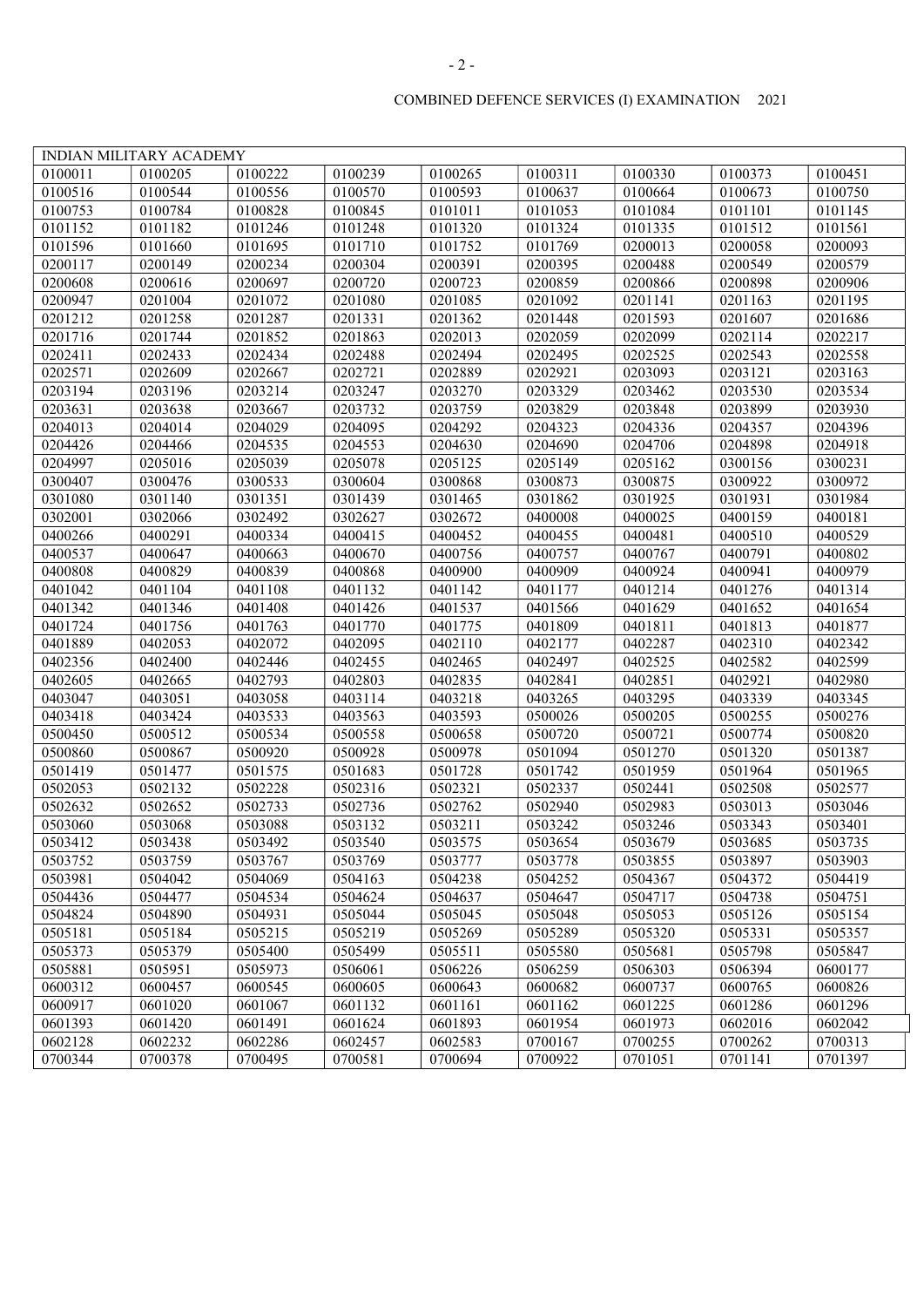COMBINED DEFENCE SERVICES (I) EXAMINATION 2021

| INDIAN MILITARY ACADEMY | | | | | | | | |
|---|---|---|---|---|---|---|---|---|
| 0100011 | 0100205 | 0100222 | 0100239 | 0100265 | 0100311 | 0100330 | 0100373 | 0100451 |
| 0100516 | 0100544 | 0100556 | 0100570 | 0100593 | 0100637 | 0100664 | 0100673 | 0100750 |
| 0100753 | 0100784 | 0100828 | 0100845 | 0101011 | 0101053 | 0101084 | 0101101 | 0101145 |
| 0101152 | 0101182 | 0101246 | 0101248 | 0101320 | 0101324 | 0101335 | 0101512 | 0101561 |
| 0101596 | 0101660 | 0101695 | 0101710 | 0101752 | 0101769 | 0200013 | 0200058 | 0200093 |
| 0200117 | 0200149 | 0200234 | 0200304 | 0200391 | 0200395 | 0200488 | 0200549 | 0200579 |
| 0200608 | 0200616 | 0200697 | 0200720 | 0200723 | 0200859 | 0200866 | 0200898 | 0200906 |
| 0200947 | 0201004 | 0201072 | 0201080 | 0201085 | 0201092 | 0201141 | 0201163 | 0201195 |
| 0201212 | 0201258 | 0201287 | 0201331 | 0201362 | 0201448 | 0201593 | 0201607 | 0201686 |
| 0201716 | 0201744 | 0201852 | 0201863 | 0202013 | 0202059 | 0202099 | 0202114 | 0202217 |
| 0202411 | 0202433 | 0202434 | 0202488 | 0202494 | 0202495 | 0202525 | 0202543 | 0202558 |
| 0202571 | 0202609 | 0202667 | 0202721 | 0202889 | 0202921 | 0203093 | 0203121 | 0203163 |
| 0203194 | 0203196 | 0203214 | 0203247 | 0203270 | 0203329 | 0203462 | 0203530 | 0203534 |
| 0203631 | 0203638 | 0203667 | 0203732 | 0203759 | 0203829 | 0203848 | 0203899 | 0203930 |
| 0204013 | 0204014 | 0204029 | 0204095 | 0204292 | 0204323 | 0204336 | 0204357 | 0204396 |
| 0204426 | 0204466 | 0204535 | 0204553 | 0204630 | 0204690 | 0204706 | 0204898 | 0204918 |
| 0204997 | 0205016 | 0205039 | 0205078 | 0205125 | 0205149 | 0205162 | 0300156 | 0300231 |
| 0300407 | 0300476 | 0300533 | 0300604 | 0300868 | 0300873 | 0300875 | 0300922 | 0300972 |
| 0301080 | 0301140 | 0301351 | 0301439 | 0301465 | 0301862 | 0301925 | 0301931 | 0301984 |
| 0302001 | 0302066 | 0302492 | 0302627 | 0302672 | 0400008 | 0400025 | 0400159 | 0400181 |
| 0400266 | 0400291 | 0400334 | 0400415 | 0400452 | 0400455 | 0400481 | 0400510 | 0400529 |
| 0400537 | 0400647 | 0400663 | 0400670 | 0400756 | 0400757 | 0400767 | 0400791 | 0400802 |
| 0400808 | 0400829 | 0400839 | 0400868 | 0400900 | 0400909 | 0400924 | 0400941 | 0400979 |
| 0401042 | 0401104 | 0401108 | 0401132 | 0401142 | 0401177 | 0401214 | 0401276 | 0401314 |
| 0401342 | 0401346 | 0401408 | 0401426 | 0401537 | 0401566 | 0401629 | 0401652 | 0401654 |
| 0401724 | 0401756 | 0401763 | 0401770 | 0401775 | 0401809 | 0401811 | 0401813 | 0401877 |
| 0401889 | 0402053 | 0402072 | 0402095 | 0402110 | 0402177 | 0402287 | 0402310 | 0402342 |
| 0402356 | 0402400 | 0402446 | 0402455 | 0402465 | 0402497 | 0402525 | 0402582 | 0402599 |
| 0402605 | 0402665 | 0402793 | 0402803 | 0402835 | 0402841 | 0402851 | 0402921 | 0402980 |
| 0403047 | 0403051 | 0403058 | 0403114 | 0403218 | 0403265 | 0403295 | 0403339 | 0403345 |
| 0403418 | 0403424 | 0403533 | 0403563 | 0403593 | 0500026 | 0500205 | 0500255 | 0500276 |
| 0500450 | 0500512 | 0500534 | 0500558 | 0500658 | 0500720 | 0500721 | 0500774 | 0500820 |
| 0500860 | 0500867 | 0500920 | 0500928 | 0500978 | 0501094 | 0501270 | 0501320 | 0501387 |
| 0501419 | 0501477 | 0501575 | 0501683 | 0501728 | 0501742 | 0501959 | 0501964 | 0501965 |
| 0502053 | 0502132 | 0502228 | 0502316 | 0502321 | 0502337 | 0502441 | 0502508 | 0502577 |
| 0502632 | 0502652 | 0502733 | 0502736 | 0502762 | 0502940 | 0502983 | 0503013 | 0503046 |
| 0503060 | 0503068 | 0503088 | 0503132 | 0503211 | 0503242 | 0503246 | 0503343 | 0503401 |
| 0503412 | 0503438 | 0503492 | 0503540 | 0503575 | 0503654 | 0503679 | 0503685 | 0503735 |
| 0503752 | 0503759 | 0503767 | 0503769 | 0503777 | 0503778 | 0503855 | 0503897 | 0503903 |
| 0503981 | 0504042 | 0504069 | 0504163 | 0504238 | 0504252 | 0504367 | 0504372 | 0504419 |
| 0504436 | 0504477 | 0504534 | 0504624 | 0504637 | 0504647 | 0504717 | 0504738 | 0504751 |
| 0504824 | 0504890 | 0504931 | 0505044 | 0505045 | 0505048 | 0505053 | 0505126 | 0505154 |
| 0505181 | 0505184 | 0505215 | 0505219 | 0505269 | 0505289 | 0505320 | 0505331 | 0505357 |
| 0505373 | 0505379 | 0505400 | 0505499 | 0505511 | 0505580 | 0505681 | 0505798 | 0505847 |
| 0505881 | 0505951 | 0505973 | 0506061 | 0506226 | 0506259 | 0506303 | 0506394 | 0600177 |
| 0600312 | 0600457 | 0600545 | 0600605 | 0600643 | 0600682 | 0600737 | 0600765 | 0600826 |
| 0600917 | 0601020 | 0601067 | 0601132 | 0601161 | 0601162 | 0601225 | 0601286 | 0601296 |
| 0601393 | 0601420 | 0601491 | 0601624 | 0601893 | 0601954 | 0601973 | 0602016 | 0602042 |
| 0602128 | 0602232 | 0602286 | 0602457 | 0602583 | 0700167 | 0700255 | 0700262 | 0700313 |
| 0700344 | 0700378 | 0700495 | 0700581 | 0700694 | 0700922 | 0701051 | 0701141 | 0701397 |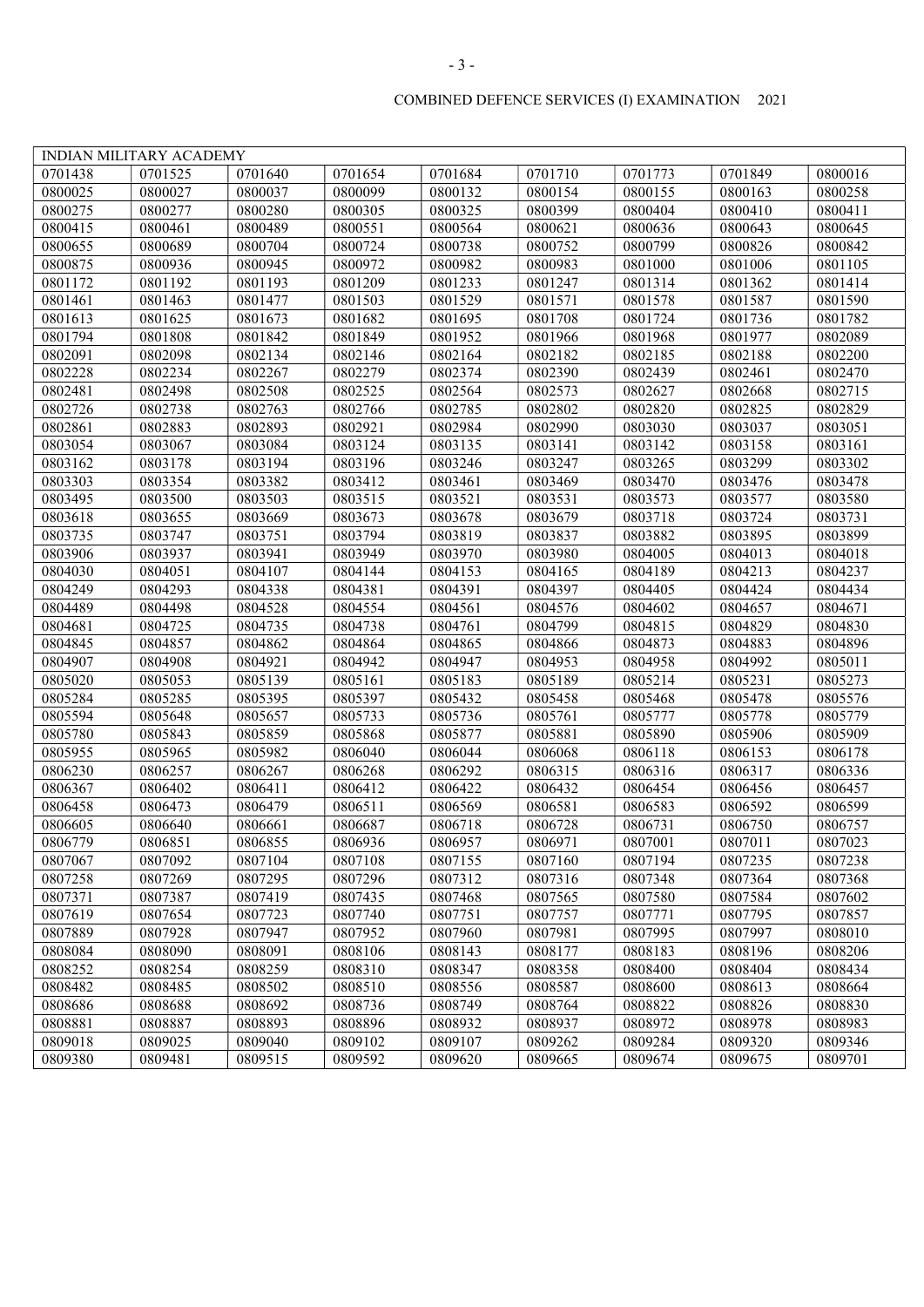COMBINED DEFENCE SERVICES (I) EXAMINATION 2021

| INDIAN MILITARY ACADEMY | | | | | | | | |
|---|---|---|---|---|---|---|---|---|
| 0701438 | 0701525 | 0701640 | 0701654 | 0701684 | 0701710 | 0701773 | 0701849 | 0800016 |
| 0800025 | 0800027 | 0800037 | 0800099 | 0800132 | 0800154 | 0800155 | 0800163 | 0800258 |
| 0800275 | 0800277 | 0800280 | 0800305 | 0800325 | 0800399 | 0800404 | 0800410 | 0800411 |
| 0800415 | 0800461 | 0800489 | 0800551 | 0800564 | 0800621 | 0800636 | 0800643 | 0800645 |
| 0800655 | 0800689 | 0800704 | 0800724 | 0800738 | 0800752 | 0800799 | 0800826 | 0800842 |
| 0800875 | 0800936 | 0800945 | 0800972 | 0800982 | 0800983 | 0801000 | 0801006 | 0801105 |
| 0801172 | 0801192 | 0801193 | 0801209 | 0801233 | 0801247 | 0801314 | 0801362 | 0801414 |
| 0801461 | 0801463 | 0801477 | 0801503 | 0801529 | 0801571 | 0801578 | 0801587 | 0801590 |
| 0801613 | 0801625 | 0801673 | 0801682 | 0801695 | 0801708 | 0801724 | 0801736 | 0801782 |
| 0801794 | 0801808 | 0801842 | 0801849 | 0801952 | 0801966 | 0801968 | 0801977 | 0802089 |
| 0802091 | 0802098 | 0802134 | 0802146 | 0802164 | 0802182 | 0802185 | 0802188 | 0802200 |
| 0802228 | 0802234 | 0802267 | 0802279 | 0802374 | 0802390 | 0802439 | 0802461 | 0802470 |
| 0802481 | 0802498 | 0802508 | 0802525 | 0802564 | 0802573 | 0802627 | 0802668 | 0802715 |
| 0802726 | 0802738 | 0802763 | 0802766 | 0802785 | 0802802 | 0802820 | 0802825 | 0802829 |
| 0802861 | 0802883 | 0802893 | 0802921 | 0802984 | 0802990 | 0803030 | 0803037 | 0803051 |
| 0803054 | 0803067 | 0803084 | 0803124 | 0803135 | 0803141 | 0803142 | 0803158 | 0803161 |
| 0803162 | 0803178 | 0803194 | 0803196 | 0803246 | 0803247 | 0803265 | 0803299 | 0803302 |
| 0803303 | 0803354 | 0803382 | 0803412 | 0803461 | 0803469 | 0803470 | 0803476 | 0803478 |
| 0803495 | 0803500 | 0803503 | 0803515 | 0803521 | 0803531 | 0803573 | 0803577 | 0803580 |
| 0803618 | 0803655 | 0803669 | 0803673 | 0803678 | 0803679 | 0803718 | 0803724 | 0803731 |
| 0803735 | 0803747 | 0803751 | 0803794 | 0803819 | 0803837 | 0803882 | 0803895 | 0803899 |
| 0803906 | 0803937 | 0803941 | 0803949 | 0803970 | 0803980 | 0804005 | 0804013 | 0804018 |
| 0804030 | 0804051 | 0804107 | 0804144 | 0804153 | 0804165 | 0804189 | 0804213 | 0804237 |
| 0804249 | 0804293 | 0804338 | 0804381 | 0804391 | 0804397 | 0804405 | 0804424 | 0804434 |
| 0804489 | 0804498 | 0804528 | 0804554 | 0804561 | 0804576 | 0804602 | 0804657 | 0804671 |
| 0804681 | 0804725 | 0804735 | 0804738 | 0804761 | 0804799 | 0804815 | 0804829 | 0804830 |
| 0804845 | 0804857 | 0804862 | 0804864 | 0804865 | 0804866 | 0804873 | 0804883 | 0804896 |
| 0804907 | 0804908 | 0804921 | 0804942 | 0804947 | 0804953 | 0804958 | 0804992 | 0805011 |
| 0805020 | 0805053 | 0805139 | 0805161 | 0805183 | 0805189 | 0805214 | 0805231 | 0805273 |
| 0805284 | 0805285 | 0805395 | 0805397 | 0805432 | 0805458 | 0805468 | 0805478 | 0805576 |
| 0805594 | 0805648 | 0805657 | 0805733 | 0805736 | 0805761 | 0805777 | 0805778 | 0805779 |
| 0805780 | 0805843 | 0805859 | 0805868 | 0805877 | 0805881 | 0805890 | 0805906 | 0805909 |
| 0805955 | 0805965 | 0805982 | 0806040 | 0806044 | 0806068 | 0806118 | 0806153 | 0806178 |
| 0806230 | 0806257 | 0806267 | 0806268 | 0806292 | 0806315 | 0806316 | 0806317 | 0806336 |
| 0806367 | 0806402 | 0806411 | 0806412 | 0806422 | 0806432 | 0806454 | 0806456 | 0806457 |
| 0806458 | 0806473 | 0806479 | 0806511 | 0806569 | 0806581 | 0806583 | 0806592 | 0806599 |
| 0806605 | 0806640 | 0806661 | 0806687 | 0806718 | 0806728 | 0806731 | 0806750 | 0806757 |
| 0806779 | 0806851 | 0806855 | 0806936 | 0806957 | 0806971 | 0807001 | 0807011 | 0807023 |
| 0807067 | 0807092 | 0807104 | 0807108 | 0807155 | 0807160 | 0807194 | 0807235 | 0807238 |
| 0807258 | 0807269 | 0807295 | 0807296 | 0807312 | 0807316 | 0807348 | 0807364 | 0807368 |
| 0807371 | 0807387 | 0807419 | 0807435 | 0807468 | 0807565 | 0807580 | 0807584 | 0807602 |
| 0807619 | 0807654 | 0807723 | 0807740 | 0807751 | 0807757 | 0807771 | 0807795 | 0807857 |
| 0807889 | 0807928 | 0807947 | 0807952 | 0807960 | 0807981 | 0807995 | 0807997 | 0808010 |
| 0808084 | 0808090 | 0808091 | 0808106 | 0808143 | 0808177 | 0808183 | 0808196 | 0808206 |
| 0808252 | 0808254 | 0808259 | 0808310 | 0808347 | 0808358 | 0808400 | 0808404 | 0808434 |
| 0808482 | 0808485 | 0808502 | 0808510 | 0808556 | 0808587 | 0808600 | 0808613 | 0808664 |
| 0808686 | 0808688 | 0808692 | 0808736 | 0808749 | 0808764 | 0808822 | 0808826 | 0808830 |
| 0808881 | 0808887 | 0808893 | 0808896 | 0808932 | 0808937 | 0808972 | 0808978 | 0808983 |
| 0809018 | 0809025 | 0809040 | 0809102 | 0809107 | 0809262 | 0809284 | 0809320 | 0809346 |
| 0809380 | 0809481 | 0809515 | 0809592 | 0809620 | 0809665 | 0809674 | 0809675 | 0809701 |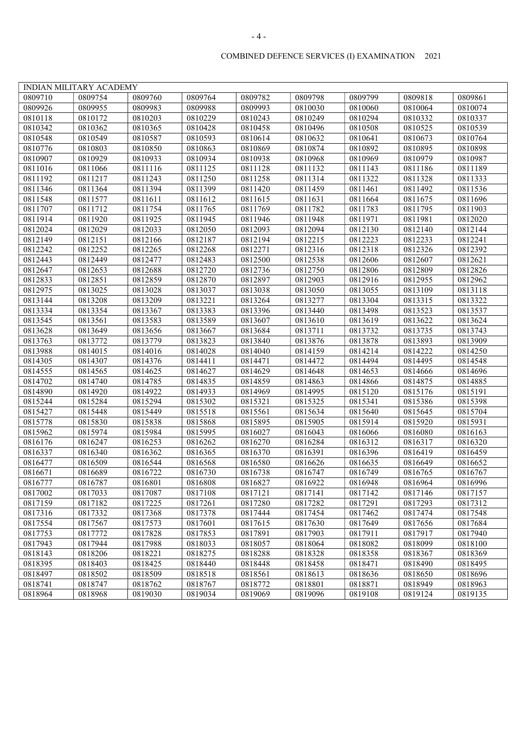COMBINED DEFENCE SERVICES (I) EXAMINATION 2021

| INDIAN MILITARY ACADEMY | | | | | | | | |
|---|---|---|---|---|---|---|---|---|
| 0809710 | 0809754 | 0809760 | 0809764 | 0809782 | 0809798 | 0809799 | 0809818 | 0809861 |
| 0809926 | 0809955 | 0809983 | 0809988 | 0809993 | 0810030 | 0810060 | 0810064 | 0810074 |
| 0810118 | 0810172 | 0810203 | 0810229 | 0810243 | 0810249 | 0810294 | 0810332 | 0810337 |
| 0810342 | 0810362 | 0810365 | 0810428 | 0810458 | 0810496 | 0810508 | 0810525 | 0810539 |
| 0810548 | 0810549 | 0810587 | 0810593 | 0810614 | 0810632 | 0810641 | 0810673 | 0810764 |
| 0810776 | 0810803 | 0810850 | 0810863 | 0810869 | 0810874 | 0810892 | 0810895 | 0810898 |
| 0810907 | 0810929 | 0810933 | 0810934 | 0810938 | 0810968 | 0810969 | 0810979 | 0810987 |
| 0811016 | 0811066 | 0811116 | 0811125 | 0811128 | 0811132 | 0811143 | 0811186 | 0811189 |
| 0811192 | 0811217 | 0811243 | 0811250 | 0811258 | 0811314 | 0811322 | 0811328 | 0811333 |
| 0811346 | 0811364 | 0811394 | 0811399 | 0811420 | 0811459 | 0811461 | 0811492 | 0811536 |
| 0811548 | 0811577 | 0811611 | 0811612 | 0811615 | 0811631 | 0811664 | 0811675 | 0811696 |
| 0811707 | 0811712 | 0811754 | 0811765 | 0811769 | 0811782 | 0811783 | 0811795 | 0811903 |
| 0811914 | 0811920 | 0811925 | 0811945 | 0811946 | 0811948 | 0811971 | 0811981 | 0812020 |
| 0812024 | 0812029 | 0812033 | 0812050 | 0812093 | 0812094 | 0812130 | 0812140 | 0812144 |
| 0812149 | 0812151 | 0812166 | 0812187 | 0812194 | 0812215 | 0812223 | 0812233 | 0812241 |
| 0812242 | 0812252 | 0812265 | 0812268 | 0812271 | 0812316 | 0812318 | 0812326 | 0812392 |
| 0812443 | 0812449 | 0812477 | 0812483 | 0812500 | 0812538 | 0812606 | 0812607 | 0812621 |
| 0812647 | 0812653 | 0812688 | 0812720 | 0812736 | 0812750 | 0812806 | 0812809 | 0812826 |
| 0812833 | 0812851 | 0812859 | 0812870 | 0812897 | 0812903 | 0812916 | 0812955 | 0812962 |
| 0812975 | 0813025 | 0813028 | 0813037 | 0813038 | 0813050 | 0813055 | 0813109 | 0813118 |
| 0813144 | 0813208 | 0813209 | 0813221 | 0813264 | 0813277 | 0813304 | 0813315 | 0813322 |
| 0813334 | 0813354 | 0813367 | 0813383 | 0813396 | 0813440 | 0813498 | 0813523 | 0813537 |
| 0813545 | 0813561 | 0813583 | 0813589 | 0813607 | 0813610 | 0813619 | 0813622 | 0813624 |
| 0813628 | 0813649 | 0813656 | 0813667 | 0813684 | 0813711 | 0813732 | 0813735 | 0813743 |
| 0813763 | 0813772 | 0813779 | 0813823 | 0813840 | 0813876 | 0813878 | 0813893 | 0813909 |
| 0813988 | 0814015 | 0814016 | 0814028 | 0814040 | 0814159 | 0814214 | 0814222 | 0814250 |
| 0814305 | 0814307 | 0814376 | 0814411 | 0814471 | 0814472 | 0814494 | 0814495 | 0814548 |
| 0814555 | 0814565 | 0814625 | 0814627 | 0814629 | 0814648 | 0814653 | 0814666 | 0814696 |
| 0814702 | 0814740 | 0814785 | 0814835 | 0814859 | 0814863 | 0814866 | 0814875 | 0814885 |
| 0814890 | 0814920 | 0814922 | 0814933 | 0814969 | 0814995 | 0815120 | 0815176 | 0815191 |
| 0815244 | 0815284 | 0815294 | 0815302 | 0815321 | 0815325 | 0815341 | 0815386 | 0815398 |
| 0815427 | 0815448 | 0815449 | 0815518 | 0815561 | 0815634 | 0815640 | 0815645 | 0815704 |
| 0815778 | 0815830 | 0815838 | 0815868 | 0815895 | 0815905 | 0815914 | 0815920 | 0815931 |
| 0815962 | 0815974 | 0815984 | 0815995 | 0816027 | 0816043 | 0816066 | 0816080 | 0816163 |
| 0816176 | 0816247 | 0816253 | 0816262 | 0816270 | 0816284 | 0816312 | 0816317 | 0816320 |
| 0816337 | 0816340 | 0816362 | 0816365 | 0816370 | 0816391 | 0816396 | 0816419 | 0816459 |
| 0816477 | 0816509 | 0816544 | 0816568 | 0816580 | 0816626 | 0816635 | 0816649 | 0816652 |
| 0816671 | 0816689 | 0816722 | 0816730 | 0816738 | 0816747 | 0816749 | 0816765 | 0816767 |
| 0816777 | 0816787 | 0816801 | 0816808 | 0816827 | 0816922 | 0816948 | 0816964 | 0816996 |
| 0817002 | 0817033 | 0817087 | 0817108 | 0817121 | 0817141 | 0817142 | 0817146 | 0817157 |
| 0817159 | 0817182 | 0817225 | 0817261 | 0817280 | 0817282 | 0817291 | 0817293 | 0817312 |
| 0817316 | 0817332 | 0817368 | 0817378 | 0817444 | 0817454 | 0817462 | 0817474 | 0817548 |
| 0817554 | 0817567 | 0817573 | 0817601 | 0817615 | 0817630 | 0817649 | 0817656 | 0817684 |
| 0817753 | 0817772 | 0817828 | 0817853 | 0817891 | 0817903 | 0817911 | 0817917 | 0817940 |
| 0817943 | 0817944 | 0817988 | 0818033 | 0818057 | 0818064 | 0818082 | 0818099 | 0818100 |
| 0818143 | 0818206 | 0818221 | 0818275 | 0818288 | 0818328 | 0818358 | 0818367 | 0818369 |
| 0818395 | 0818403 | 0818425 | 0818440 | 0818448 | 0818458 | 0818471 | 0818490 | 0818495 |
| 0818497 | 0818502 | 0818509 | 0818518 | 0818561 | 0818613 | 0818636 | 0818650 | 0818696 |
| 0818741 | 0818747 | 0818762 | 0818767 | 0818772 | 0818801 | 0818871 | 0818949 | 0818963 |
| 0818964 | 0818968 | 0819030 | 0819034 | 0819069 | 0819096 | 0819108 | 0819124 | 0819135 |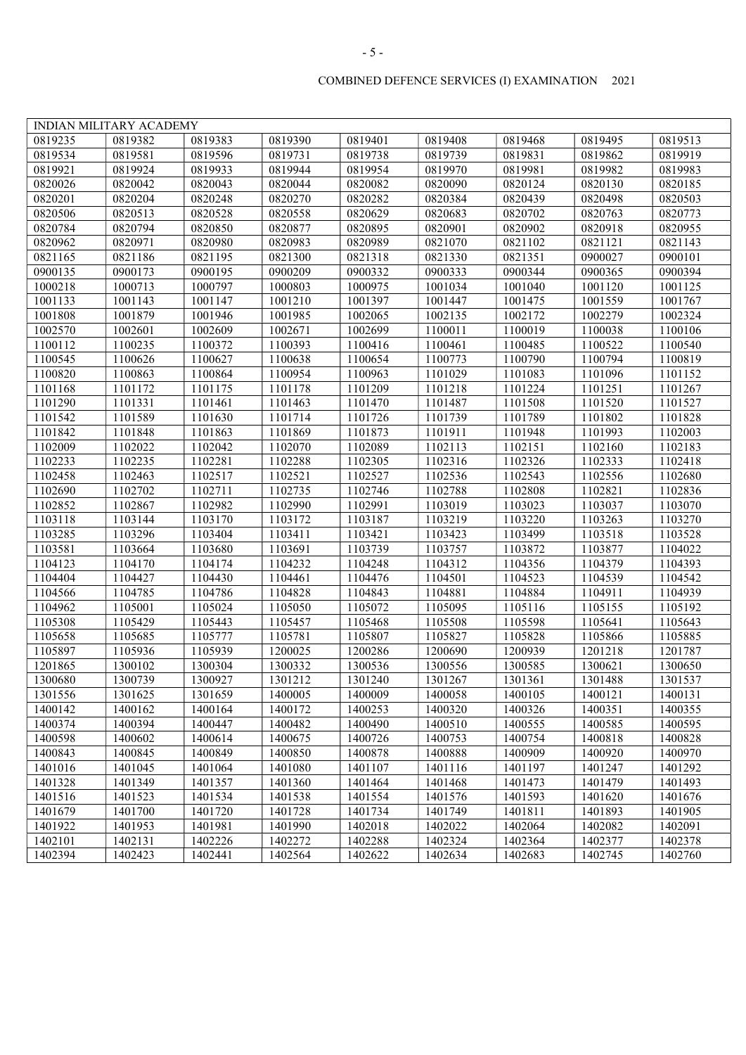COMBINED DEFENCE SERVICES (I) EXAMINATION 2021

| INDIAN MILITARY ACADEMY | | | | | | | | |
|---|---|---|---|---|---|---|---|---|
| 0819235 | 0819382 | 0819383 | 0819390 | 0819401 | 0819408 | 0819468 | 0819495 | 0819513 |
| 0819534 | 0819581 | 0819596 | 0819731 | 0819738 | 0819739 | 0819831 | 0819862 | 0819919 |
| 0819921 | 0819924 | 0819933 | 0819944 | 0819954 | 0819970 | 0819981 | 0819982 | 0819983 |
| 0820026 | 0820042 | 0820043 | 0820044 | 0820082 | 0820090 | 0820124 | 0820130 | 0820185 |
| 0820201 | 0820204 | 0820248 | 0820270 | 0820282 | 0820384 | 0820439 | 0820498 | 0820503 |
| 0820506 | 0820513 | 0820528 | 0820558 | 0820629 | 0820683 | 0820702 | 0820763 | 0820773 |
| 0820784 | 0820794 | 0820850 | 0820877 | 0820895 | 0820901 | 0820902 | 0820918 | 0820955 |
| 0820962 | 0820971 | 0820980 | 0820983 | 0820989 | 0821070 | 0821102 | 0821121 | 0821143 |
| 0821165 | 0821186 | 0821195 | 0821300 | 0821318 | 0821330 | 0821351 | 0900027 | 0900101 |
| 0900135 | 0900173 | 0900195 | 0900209 | 0900332 | 0900333 | 0900344 | 0900365 | 0900394 |
| 1000218 | 1000713 | 1000797 | 1000803 | 1000975 | 1001034 | 1001040 | 1001120 | 1001125 |
| 1001133 | 1001143 | 1001147 | 1001210 | 1001397 | 1001447 | 1001475 | 1001559 | 1001767 |
| 1001808 | 1001879 | 1001946 | 1001985 | 1002065 | 1002135 | 1002172 | 1002279 | 1002324 |
| 1002570 | 1002601 | 1002609 | 1002671 | 1002699 | 1100011 | 1100019 | 1100038 | 1100106 |
| 1100112 | 1100235 | 1100372 | 1100393 | 1100416 | 1100461 | 1100485 | 1100522 | 1100540 |
| 1100545 | 1100626 | 1100627 | 1100638 | 1100654 | 1100773 | 1100790 | 1100794 | 1100819 |
| 1100820 | 1100863 | 1100864 | 1100954 | 1100963 | 1101029 | 1101083 | 1101096 | 1101152 |
| 1101168 | 1101172 | 1101175 | 1101178 | 1101209 | 1101218 | 1101224 | 1101251 | 1101267 |
| 1101290 | 1101331 | 1101461 | 1101463 | 1101470 | 1101487 | 1101508 | 1101520 | 1101527 |
| 1101542 | 1101589 | 1101630 | 1101714 | 1101726 | 1101739 | 1101789 | 1101802 | 1101828 |
| 1101842 | 1101848 | 1101863 | 1101869 | 1101873 | 1101911 | 1101948 | 1101993 | 1102003 |
| 1102009 | 1102022 | 1102042 | 1102070 | 1102089 | 1102113 | 1102151 | 1102160 | 1102183 |
| 1102233 | 1102235 | 1102281 | 1102288 | 1102305 | 1102316 | 1102326 | 1102333 | 1102418 |
| 1102458 | 1102463 | 1102517 | 1102521 | 1102527 | 1102536 | 1102543 | 1102556 | 1102680 |
| 1102690 | 1102702 | 1102711 | 1102735 | 1102746 | 1102788 | 1102808 | 1102821 | 1102836 |
| 1102852 | 1102867 | 1102982 | 1102990 | 1102991 | 1103019 | 1103023 | 1103037 | 1103070 |
| 1103118 | 1103144 | 1103170 | 1103172 | 1103187 | 1103219 | 1103220 | 1103263 | 1103270 |
| 1103285 | 1103296 | 1103404 | 1103411 | 1103421 | 1103423 | 1103499 | 1103518 | 1103528 |
| 1103581 | 1103664 | 1103680 | 1103691 | 1103739 | 1103757 | 1103872 | 1103877 | 1104022 |
| 1104123 | 1104170 | 1104174 | 1104232 | 1104248 | 1104312 | 1104356 | 1104379 | 1104393 |
| 1104404 | 1104427 | 1104430 | 1104461 | 1104476 | 1104501 | 1104523 | 1104539 | 1104542 |
| 1104566 | 1104785 | 1104786 | 1104828 | 1104843 | 1104881 | 1104884 | 1104911 | 1104939 |
| 1104962 | 1105001 | 1105024 | 1105050 | 1105072 | 1105095 | 1105116 | 1105155 | 1105192 |
| 1105308 | 1105429 | 1105443 | 1105457 | 1105468 | 1105508 | 1105598 | 1105641 | 1105643 |
| 1105658 | 1105685 | 1105777 | 1105781 | 1105807 | 1105827 | 1105828 | 1105866 | 1105885 |
| 1105897 | 1105936 | 1105939 | 1200025 | 1200286 | 1200690 | 1200939 | 1201218 | 1201787 |
| 1201865 | 1300102 | 1300304 | 1300332 | 1300536 | 1300556 | 1300585 | 1300621 | 1300650 |
| 1300680 | 1300739 | 1300927 | 1301212 | 1301240 | 1301267 | 1301361 | 1301488 | 1301537 |
| 1301556 | 1301625 | 1301659 | 1400005 | 1400009 | 1400058 | 1400105 | 1400121 | 1400131 |
| 1400142 | 1400162 | 1400164 | 1400172 | 1400253 | 1400320 | 1400326 | 1400351 | 1400355 |
| 1400374 | 1400394 | 1400447 | 1400482 | 1400490 | 1400510 | 1400555 | 1400585 | 1400595 |
| 1400598 | 1400602 | 1400614 | 1400675 | 1400726 | 1400753 | 1400754 | 1400818 | 1400828 |
| 1400843 | 1400845 | 1400849 | 1400850 | 1400878 | 1400888 | 1400909 | 1400920 | 1400970 |
| 1401016 | 1401045 | 1401064 | 1401080 | 1401107 | 1401116 | 1401197 | 1401247 | 1401292 |
| 1401328 | 1401349 | 1401357 | 1401360 | 1401464 | 1401468 | 1401473 | 1401479 | 1401493 |
| 1401516 | 1401523 | 1401534 | 1401538 | 1401554 | 1401576 | 1401593 | 1401620 | 1401676 |
| 1401679 | 1401700 | 1401720 | 1401728 | 1401734 | 1401749 | 1401811 | 1401893 | 1401905 |
| 1401922 | 1401953 | 1401981 | 1401990 | 1402018 | 1402022 | 1402064 | 1402082 | 1402091 |
| 1402101 | 1402131 | 1402226 | 1402272 | 1402288 | 1402324 | 1402364 | 1402377 | 1402378 |
| 1402394 | 1402423 | 1402441 | 1402564 | 1402622 | 1402634 | 1402683 | 1402745 | 1402760 |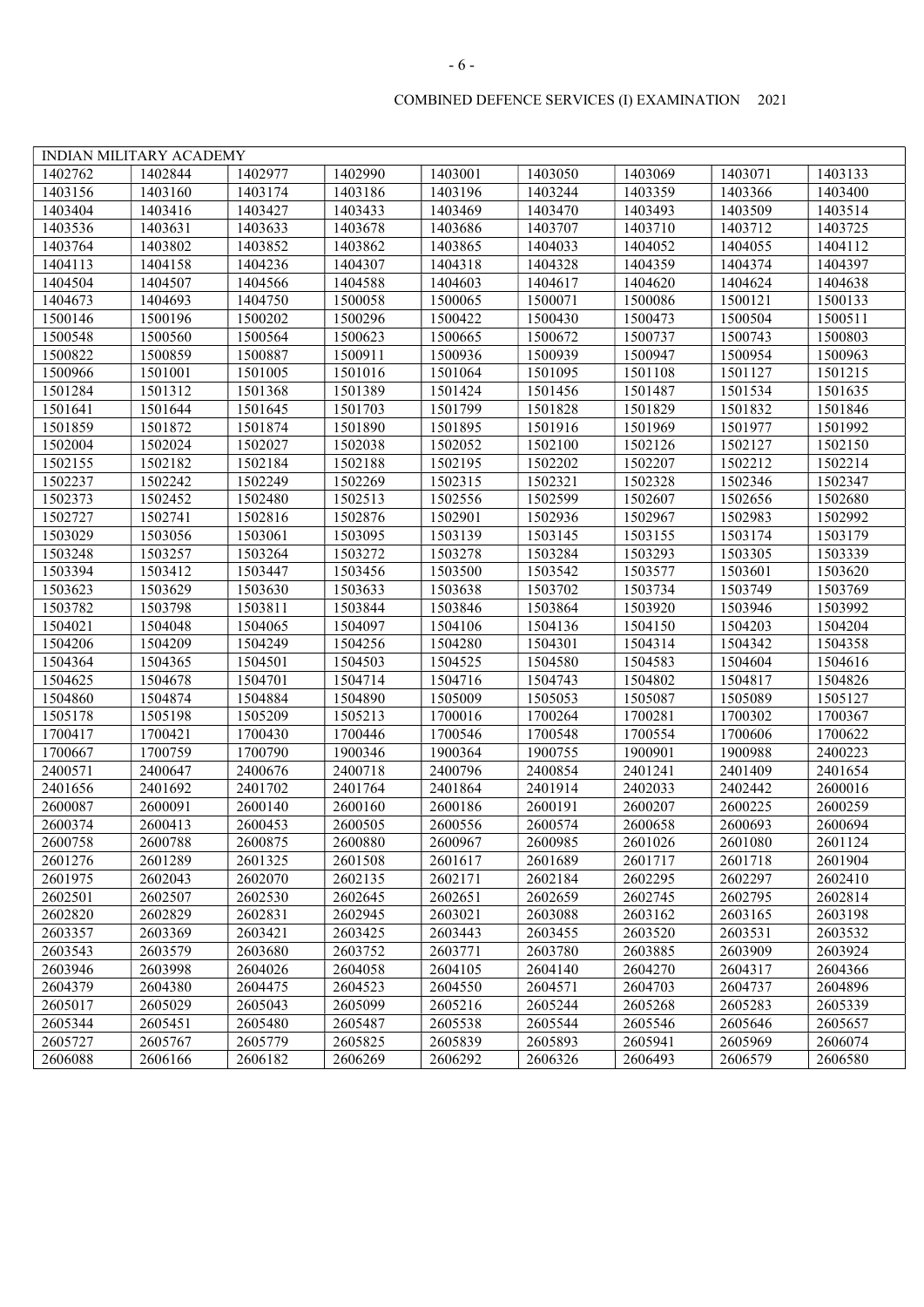COMBINED DEFENCE SERVICES (I) EXAMINATION 2021

| INDIAN MILITARY ACADEMY | | | | | | | | |
|---|---|---|---|---|---|---|---|---|
| 1402762 | 1402844 | 1402977 | 1402990 | 1403001 | 1403050 | 1403069 | 1403071 | 1403133 |
| 1403156 | 1403160 | 1403174 | 1403186 | 1403196 | 1403244 | 1403359 | 1403366 | 1403400 |
| 1403404 | 1403416 | 1403427 | 1403433 | 1403469 | 1403470 | 1403493 | 1403509 | 1403514 |
| 1403536 | 1403631 | 1403633 | 1403678 | 1403686 | 1403707 | 1403710 | 1403712 | 1403725 |
| 1403764 | 1403802 | 1403852 | 1403862 | 1403865 | 1404033 | 1404052 | 1404055 | 1404112 |
| 1404113 | 1404158 | 1404236 | 1404307 | 1404318 | 1404328 | 1404359 | 1404374 | 1404397 |
| 1404504 | 1404507 | 1404566 | 1404588 | 1404603 | 1404617 | 1404620 | 1404624 | 1404638 |
| 1404673 | 1404693 | 1404750 | 1500058 | 1500065 | 1500071 | 1500086 | 1500121 | 1500133 |
| 1500146 | 1500196 | 1500202 | 1500296 | 1500422 | 1500430 | 1500473 | 1500504 | 1500511 |
| 1500548 | 1500560 | 1500564 | 1500623 | 1500665 | 1500672 | 1500737 | 1500743 | 1500803 |
| 1500822 | 1500859 | 1500887 | 1500911 | 1500936 | 1500939 | 1500947 | 1500954 | 1500963 |
| 1500966 | 1501001 | 1501005 | 1501016 | 1501064 | 1501095 | 1501108 | 1501127 | 1501215 |
| 1501284 | 1501312 | 1501368 | 1501389 | 1501424 | 1501456 | 1501487 | 1501534 | 1501635 |
| 1501641 | 1501644 | 1501645 | 1501703 | 1501799 | 1501828 | 1501829 | 1501832 | 1501846 |
| 1501859 | 1501872 | 1501874 | 1501890 | 1501895 | 1501916 | 1501969 | 1501977 | 1501992 |
| 1502004 | 1502024 | 1502027 | 1502038 | 1502052 | 1502100 | 1502126 | 1502127 | 1502150 |
| 1502155 | 1502182 | 1502184 | 1502188 | 1502195 | 1502202 | 1502207 | 1502212 | 1502214 |
| 1502237 | 1502242 | 1502249 | 1502269 | 1502315 | 1502321 | 1502328 | 1502346 | 1502347 |
| 1502373 | 1502452 | 1502480 | 1502513 | 1502556 | 1502599 | 1502607 | 1502656 | 1502680 |
| 1502727 | 1502741 | 1502816 | 1502876 | 1502901 | 1502936 | 1502967 | 1502983 | 1502992 |
| 1503029 | 1503056 | 1503061 | 1503095 | 1503139 | 1503145 | 1503155 | 1503174 | 1503179 |
| 1503248 | 1503257 | 1503264 | 1503272 | 1503278 | 1503284 | 1503293 | 1503305 | 1503339 |
| 1503394 | 1503412 | 1503447 | 1503456 | 1503500 | 1503542 | 1503577 | 1503601 | 1503620 |
| 1503623 | 1503629 | 1503630 | 1503633 | 1503638 | 1503702 | 1503734 | 1503749 | 1503769 |
| 1503782 | 1503798 | 1503811 | 1503844 | 1503846 | 1503864 | 1503920 | 1503946 | 1503992 |
| 1504021 | 1504048 | 1504065 | 1504097 | 1504106 | 1504136 | 1504150 | 1504203 | 1504204 |
| 1504206 | 1504209 | 1504249 | 1504256 | 1504280 | 1504301 | 1504314 | 1504342 | 1504358 |
| 1504364 | 1504365 | 1504501 | 1504503 | 1504525 | 1504580 | 1504583 | 1504604 | 1504616 |
| 1504625 | 1504678 | 1504701 | 1504714 | 1504716 | 1504743 | 1504802 | 1504817 | 1504826 |
| 1504860 | 1504874 | 1504884 | 1504890 | 1505009 | 1505053 | 1505087 | 1505089 | 1505127 |
| 1505178 | 1505198 | 1505209 | 1505213 | 1700016 | 1700264 | 1700281 | 1700302 | 1700367 |
| 1700417 | 1700421 | 1700430 | 1700446 | 1700546 | 1700548 | 1700554 | 1700606 | 1700622 |
| 1700667 | 1700759 | 1700790 | 1900346 | 1900364 | 1900755 | 1900901 | 1900988 | 2400223 |
| 2400571 | 2400647 | 2400676 | 2400718 | 2400796 | 2400854 | 2401241 | 2401409 | 2401654 |
| 2401656 | 2401692 | 2401702 | 2401764 | 2401864 | 2401914 | 2402033 | 2402442 | 2600016 |
| 2600087 | 2600091 | 2600140 | 2600160 | 2600186 | 2600191 | 2600207 | 2600225 | 2600259 |
| 2600374 | 2600413 | 2600453 | 2600505 | 2600556 | 2600574 | 2600658 | 2600693 | 2600694 |
| 2600758 | 2600788 | 2600875 | 2600880 | 2600967 | 2600985 | 2601026 | 2601080 | 2601124 |
| 2601276 | 2601289 | 2601325 | 2601508 | 2601617 | 2601689 | 2601717 | 2601718 | 2601904 |
| 2601975 | 2602043 | 2602070 | 2602135 | 2602171 | 2602184 | 2602295 | 2602297 | 2602410 |
| 2602501 | 2602507 | 2602530 | 2602645 | 2602651 | 2602659 | 2602745 | 2602795 | 2602814 |
| 2602820 | 2602829 | 2602831 | 2602945 | 2603021 | 2603088 | 2603162 | 2603165 | 2603198 |
| 2603357 | 2603369 | 2603421 | 2603425 | 2603443 | 2603455 | 2603520 | 2603531 | 2603532 |
| 2603543 | 2603579 | 2603680 | 2603752 | 2603771 | 2603780 | 2603885 | 2603909 | 2603924 |
| 2603946 | 2603998 | 2604026 | 2604058 | 2604105 | 2604140 | 2604270 | 2604317 | 2604366 |
| 2604379 | 2604380 | 2604475 | 2604523 | 2604550 | 2604571 | 2604703 | 2604737 | 2604896 |
| 2605017 | 2605029 | 2605043 | 2605099 | 2605216 | 2605244 | 2605268 | 2605283 | 2605339 |
| 2605344 | 2605451 | 2605480 | 2605487 | 2605538 | 2605544 | 2605546 | 2605646 | 2605657 |
| 2605727 | 2605767 | 2605779 | 2605825 | 2605839 | 2605893 | 2605941 | 2605969 | 2606074 |
| 2606088 | 2606166 | 2606182 | 2606269 | 2606292 | 2606326 | 2606493 | 2606579 | 2606580 |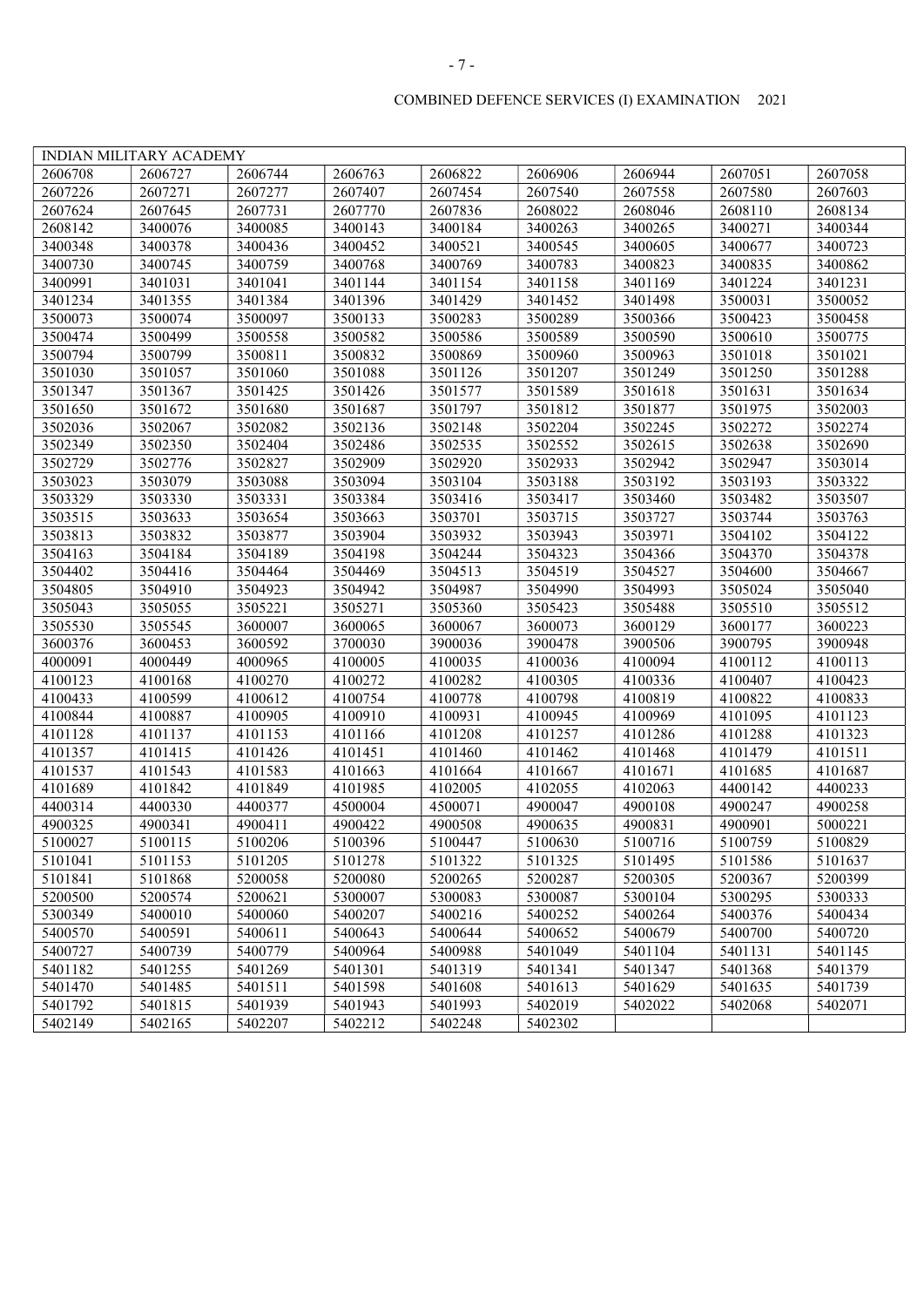COMBINED DEFENCE SERVICES (I) EXAMINATION 2021

| INDIAN MILITARY ACADEMY | | | | | | | | |
|---|---|---|---|---|---|---|---|---|
| 2606708 | 2606727 | 2606744 | 2606763 | 2606822 | 2606906 | 2606944 | 2607051 | 2607058 |
| 2607226 | 2607271 | 2607277 | 2607407 | 2607454 | 2607540 | 2607558 | 2607580 | 2607603 |
| 2607624 | 2607645 | 2607731 | 2607770 | 2607836 | 2608022 | 2608046 | 2608110 | 2608134 |
| 2608142 | 3400076 | 3400085 | 3400143 | 3400184 | 3400263 | 3400265 | 3400271 | 3400344 |
| 3400348 | 3400378 | 3400436 | 3400452 | 3400521 | 3400545 | 3400605 | 3400677 | 3400723 |
| 3400730 | 3400745 | 3400759 | 3400768 | 3400769 | 3400783 | 3400823 | 3400835 | 3400862 |
| 3400991 | 3401031 | 3401041 | 3401144 | 3401154 | 3401158 | 3401169 | 3401224 | 3401231 |
| 3401234 | 3401355 | 3401384 | 3401396 | 3401429 | 3401452 | 3401498 | 3500031 | 3500052 |
| 3500073 | 3500074 | 3500097 | 3500133 | 3500283 | 3500289 | 3500366 | 3500423 | 3500458 |
| 3500474 | 3500499 | 3500558 | 3500582 | 3500586 | 3500589 | 3500590 | 3500610 | 3500775 |
| 3500794 | 3500799 | 3500811 | 3500832 | 3500869 | 3500960 | 3500963 | 3501018 | 3501021 |
| 3501030 | 3501057 | 3501060 | 3501088 | 3501126 | 3501207 | 3501249 | 3501250 | 3501288 |
| 3501347 | 3501367 | 3501425 | 3501426 | 3501577 | 3501589 | 3501618 | 3501631 | 3501634 |
| 3501650 | 3501672 | 3501680 | 3501687 | 3501797 | 3501812 | 3501877 | 3501975 | 3502003 |
| 3502036 | 3502067 | 3502082 | 3502136 | 3502148 | 3502204 | 3502245 | 3502272 | 3502274 |
| 3502349 | 3502350 | 3502404 | 3502486 | 3502535 | 3502552 | 3502615 | 3502638 | 3502690 |
| 3502729 | 3502776 | 3502827 | 3502909 | 3502920 | 3502933 | 3502942 | 3502947 | 3503014 |
| 3503023 | 3503079 | 3503088 | 3503094 | 3503104 | 3503188 | 3503192 | 3503193 | 3503322 |
| 3503329 | 3503330 | 3503331 | 3503384 | 3503416 | 3503417 | 3503460 | 3503482 | 3503507 |
| 3503515 | 3503633 | 3503654 | 3503663 | 3503701 | 3503715 | 3503727 | 3503744 | 3503763 |
| 3503813 | 3503832 | 3503877 | 3503904 | 3503932 | 3503943 | 3503971 | 3504102 | 3504122 |
| 3504163 | 3504184 | 3504189 | 3504198 | 3504244 | 3504323 | 3504366 | 3504370 | 3504378 |
| 3504402 | 3504416 | 3504464 | 3504469 | 3504513 | 3504519 | 3504527 | 3504600 | 3504667 |
| 3504805 | 3504910 | 3504923 | 3504942 | 3504987 | 3504990 | 3504993 | 3505024 | 3505040 |
| 3505043 | 3505055 | 3505221 | 3505271 | 3505360 | 3505423 | 3505488 | 3505510 | 3505512 |
| 3505530 | 3505545 | 3600007 | 3600065 | 3600067 | 3600073 | 3600129 | 3600177 | 3600223 |
| 3600376 | 3600453 | 3600592 | 3700030 | 3900036 | 3900478 | 3900506 | 3900795 | 3900948 |
| 4000091 | 4000449 | 4000965 | 4100005 | 4100035 | 4100036 | 4100094 | 4100112 | 4100113 |
| 4100123 | 4100168 | 4100270 | 4100272 | 4100282 | 4100305 | 4100336 | 4100407 | 4100423 |
| 4100433 | 4100599 | 4100612 | 4100754 | 4100778 | 4100798 | 4100819 | 4100822 | 4100833 |
| 4100844 | 4100887 | 4100905 | 4100910 | 4100931 | 4100945 | 4100969 | 4101095 | 4101123 |
| 4101128 | 4101137 | 4101153 | 4101166 | 4101208 | 4101257 | 4101286 | 4101288 | 4101323 |
| 4101357 | 4101415 | 4101426 | 4101451 | 4101460 | 4101462 | 4101468 | 4101479 | 4101511 |
| 4101537 | 4101543 | 4101583 | 4101663 | 4101664 | 4101667 | 4101671 | 4101685 | 4101687 |
| 4101689 | 4101842 | 4101849 | 4101985 | 4102005 | 4102055 | 4102063 | 4400142 | 4400233 |
| 4400314 | 4400330 | 4400377 | 4500004 | 4500071 | 4900047 | 4900108 | 4900247 | 4900258 |
| 4900325 | 4900341 | 4900411 | 4900422 | 4900508 | 4900635 | 4900831 | 4900901 | 5000221 |
| 5100027 | 5100115 | 5100206 | 5100396 | 5100447 | 5100630 | 5100716 | 5100759 | 5100829 |
| 5101041 | 5101153 | 5101205 | 5101278 | 5101322 | 5101325 | 5101495 | 5101586 | 5101637 |
| 5101841 | 5101868 | 5200058 | 5200080 | 5200265 | 5200287 | 5200305 | 5200367 | 5200399 |
| 5200500 | 5200574 | 5200621 | 5300007 | 5300083 | 5300087 | 5300104 | 5300295 | 5300333 |
| 5300349 | 5400010 | 5400060 | 5400207 | 5400216 | 5400252 | 5400264 | 5400376 | 5400434 |
| 5400570 | 5400591 | 5400611 | 5400643 | 5400644 | 5400652 | 5400679 | 5400700 | 5400720 |
| 5400727 | 5400739 | 5400779 | 5400964 | 5400988 | 5401049 | 5401104 | 5401131 | 5401145 |
| 5401182 | 5401255 | 5401269 | 5401301 | 5401319 | 5401341 | 5401347 | 5401368 | 5401379 |
| 5401470 | 5401485 | 5401511 | 5401598 | 5401608 | 5401613 | 5401629 | 5401635 | 5401739 |
| 5401792 | 5401815 | 5401939 | 5401943 | 5401993 | 5402019 | 5402022 | 5402068 | 5402071 |
| 5402149 | 5402165 | 5402207 | 5402212 | 5402248 | 5402302 | | | |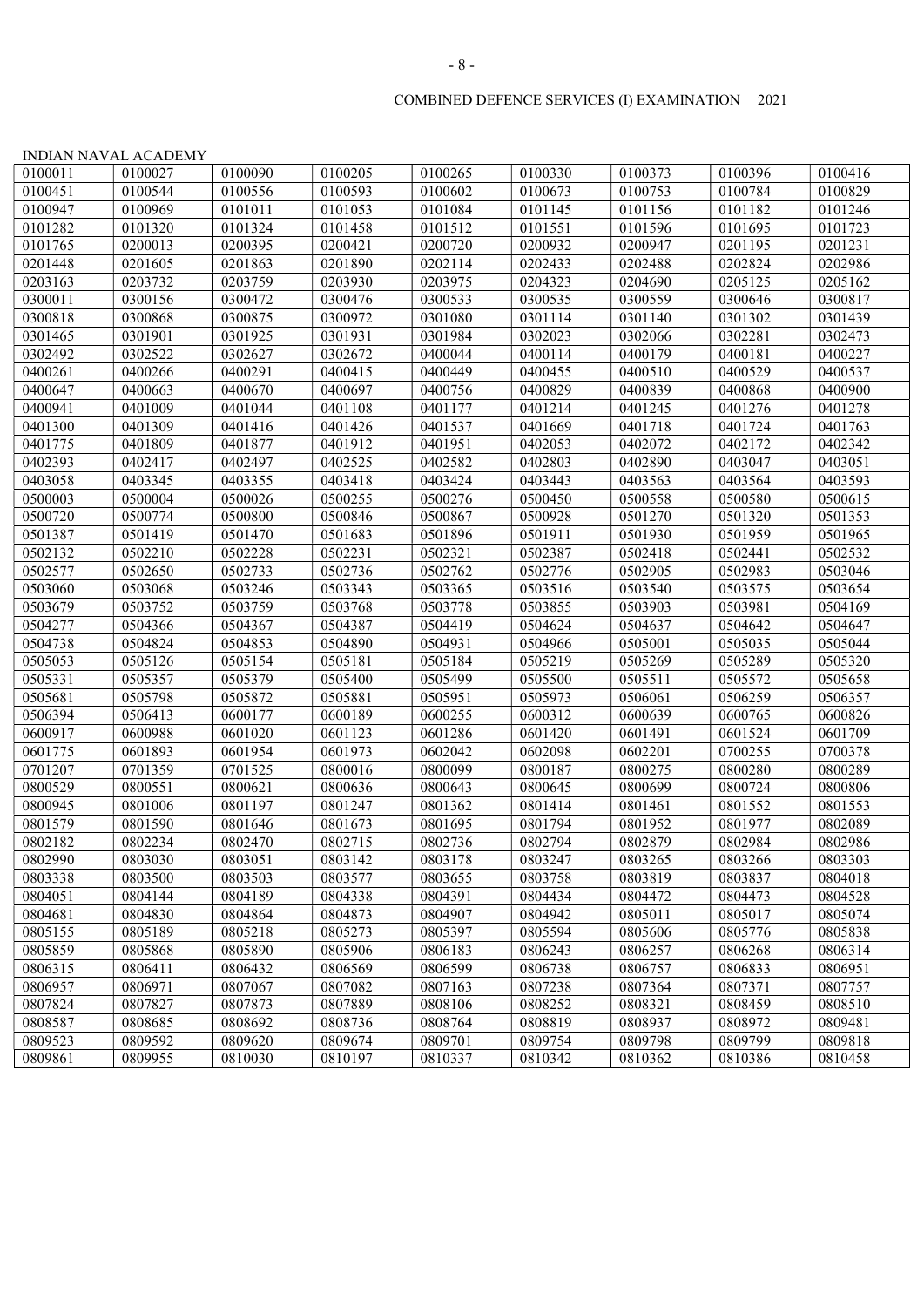COMBINED DEFENCE SERVICES (I) EXAMINATION 2021

INDIAN NAVAL ACADEMY

| | | | | | | | | |
|---|---|---|---|---|---|---|---|---|
| 0100011 | 0100027 | 0100090 | 0100205 | 0100265 | 0100330 | 0100373 | 0100396 | 0100416 |
| 0100451 | 0100544 | 0100556 | 0100593 | 0100602 | 0100673 | 0100753 | 0100784 | 0100829 |
| 0100947 | 0100969 | 0101011 | 0101053 | 0101084 | 0101145 | 0101156 | 0101182 | 0101246 |
| 0101282 | 0101320 | 0101324 | 0101458 | 0101512 | 0101551 | 0101596 | 0101695 | 0101723 |
| 0101765 | 0200013 | 0200395 | 0200421 | 0200720 | 0200932 | 0200947 | 0201195 | 0201231 |
| 0201448 | 0201605 | 0201863 | 0201890 | 0202114 | 0202433 | 0202488 | 0202824 | 0202986 |
| 0203163 | 0203732 | 0203759 | 0203930 | 0203975 | 0204323 | 0204690 | 0205125 | 0205162 |
| 0300011 | 0300156 | 0300472 | 0300476 | 0300533 | 0300535 | 0300559 | 0300646 | 0300817 |
| 0300818 | 0300868 | 0300875 | 0300972 | 0301080 | 0301114 | 0301140 | 0301302 | 0301439 |
| 0301465 | 0301901 | 0301925 | 0301931 | 0301984 | 0302023 | 0302066 | 0302281 | 0302473 |
| 0302492 | 0302522 | 0302627 | 0302672 | 0400044 | 0400114 | 0400179 | 0400181 | 0400227 |
| 0400261 | 0400266 | 0400291 | 0400415 | 0400449 | 0400455 | 0400510 | 0400529 | 0400537 |
| 0400647 | 0400663 | 0400670 | 0400697 | 0400756 | 0400829 | 0400839 | 0400868 | 0400900 |
| 0400941 | 0401009 | 0401044 | 0401108 | 0401177 | 0401214 | 0401245 | 0401276 | 0401278 |
| 0401300 | 0401309 | 0401416 | 0401426 | 0401537 | 0401669 | 0401718 | 0401724 | 0401763 |
| 0401775 | 0401809 | 0401877 | 0401912 | 0401951 | 0402053 | 0402072 | 0402172 | 0402342 |
| 0402393 | 0402417 | 0402497 | 0402525 | 0402582 | 0402803 | 0402890 | 0403047 | 0403051 |
| 0403058 | 0403345 | 0403355 | 0403418 | 0403424 | 0403443 | 0403563 | 0403564 | 0403593 |
| 0500003 | 0500004 | 0500026 | 0500255 | 0500276 | 0500450 | 0500558 | 0500580 | 0500615 |
| 0500720 | 0500774 | 0500800 | 0500846 | 0500867 | 0500928 | 0501270 | 0501320 | 0501353 |
| 0501387 | 0501419 | 0501470 | 0501683 | 0501896 | 0501911 | 0501930 | 0501959 | 0501965 |
| 0502132 | 0502210 | 0502228 | 0502231 | 0502321 | 0502387 | 0502418 | 0502441 | 0502532 |
| 0502577 | 0502650 | 0502733 | 0502736 | 0502762 | 0502776 | 0502905 | 0502983 | 0503046 |
| 0503060 | 0503068 | 0503246 | 0503343 | 0503365 | 0503516 | 0503540 | 0503575 | 0503654 |
| 0503679 | 0503752 | 0503759 | 0503768 | 0503778 | 0503855 | 0503903 | 0503981 | 0504169 |
| 0504277 | 0504366 | 0504367 | 0504387 | 0504419 | 0504624 | 0504637 | 0504642 | 0504647 |
| 0504738 | 0504824 | 0504853 | 0504890 | 0504931 | 0504966 | 0505001 | 0505035 | 0505044 |
| 0505053 | 0505126 | 0505154 | 0505181 | 0505184 | 0505219 | 0505269 | 0505289 | 0505320 |
| 0505331 | 0505357 | 0505379 | 0505400 | 0505499 | 0505500 | 0505511 | 0505572 | 0505658 |
| 0505681 | 0505798 | 0505872 | 0505881 | 0505951 | 0505973 | 0506061 | 0506259 | 0506357 |
| 0506394 | 0506413 | 0600177 | 0600189 | 0600255 | 0600312 | 0600639 | 0600765 | 0600826 |
| 0600917 | 0600988 | 0601020 | 0601123 | 0601286 | 0601420 | 0601491 | 0601524 | 0601709 |
| 0601775 | 0601893 | 0601954 | 0601973 | 0602042 | 0602098 | 0602201 | 0700255 | 0700378 |
| 0701207 | 0701359 | 0701525 | 0800016 | 0800099 | 0800187 | 0800275 | 0800280 | 0800289 |
| 0800529 | 0800551 | 0800621 | 0800636 | 0800643 | 0800645 | 0800699 | 0800724 | 0800806 |
| 0800945 | 0801006 | 0801197 | 0801247 | 0801362 | 0801414 | 0801461 | 0801552 | 0801553 |
| 0801579 | 0801590 | 0801646 | 0801673 | 0801695 | 0801794 | 0801952 | 0801977 | 0802089 |
| 0802182 | 0802234 | 0802470 | 0802715 | 0802736 | 0802794 | 0802879 | 0802984 | 0802986 |
| 0802990 | 0803030 | 0803051 | 0803142 | 0803178 | 0803247 | 0803265 | 0803266 | 0803303 |
| 0803338 | 0803500 | 0803503 | 0803577 | 0803655 | 0803758 | 0803819 | 0803837 | 0804018 |
| 0804051 | 0804144 | 0804189 | 0804338 | 0804391 | 0804434 | 0804472 | 0804473 | 0804528 |
| 0804681 | 0804830 | 0804864 | 0804873 | 0804907 | 0804942 | 0805011 | 0805017 | 0805074 |
| 0805155 | 0805189 | 0805218 | 0805273 | 0805397 | 0805594 | 0805606 | 0805776 | 0805838 |
| 0805859 | 0805868 | 0805890 | 0805906 | 0806183 | 0806243 | 0806257 | 0806268 | 0806314 |
| 0806315 | 0806411 | 0806432 | 0806569 | 0806599 | 0806738 | 0806757 | 0806833 | 0806951 |
| 0806957 | 0806971 | 0807067 | 0807082 | 0807163 | 0807238 | 0807364 | 0807371 | 0807757 |
| 0807824 | 0807827 | 0807873 | 0807889 | 0808106 | 0808252 | 0808321 | 0808459 | 0808510 |
| 0808587 | 0808685 | 0808692 | 0808736 | 0808764 | 0808819 | 0808937 | 0808972 | 0809481 |
| 0809523 | 0809592 | 0809620 | 0809674 | 0809701 | 0809754 | 0809798 | 0809799 | 0809818 |
| 0809861 | 0809955 | 0810030 | 0810197 | 0810337 | 0810342 | 0810362 | 0810386 | 0810458 |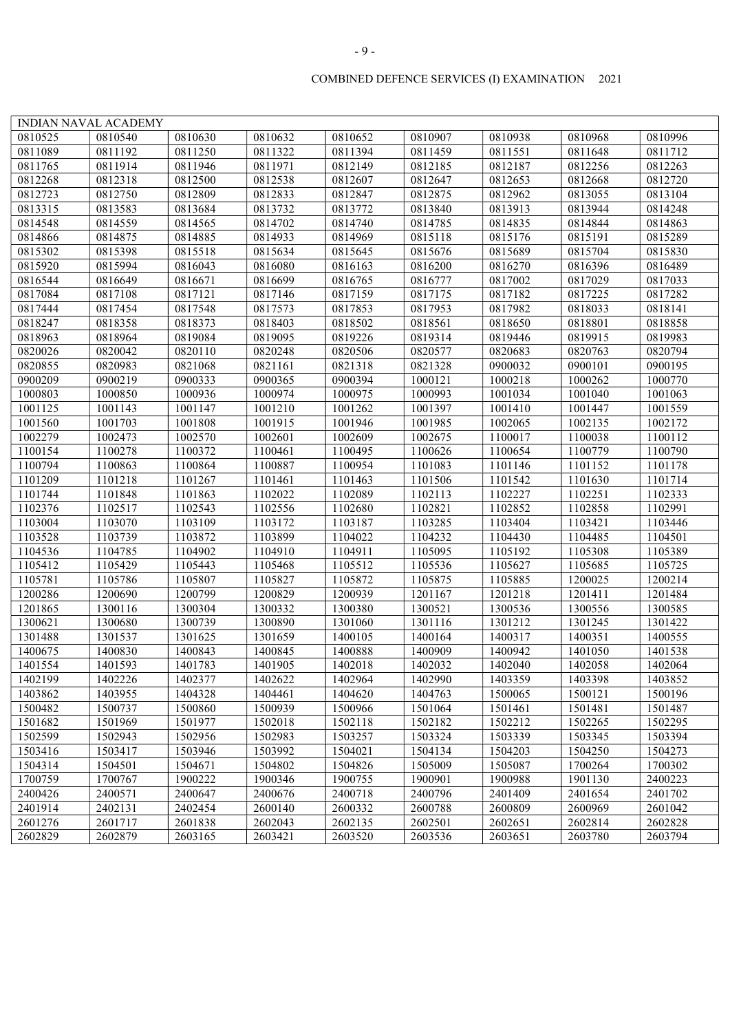COMBINED DEFENCE SERVICES (I) EXAMINATION 2021

| INDIAN NAVAL ACADEMY | | | | | | | | |
|---|---|---|---|---|---|---|---|---|
| 0810525 | 0810540 | 0810630 | 0810632 | 0810652 | 0810907 | 0810938 | 0810968 | 0810996 |
| 0811089 | 0811192 | 0811250 | 0811322 | 0811394 | 0811459 | 0811551 | 0811648 | 0811712 |
| 0811765 | 0811914 | 0811946 | 0811971 | 0812149 | 0812185 | 0812187 | 0812256 | 0812263 |
| 0812268 | 0812318 | 0812500 | 0812538 | 0812607 | 0812647 | 0812653 | 0812668 | 0812720 |
| 0812723 | 0812750 | 0812809 | 0812833 | 0812847 | 0812875 | 0812962 | 0813055 | 0813104 |
| 0813315 | 0813583 | 0813684 | 0813732 | 0813772 | 0813840 | 0813913 | 0813944 | 0814248 |
| 0814548 | 0814559 | 0814565 | 0814702 | 0814740 | 0814785 | 0814835 | 0814844 | 0814863 |
| 0814866 | 0814875 | 0814885 | 0814933 | 0814969 | 0815118 | 0815176 | 0815191 | 0815289 |
| 0815302 | 0815398 | 0815518 | 0815634 | 0815645 | 0815676 | 0815689 | 0815704 | 0815830 |
| 0815920 | 0815994 | 0816043 | 0816080 | 0816163 | 0816200 | 0816270 | 0816396 | 0816489 |
| 0816544 | 0816649 | 0816671 | 0816699 | 0816765 | 0816777 | 0817002 | 0817029 | 0817033 |
| 0817084 | 0817108 | 0817121 | 0817146 | 0817159 | 0817175 | 0817182 | 0817225 | 0817282 |
| 0817444 | 0817454 | 0817548 | 0817573 | 0817853 | 0817953 | 0817982 | 0818033 | 0818141 |
| 0818247 | 0818358 | 0818373 | 0818403 | 0818502 | 0818561 | 0818650 | 0818801 | 0818858 |
| 0818963 | 0818964 | 0819084 | 0819095 | 0819226 | 0819314 | 0819446 | 0819915 | 0819983 |
| 0820026 | 0820042 | 0820110 | 0820248 | 0820506 | 0820577 | 0820683 | 0820763 | 0820794 |
| 0820855 | 0820983 | 0821068 | 0821161 | 0821318 | 0821328 | 0900032 | 0900101 | 0900195 |
| 0900209 | 0900219 | 0900333 | 0900365 | 0900394 | 1000121 | 1000218 | 1000262 | 1000770 |
| 1000803 | 1000850 | 1000936 | 1000974 | 1000975 | 1000993 | 1001034 | 1001040 | 1001063 |
| 1001125 | 1001143 | 1001147 | 1001210 | 1001262 | 1001397 | 1001410 | 1001447 | 1001559 |
| 1001560 | 1001703 | 1001808 | 1001915 | 1001946 | 1001985 | 1002065 | 1002135 | 1002172 |
| 1002279 | 1002473 | 1002570 | 1002601 | 1002609 | 1002675 | 1100017 | 1100038 | 1100112 |
| 1100154 | 1100278 | 1100372 | 1100461 | 1100495 | 1100626 | 1100654 | 1100779 | 1100790 |
| 1100794 | 1100863 | 1100864 | 1100887 | 1100954 | 1101083 | 1101146 | 1101152 | 1101178 |
| 1101209 | 1101218 | 1101267 | 1101461 | 1101463 | 1101506 | 1101542 | 1101630 | 1101714 |
| 1101744 | 1101848 | 1101863 | 1102022 | 1102089 | 1102113 | 1102227 | 1102251 | 1102333 |
| 1102376 | 1102517 | 1102543 | 1102556 | 1102680 | 1102821 | 1102852 | 1102858 | 1102991 |
| 1103004 | 1103070 | 1103109 | 1103172 | 1103187 | 1103285 | 1103404 | 1103421 | 1103446 |
| 1103528 | 1103739 | 1103872 | 1103899 | 1104022 | 1104232 | 1104430 | 1104485 | 1104501 |
| 1104536 | 1104785 | 1104902 | 1104910 | 1104911 | 1105095 | 1105192 | 1105308 | 1105389 |
| 1105412 | 1105429 | 1105443 | 1105468 | 1105512 | 1105536 | 1105627 | 1105685 | 1105725 |
| 1105781 | 1105786 | 1105807 | 1105827 | 1105872 | 1105875 | 1105885 | 1200025 | 1200214 |
| 1200286 | 1200690 | 1200799 | 1200829 | 1200939 | 1201167 | 1201218 | 1201411 | 1201484 |
| 1201865 | 1300116 | 1300304 | 1300332 | 1300380 | 1300521 | 1300536 | 1300556 | 1300585 |
| 1300621 | 1300680 | 1300739 | 1300890 | 1301060 | 1301116 | 1301212 | 1301245 | 1301422 |
| 1301488 | 1301537 | 1301625 | 1301659 | 1400105 | 1400164 | 1400317 | 1400351 | 1400555 |
| 1400675 | 1400830 | 1400843 | 1400845 | 1400888 | 1400909 | 1400942 | 1401050 | 1401538 |
| 1401554 | 1401593 | 1401783 | 1401905 | 1402018 | 1402032 | 1402040 | 1402058 | 1402064 |
| 1402199 | 1402226 | 1402377 | 1402622 | 1402964 | 1402990 | 1403359 | 1403398 | 1403852 |
| 1403862 | 1403955 | 1404328 | 1404461 | 1404620 | 1404763 | 1500065 | 1500121 | 1500196 |
| 1500482 | 1500737 | 1500860 | 1500939 | 1500966 | 1501064 | 1501461 | 1501481 | 1501487 |
| 1501682 | 1501969 | 1501977 | 1502018 | 1502118 | 1502182 | 1502212 | 1502265 | 1502295 |
| 1502599 | 1502943 | 1502956 | 1502983 | 1503257 | 1503324 | 1503339 | 1503345 | 1503394 |
| 1503416 | 1503417 | 1503946 | 1503992 | 1504021 | 1504134 | 1504203 | 1504250 | 1504273 |
| 1504314 | 1504501 | 1504671 | 1504802 | 1504826 | 1505009 | 1505087 | 1700264 | 1700302 |
| 1700759 | 1700767 | 1900222 | 1900346 | 1900755 | 1900901 | 1900988 | 1901130 | 2400223 |
| 2400426 | 2400571 | 2400647 | 2400676 | 2400718 | 2400796 | 2401409 | 2401654 | 2401702 |
| 2401914 | 2402131 | 2402454 | 2600140 | 2600332 | 2600788 | 2600809 | 2600969 | 2601042 |
| 2601276 | 2601717 | 2601838 | 2602043 | 2602135 | 2602501 | 2602651 | 2602814 | 2602828 |
| 2602829 | 2602879 | 2603165 | 2603421 | 2603520 | 2603536 | 2603651 | 2603780 | 2603794 |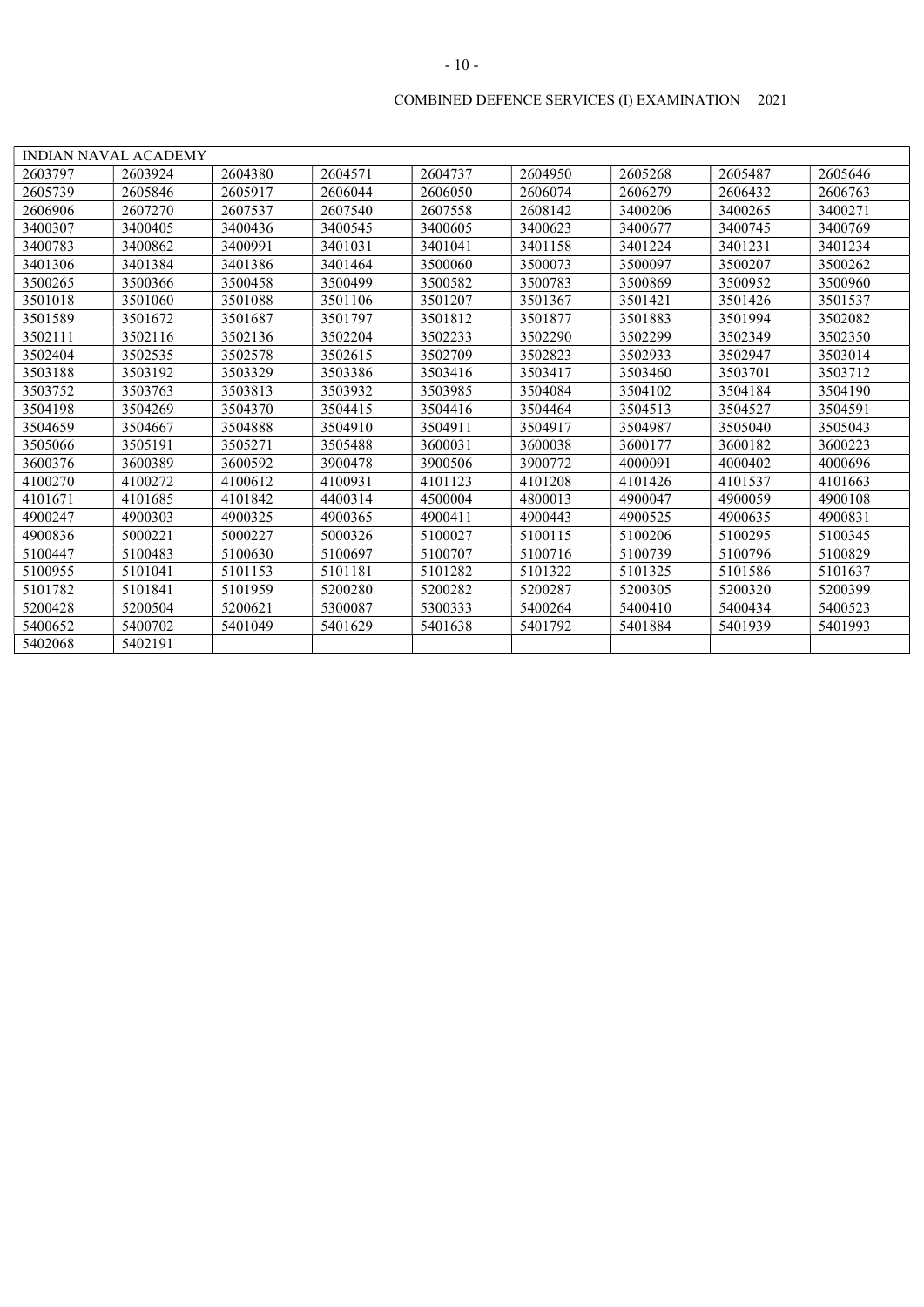COMBINED DEFENCE SERVICES (I) EXAMINATION 2021

| INDIAN NAVAL ACADEMY | | | | | | | | |
|---|---|---|---|---|---|---|---|---|
| 2603797 | 2603924 | 2604380 | 2604571 | 2604737 | 2604950 | 2605268 | 2605487 | 2605646 |
| 2605739 | 2605846 | 2605917 | 2606044 | 2606050 | 2606074 | 2606279 | 2606432 | 2606763 |
| 2606906 | 2607270 | 2607537 | 2607540 | 2607558 | 2608142 | 3400206 | 3400265 | 3400271 |
| 3400307 | 3400405 | 3400436 | 3400545 | 3400605 | 3400623 | 3400677 | 3400745 | 3400769 |
| 3400783 | 3400862 | 3400991 | 3401031 | 3401041 | 3401158 | 3401224 | 3401231 | 3401234 |
| 3401306 | 3401384 | 3401386 | 3401464 | 3500060 | 3500073 | 3500097 | 3500207 | 3500262 |
| 3500265 | 3500366 | 3500458 | 3500499 | 3500582 | 3500783 | 3500869 | 3500952 | 3500960 |
| 3501018 | 3501060 | 3501088 | 3501106 | 3501207 | 3501367 | 3501421 | 3501426 | 3501537 |
| 3501589 | 3501672 | 3501687 | 3501797 | 3501812 | 3501877 | 3501883 | 3501994 | 3502082 |
| 3502111 | 3502116 | 3502136 | 3502204 | 3502233 | 3502290 | 3502299 | 3502349 | 3502350 |
| 3502404 | 3502535 | 3502578 | 3502615 | 3502709 | 3502823 | 3502933 | 3502947 | 3503014 |
| 3503188 | 3503192 | 3503329 | 3503386 | 3503416 | 3503417 | 3503460 | 3503701 | 3503712 |
| 3503752 | 3503763 | 3503813 | 3503932 | 3503985 | 3504084 | 3504102 | 3504184 | 3504190 |
| 3504198 | 3504269 | 3504370 | 3504415 | 3504416 | 3504464 | 3504513 | 3504527 | 3504591 |
| 3504659 | 3504667 | 3504888 | 3504910 | 3504911 | 3504917 | 3504987 | 3505040 | 3505043 |
| 3505066 | 3505191 | 3505271 | 3505488 | 3600031 | 3600038 | 3600177 | 3600182 | 3600223 |
| 3600376 | 3600389 | 3600592 | 3900478 | 3900506 | 3900772 | 4000091 | 4000402 | 4000696 |
| 4100270 | 4100272 | 4100612 | 4100931 | 4101123 | 4101208 | 4101426 | 4101537 | 4101663 |
| 4101671 | 4101685 | 4101842 | 4400314 | 4500004 | 4800013 | 4900047 | 4900059 | 4900108 |
| 4900247 | 4900303 | 4900325 | 4900365 | 4900411 | 4900443 | 4900525 | 4900635 | 4900831 |
| 4900836 | 5000221 | 5000227 | 5000326 | 5100027 | 5100115 | 5100206 | 5100295 | 5100345 |
| 5100447 | 5100483 | 5100630 | 5100697 | 5100707 | 5100716 | 5100739 | 5100796 | 5100829 |
| 5100955 | 5101041 | 5101153 | 5101181 | 5101282 | 5101322 | 5101325 | 5101586 | 5101637 |
| 5101782 | 5101841 | 5101959 | 5200280 | 5200282 | 5200287 | 5200305 | 5200320 | 5200399 |
| 5200428 | 5200504 | 5200621 | 5300087 | 5300333 | 5400264 | 5400410 | 5400434 | 5400523 |
| 5400652 | 5400702 | 5401049 | 5401629 | 5401638 | 5401792 | 5401884 | 5401939 | 5401993 |
| 5402068 | 5402191 | | | | | | | |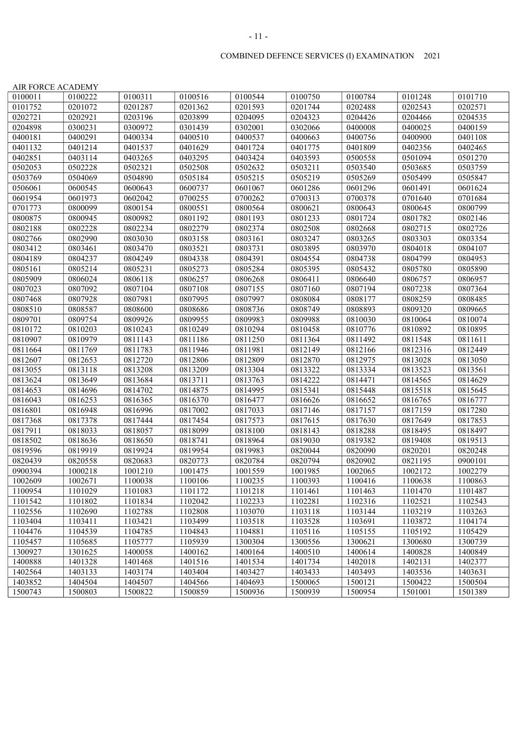COMBINED DEFENCE SERVICES (I) EXAMINATION 2021

AIR FORCE ACADEMY

| | | | | | | | | |
|---|---|---|---|---|---|---|---|---|
| 0100011 | 0100222 | 0100311 | 0100516 | 0100544 | 0100750 | 0100784 | 0101248 | 0101710 |
| 0101752 | 0201072 | 0201287 | 0201362 | 0201593 | 0201744 | 0202488 | 0202543 | 0202571 |
| 0202721 | 0202921 | 0203196 | 0203899 | 0204095 | 0204323 | 0204426 | 0204466 | 0204535 |
| 0204898 | 0300231 | 0300972 | 0301439 | 0302001 | 0302066 | 0400008 | 0400025 | 0400159 |
| 0400181 | 0400291 | 0400334 | 0400510 | 0400537 | 0400663 | 0400756 | 0400900 | 0401108 |
| 0401132 | 0401214 | 0401537 | 0401629 | 0401724 | 0401775 | 0401809 | 0402356 | 0402465 |
| 0402851 | 0403114 | 0403265 | 0403295 | 0403424 | 0403593 | 0500558 | 0501094 | 0501270 |
| 0502053 | 0502228 | 0502321 | 0502508 | 0502632 | 0503211 | 0503540 | 0503685 | 0503759 |
| 0503769 | 0504069 | 0504890 | 0505184 | 0505215 | 0505219 | 0505269 | 0505499 | 0505847 |
| 0506061 | 0600545 | 0600643 | 0600737 | 0601067 | 0601286 | 0601296 | 0601491 | 0601624 |
| 0601954 | 0601973 | 0602042 | 0700255 | 0700262 | 0700313 | 0700378 | 0701640 | 0701684 |
| 0701773 | 0800099 | 0800154 | 0800551 | 0800564 | 0800621 | 0800643 | 0800645 | 0800799 |
| 0800875 | 0800945 | 0800982 | 0801192 | 0801193 | 0801233 | 0801724 | 0801782 | 0802146 |
| 0802188 | 0802228 | 0802234 | 0802279 | 0802374 | 0802508 | 0802668 | 0802715 | 0802726 |
| 0802766 | 0802990 | 0803030 | 0803158 | 0803161 | 0803247 | 0803265 | 0803303 | 0803354 |
| 0803412 | 0803461 | 0803470 | 0803521 | 0803731 | 0803895 | 0803970 | 0804018 | 0804107 |
| 0804189 | 0804237 | 0804249 | 0804338 | 0804391 | 0804554 | 0804738 | 0804799 | 0804953 |
| 0805161 | 0805214 | 0805231 | 0805273 | 0805284 | 0805395 | 0805432 | 0805780 | 0805890 |
| 0805909 | 0806024 | 0806118 | 0806257 | 0806268 | 0806411 | 0806640 | 0806757 | 0806957 |
| 0807023 | 0807092 | 0807104 | 0807108 | 0807155 | 0807160 | 0807194 | 0807238 | 0807364 |
| 0807468 | 0807928 | 0807981 | 0807995 | 0807997 | 0808084 | 0808177 | 0808259 | 0808485 |
| 0808510 | 0808587 | 0808600 | 0808686 | 0808736 | 0808749 | 0808893 | 0809320 | 0809665 |
| 0809701 | 0809754 | 0809926 | 0809955 | 0809983 | 0809988 | 0810030 | 0810064 | 0810074 |
| 0810172 | 0810203 | 0810243 | 0810249 | 0810294 | 0810458 | 0810776 | 0810892 | 0810895 |
| 0810907 | 0810979 | 0811143 | 0811186 | 0811250 | 0811364 | 0811492 | 0811548 | 0811611 |
| 0811664 | 0811769 | 0811783 | 0811946 | 0811981 | 0812149 | 0812166 | 0812316 | 0812449 |
| 0812607 | 0812653 | 0812720 | 0812806 | 0812809 | 0812870 | 0812975 | 0813028 | 0813050 |
| 0813055 | 0813118 | 0813208 | 0813209 | 0813304 | 0813322 | 0813334 | 0813523 | 0813561 |
| 0813624 | 0813649 | 0813684 | 0813711 | 0813763 | 0814222 | 0814471 | 0814565 | 0814629 |
| 0814653 | 0814696 | 0814702 | 0814875 | 0814995 | 0815341 | 0815448 | 0815518 | 0815645 |
| 0816043 | 0816253 | 0816365 | 0816370 | 0816477 | 0816626 | 0816652 | 0816765 | 0816777 |
| 0816801 | 0816948 | 0816996 | 0817002 | 0817033 | 0817146 | 0817157 | 0817159 | 0817280 |
| 0817368 | 0817378 | 0817444 | 0817454 | 0817573 | 0817615 | 0817630 | 0817649 | 0817853 |
| 0817911 | 0818033 | 0818057 | 0818099 | 0818100 | 0818143 | 0818288 | 0818495 | 0818497 |
| 0818502 | 0818636 | 0818650 | 0818741 | 0818964 | 0819030 | 0819382 | 0819408 | 0819513 |
| 0819596 | 0819919 | 0819924 | 0819954 | 0819983 | 0820044 | 0820090 | 0820201 | 0820248 |
| 0820439 | 0820558 | 0820683 | 0820773 | 0820784 | 0820794 | 0820902 | 0821195 | 0900101 |
| 0900394 | 1000218 | 1001210 | 1001475 | 1001559 | 1001985 | 1002065 | 1002172 | 1002279 |
| 1002609 | 1002671 | 1100038 | 1100106 | 1100235 | 1100393 | 1100416 | 1100638 | 1100863 |
| 1100954 | 1101029 | 1101083 | 1101172 | 1101218 | 1101461 | 1101463 | 1101470 | 1101487 |
| 1101542 | 1101802 | 1101834 | 1102042 | 1102233 | 1102281 | 1102316 | 1102521 | 1102543 |
| 1102556 | 1102690 | 1102788 | 1102808 | 1103070 | 1103118 | 1103144 | 1103219 | 1103263 |
| 1103404 | 1103411 | 1103421 | 1103499 | 1103518 | 1103528 | 1103691 | 1103872 | 1104174 |
| 1104476 | 1104539 | 1104785 | 1104843 | 1104881 | 1105116 | 1105155 | 1105192 | 1105429 |
| 1105457 | 1105685 | 1105777 | 1105939 | 1300304 | 1300556 | 1300621 | 1300680 | 1300739 |
| 1300927 | 1301625 | 1400058 | 1400162 | 1400164 | 1400510 | 1400614 | 1400828 | 1400849 |
| 1400888 | 1401328 | 1401468 | 1401516 | 1401534 | 1401734 | 1402018 | 1402131 | 1402377 |
| 1402564 | 1403133 | 1403174 | 1403404 | 1403427 | 1403433 | 1403493 | 1403536 | 1403631 |
| 1403852 | 1404504 | 1404507 | 1404566 | 1404693 | 1500065 | 1500121 | 1500422 | 1500504 |
| 1500743 | 1500803 | 1500822 | 1500859 | 1500936 | 1500939 | 1500954 | 1501001 | 1501389 |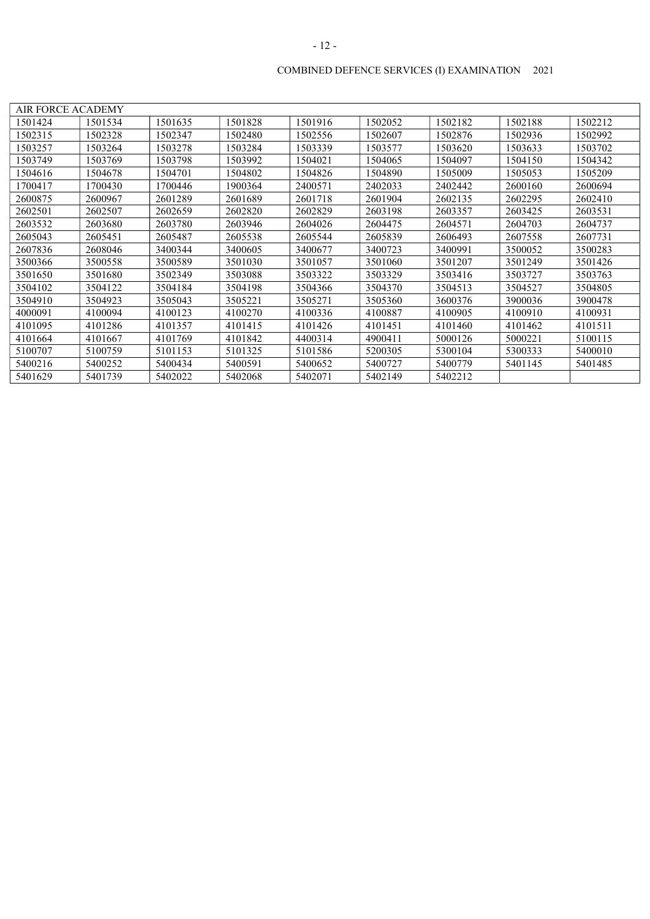COMBINED DEFENCE SERVICES (I) EXAMINATION 2021

| AIR FORCE ACADEMY | | | | | | | | |
|---|---|---|---|---|---|---|---|---|
| 1501424 | 1501534 | 1501635 | 1501828 | 1501916 | 1502052 | 1502182 | 1502188 | 1502212 |
| 1502315 | 1502328 | 1502347 | 1502480 | 1502556 | 1502607 | 1502876 | 1502936 | 1502992 |
| 1503257 | 1503264 | 1503278 | 1503284 | 1503339 | 1503577 | 1503620 | 1503633 | 1503702 |
| 1503749 | 1503769 | 1503798 | 1503992 | 1504021 | 1504065 | 1504097 | 1504150 | 1504342 |
| 1504616 | 1504678 | 1504701 | 1504802 | 1504826 | 1504890 | 1505009 | 1505053 | 1505209 |
| 1700417 | 1700430 | 1700446 | 1900364 | 2400571 | 2402033 | 2402442 | 2600160 | 2600694 |
| 2600875 | 2600967 | 2601289 | 2601689 | 2601718 | 2601904 | 2602135 | 2602295 | 2602410 |
| 2602501 | 2602507 | 2602659 | 2602820 | 2602829 | 2603198 | 2603357 | 2603425 | 2603531 |
| 2603532 | 2603680 | 2603780 | 2603946 | 2604026 | 2604475 | 2604571 | 2604703 | 2604737 |
| 2605043 | 2605451 | 2605487 | 2605538 | 2605544 | 2605839 | 2606493 | 2607558 | 2607731 |
| 2607836 | 2608046 | 3400344 | 3400605 | 3400677 | 3400723 | 3400991 | 3500052 | 3500283 |
| 3500366 | 3500558 | 3500589 | 3501030 | 3501057 | 3501060 | 3501207 | 3501249 | 3501426 |
| 3501650 | 3501680 | 3502349 | 3503088 | 3503322 | 3503329 | 3503416 | 3503727 | 3503763 |
| 3504102 | 3504122 | 3504184 | 3504198 | 3504366 | 3504370 | 3504513 | 3504527 | 3504805 |
| 3504910 | 3504923 | 3505043 | 3505221 | 3505271 | 3505360 | 3600376 | 3900036 | 3900478 |
| 4000091 | 4100094 | 4100123 | 4100270 | 4100336 | 4100887 | 4100905 | 4100910 | 4100931 |
| 4101095 | 4101286 | 4101357 | 4101415 | 4101426 | 4101451 | 4101460 | 4101462 | 4101511 |
| 4101664 | 4101667 | 4101769 | 4101842 | 4400314 | 4900411 | 5000126 | 5000221 | 5100115 |
| 5100707 | 5100759 | 5101153 | 5101325 | 5101586 | 5200305 | 5300104 | 5300333 | 5400010 |
| 5400216 | 5400252 | 5400434 | 5400591 | 5400652 | 5400727 | 5400779 | 5401145 | 5401485 |
| 5401629 | 5401739 | 5402022 | 5402068 | 5402071 | 5402149 | 5402212 | | |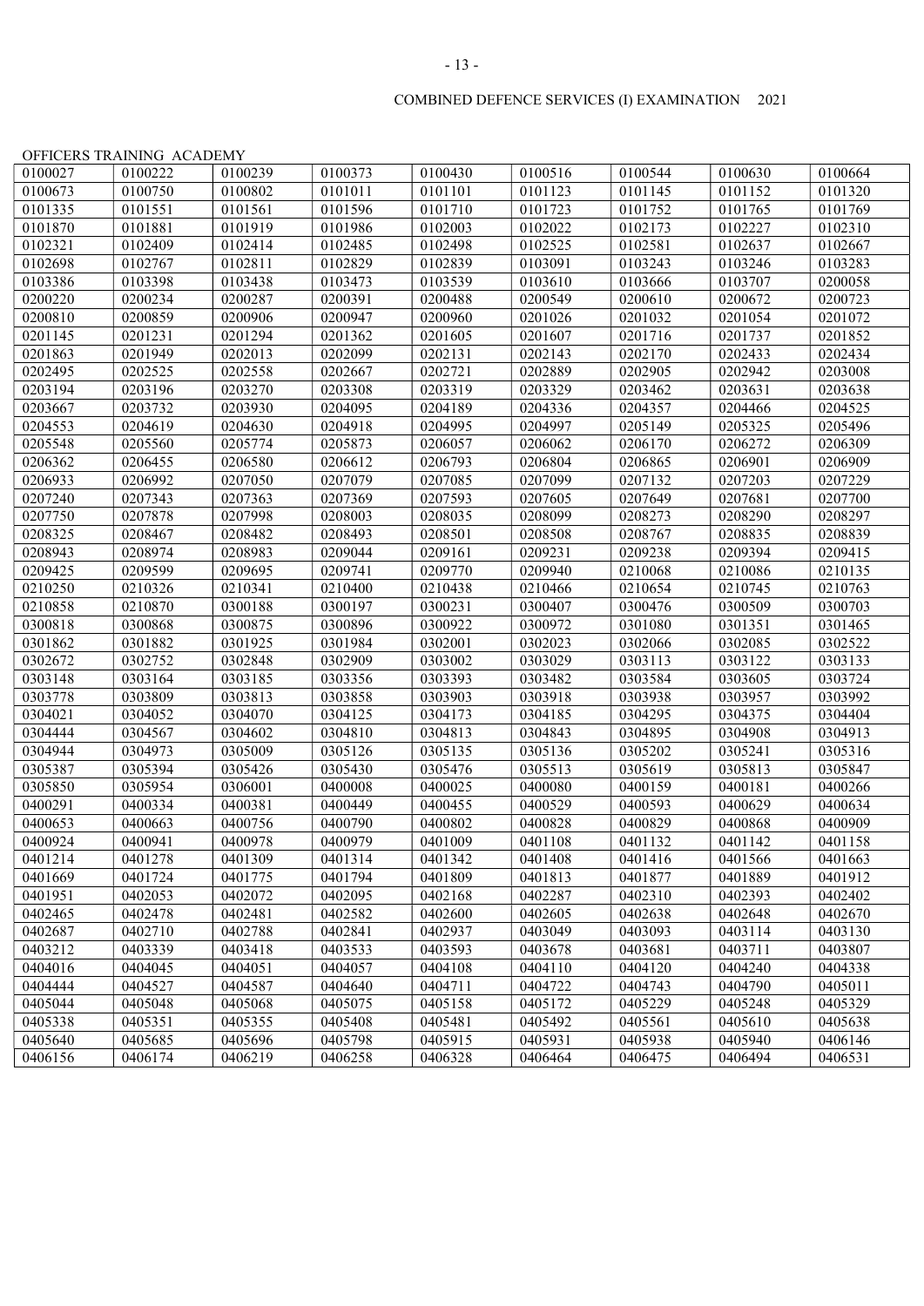COMBINED DEFENCE SERVICES (I) EXAMINATION 2021

OFFICERS TRAINING ACADEMY

| | | | | | | | | |
|---|---|---|---|---|---|---|---|---|
| 0100027 | 0100222 | 0100239 | 0100373 | 0100430 | 0100516 | 0100544 | 0100630 | 0100664 |
| 0100673 | 0100750 | 0100802 | 0101011 | 0101101 | 0101123 | 0101145 | 0101152 | 0101320 |
| 0101335 | 0101551 | 0101561 | 0101596 | 0101710 | 0101723 | 0101752 | 0101765 | 0101769 |
| 0101870 | 0101881 | 0101919 | 0101986 | 0102003 | 0102022 | 0102173 | 0102227 | 0102310 |
| 0102321 | 0102409 | 0102414 | 0102485 | 0102498 | 0102525 | 0102581 | 0102637 | 0102667 |
| 0102698 | 0102767 | 0102811 | 0102829 | 0102839 | 0103091 | 0103243 | 0103246 | 0103283 |
| 0103386 | 0103398 | 0103438 | 0103473 | 0103539 | 0103610 | 0103666 | 0103707 | 0200058 |
| 0200220 | 0200234 | 0200287 | 0200391 | 0200488 | 0200549 | 0200610 | 0200672 | 0200723 |
| 0200810 | 0200859 | 0200906 | 0200947 | 0200960 | 0201026 | 0201032 | 0201054 | 0201072 |
| 0201145 | 0201231 | 0201294 | 0201362 | 0201605 | 0201607 | 0201716 | 0201737 | 0201852 |
| 0201863 | 0201949 | 0202013 | 0202099 | 0202131 | 0202143 | 0202170 | 0202433 | 0202434 |
| 0202495 | 0202525 | 0202558 | 0202667 | 0202721 | 0202889 | 0202905 | 0202942 | 0203008 |
| 0203194 | 0203196 | 0203270 | 0203308 | 0203319 | 0203329 | 0203462 | 0203631 | 0203638 |
| 0203667 | 0203732 | 0203930 | 0204095 | 0204189 | 0204336 | 0204357 | 0204466 | 0204525 |
| 0204553 | 0204619 | 0204630 | 0204918 | 0204995 | 0204997 | 0205149 | 0205325 | 0205496 |
| 0205548 | 0205560 | 0205774 | 0205873 | 0206057 | 0206062 | 0206170 | 0206272 | 0206309 |
| 0206362 | 0206455 | 0206580 | 0206612 | 0206793 | 0206804 | 0206865 | 0206901 | 0206909 |
| 0206933 | 0206992 | 0207050 | 0207079 | 0207085 | 0207099 | 0207132 | 0207203 | 0207229 |
| 0207240 | 0207343 | 0207363 | 0207369 | 0207593 | 0207605 | 0207649 | 0207681 | 0207700 |
| 0207750 | 0207878 | 0207998 | 0208003 | 0208035 | 0208099 | 0208273 | 0208290 | 0208297 |
| 0208325 | 0208467 | 0208482 | 0208493 | 0208501 | 0208508 | 0208767 | 0208835 | 0208839 |
| 0208943 | 0208974 | 0208983 | 0209044 | 0209161 | 0209231 | 0209238 | 0209394 | 0209415 |
| 0209425 | 0209599 | 0209695 | 0209741 | 0209770 | 0209940 | 0210068 | 0210086 | 0210135 |
| 0210250 | 0210326 | 0210341 | 0210400 | 0210438 | 0210466 | 0210654 | 0210745 | 0210763 |
| 0210858 | 0210870 | 0300188 | 0300197 | 0300231 | 0300407 | 0300476 | 0300509 | 0300703 |
| 0300818 | 0300868 | 0300875 | 0300896 | 0300922 | 0300972 | 0301080 | 0301351 | 0301465 |
| 0301862 | 0301882 | 0301925 | 0301984 | 0302001 | 0302023 | 0302066 | 0302085 | 0302522 |
| 0302672 | 0302752 | 0302848 | 0302909 | 0303002 | 0303029 | 0303113 | 0303122 | 0303133 |
| 0303148 | 0303164 | 0303185 | 0303356 | 0303393 | 0303482 | 0303584 | 0303605 | 0303724 |
| 0303778 | 0303809 | 0303813 | 0303858 | 0303903 | 0303918 | 0303938 | 0303957 | 0303992 |
| 0304021 | 0304052 | 0304070 | 0304125 | 0304173 | 0304185 | 0304295 | 0304375 | 0304404 |
| 0304444 | 0304567 | 0304602 | 0304810 | 0304813 | 0304843 | 0304895 | 0304908 | 0304913 |
| 0304944 | 0304973 | 0305009 | 0305126 | 0305135 | 0305136 | 0305202 | 0305241 | 0305316 |
| 0305387 | 0305394 | 0305426 | 0305430 | 0305476 | 0305513 | 0305619 | 0305813 | 0305847 |
| 0305850 | 0305954 | 0306001 | 0400008 | 0400025 | 0400080 | 0400159 | 0400181 | 0400266 |
| 0400291 | 0400334 | 0400381 | 0400449 | 0400455 | 0400529 | 0400593 | 0400629 | 0400634 |
| 0400653 | 0400663 | 0400756 | 0400790 | 0400802 | 0400828 | 0400829 | 0400868 | 0400909 |
| 0400924 | 0400941 | 0400978 | 0400979 | 0401009 | 0401108 | 0401132 | 0401142 | 0401158 |
| 0401214 | 0401278 | 0401309 | 0401314 | 0401342 | 0401408 | 0401416 | 0401566 | 0401663 |
| 0401669 | 0401724 | 0401775 | 0401794 | 0401809 | 0401813 | 0401877 | 0401889 | 0401912 |
| 0401951 | 0402053 | 0402072 | 0402095 | 0402168 | 0402287 | 0402310 | 0402393 | 0402402 |
| 0402465 | 0402478 | 0402481 | 0402582 | 0402600 | 0402605 | 0402638 | 0402648 | 0402670 |
| 0402687 | 0402710 | 0402788 | 0402841 | 0402937 | 0403049 | 0403093 | 0403114 | 0403130 |
| 0403212 | 0403339 | 0403418 | 0403533 | 0403593 | 0403678 | 0403681 | 0403711 | 0403807 |
| 0404016 | 0404045 | 0404051 | 0404057 | 0404108 | 0404110 | 0404120 | 0404240 | 0404338 |
| 0404444 | 0404527 | 0404587 | 0404640 | 0404711 | 0404722 | 0404743 | 0404790 | 0405011 |
| 0405044 | 0405048 | 0405068 | 0405075 | 0405158 | 0405172 | 0405229 | 0405248 | 0405329 |
| 0405338 | 0405351 | 0405355 | 0405408 | 0405481 | 0405492 | 0405561 | 0405610 | 0405638 |
| 0405640 | 0405685 | 0405696 | 0405798 | 0405915 | 0405931 | 0405938 | 0405940 | 0406146 |
| 0406156 | 0406174 | 0406219 | 0406258 | 0406328 | 0406464 | 0406475 | 0406494 | 0406531 |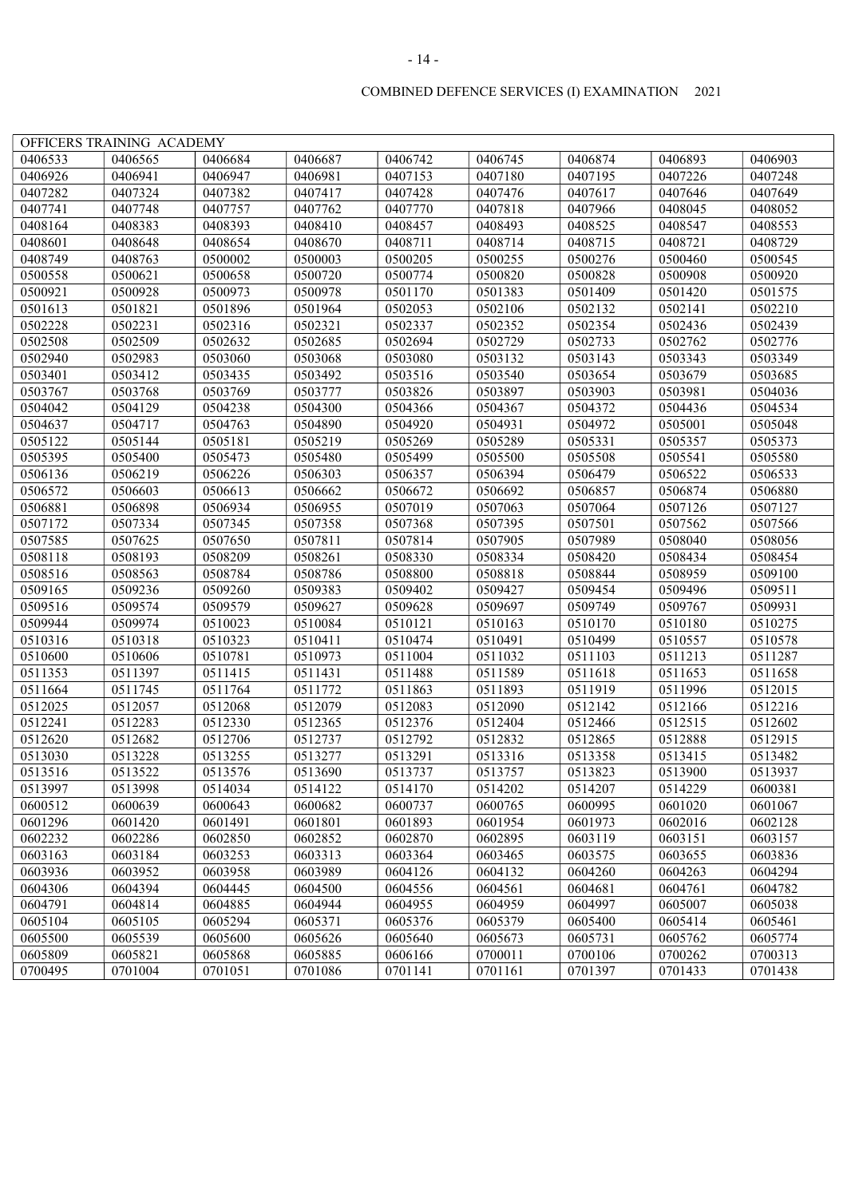COMBINED DEFENCE SERVICES (I) EXAMINATION 2021

| OFFICERS TRAINING ACADEMY | | | | | | | | |
|---|---|---|---|---|---|---|---|---|
| 0406533 | 0406565 | 0406684 | 0406687 | 0406742 | 0406745 | 0406874 | 0406893 | 0406903 |
| 0406926 | 0406941 | 0406947 | 0406981 | 0407153 | 0407180 | 0407195 | 0407226 | 0407248 |
| 0407282 | 0407324 | 0407382 | 0407417 | 0407428 | 0407476 | 0407617 | 0407646 | 0407649 |
| 0407741 | 0407748 | 0407757 | 0407762 | 0407770 | 0407818 | 0407966 | 0408045 | 0408052 |
| 0408164 | 0408383 | 0408393 | 0408410 | 0408457 | 0408493 | 0408525 | 0408547 | 0408553 |
| 0408601 | 0408648 | 0408654 | 0408670 | 0408711 | 0408714 | 0408715 | 0408721 | 0408729 |
| 0408749 | 0408763 | 0500002 | 0500003 | 0500205 | 0500255 | 0500276 | 0500460 | 0500545 |
| 0500558 | 0500621 | 0500658 | 0500720 | 0500774 | 0500820 | 0500828 | 0500908 | 0500920 |
| 0500921 | 0500928 | 0500973 | 0500978 | 0501170 | 0501383 | 0501409 | 0501420 | 0501575 |
| 0501613 | 0501821 | 0501896 | 0501964 | 0502053 | 0502106 | 0502132 | 0502141 | 0502210 |
| 0502228 | 0502231 | 0502316 | 0502321 | 0502337 | 0502352 | 0502354 | 0502436 | 0502439 |
| 0502508 | 0502509 | 0502632 | 0502685 | 0502694 | 0502729 | 0502733 | 0502762 | 0502776 |
| 0502940 | 0502983 | 0503060 | 0503068 | 0503080 | 0503132 | 0503143 | 0503343 | 0503349 |
| 0503401 | 0503412 | 0503435 | 0503492 | 0503516 | 0503540 | 0503654 | 0503679 | 0503685 |
| 0503767 | 0503768 | 0503769 | 0503777 | 0503826 | 0503897 | 0503903 | 0503981 | 0504036 |
| 0504042 | 0504129 | 0504238 | 0504300 | 0504366 | 0504367 | 0504372 | 0504436 | 0504534 |
| 0504637 | 0504717 | 0504763 | 0504890 | 0504920 | 0504931 | 0504972 | 0505001 | 0505048 |
| 0505122 | 0505144 | 0505181 | 0505219 | 0505269 | 0505289 | 0505331 | 0505357 | 0505373 |
| 0505395 | 0505400 | 0505473 | 0505480 | 0505499 | 0505500 | 0505508 | 0505541 | 0505580 |
| 0506136 | 0506219 | 0506226 | 0506303 | 0506357 | 0506394 | 0506479 | 0506522 | 0506533 |
| 0506572 | 0506603 | 0506613 | 0506662 | 0506672 | 0506692 | 0506857 | 0506874 | 0506880 |
| 0506881 | 0506898 | 0506934 | 0506955 | 0507019 | 0507063 | 0507064 | 0507126 | 0507127 |
| 0507172 | 0507334 | 0507345 | 0507358 | 0507368 | 0507395 | 0507501 | 0507562 | 0507566 |
| 0507585 | 0507625 | 0507650 | 0507811 | 0507814 | 0507905 | 0507989 | 0508040 | 0508056 |
| 0508118 | 0508193 | 0508209 | 0508261 | 0508330 | 0508334 | 0508420 | 0508434 | 0508454 |
| 0508516 | 0508563 | 0508784 | 0508786 | 0508800 | 0508818 | 0508844 | 0508959 | 0509100 |
| 0509165 | 0509236 | 0509260 | 0509383 | 0509402 | 0509427 | 0509454 | 0509496 | 0509511 |
| 0509516 | 0509574 | 0509579 | 0509627 | 0509628 | 0509697 | 0509749 | 0509767 | 0509931 |
| 0509944 | 0509974 | 0510023 | 0510084 | 0510121 | 0510163 | 0510170 | 0510180 | 0510275 |
| 0510316 | 0510318 | 0510323 | 0510411 | 0510474 | 0510491 | 0510499 | 0510557 | 0510578 |
| 0510600 | 0510606 | 0510781 | 0510973 | 0511004 | 0511032 | 0511103 | 0511213 | 0511287 |
| 0511353 | 0511397 | 0511415 | 0511431 | 0511488 | 0511589 | 0511618 | 0511653 | 0511658 |
| 0511664 | 0511745 | 0511764 | 0511772 | 0511863 | 0511893 | 0511919 | 0511996 | 0512015 |
| 0512025 | 0512057 | 0512068 | 0512079 | 0512083 | 0512090 | 0512142 | 0512166 | 0512216 |
| 0512241 | 0512283 | 0512330 | 0512365 | 0512376 | 0512404 | 0512466 | 0512515 | 0512602 |
| 0512620 | 0512682 | 0512706 | 0512737 | 0512792 | 0512832 | 0512865 | 0512888 | 0512915 |
| 0513030 | 0513228 | 0513255 | 0513277 | 0513291 | 0513316 | 0513358 | 0513415 | 0513482 |
| 0513516 | 0513522 | 0513576 | 0513690 | 0513737 | 0513757 | 0513823 | 0513900 | 0513937 |
| 0513997 | 0513998 | 0514034 | 0514122 | 0514170 | 0514202 | 0514207 | 0514229 | 0600381 |
| 0600512 | 0600639 | 0600643 | 0600682 | 0600737 | 0600765 | 0600995 | 0601020 | 0601067 |
| 0601296 | 0601420 | 0601491 | 0601801 | 0601893 | 0601954 | 0601973 | 0602016 | 0602128 |
| 0602232 | 0602286 | 0602850 | 0602852 | 0602870 | 0602895 | 0603119 | 0603151 | 0603157 |
| 0603163 | 0603184 | 0603253 | 0603313 | 0603364 | 0603465 | 0603575 | 0603655 | 0603836 |
| 0603936 | 0603952 | 0603958 | 0603989 | 0604126 | 0604132 | 0604260 | 0604263 | 0604294 |
| 0604306 | 0604394 | 0604445 | 0604500 | 0604556 | 0604561 | 0604681 | 0604761 | 0604782 |
| 0604791 | 0604814 | 0604885 | 0604944 | 0604955 | 0604959 | 0604997 | 0605007 | 0605038 |
| 0605104 | 0605105 | 0605294 | 0605371 | 0605376 | 0605379 | 0605400 | 0605414 | 0605461 |
| 0605500 | 0605539 | 0605600 | 0605626 | 0605640 | 0605673 | 0605731 | 0605762 | 0605774 |
| 0605809 | 0605821 | 0605868 | 0605885 | 0606166 | 0700011 | 0700106 | 0700262 | 0700313 |
| 0700495 | 0701004 | 0701051 | 0701086 | 0701141 | 0701161 | 0701397 | 0701433 | 0701438 |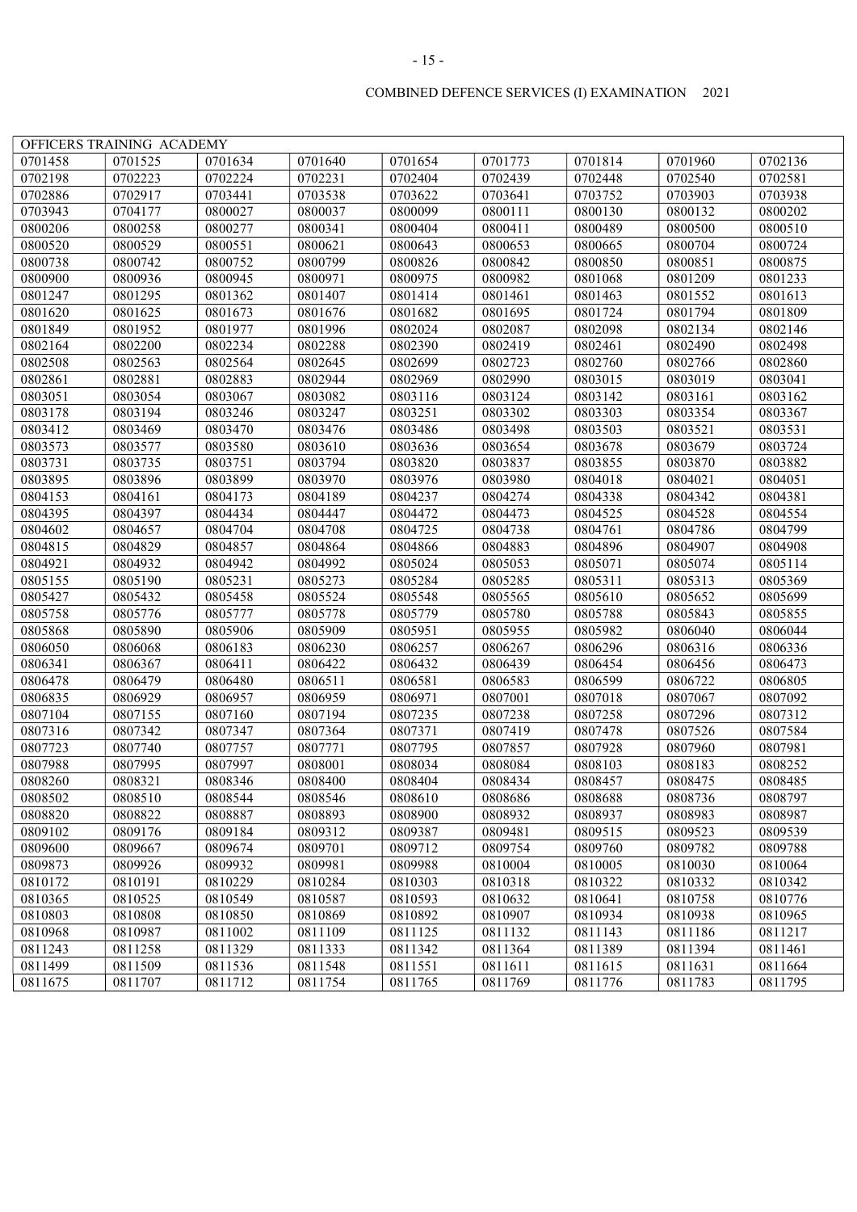COMBINED DEFENCE SERVICES (I) EXAMINATION 2021

| OFFICERS TRAINING ACADEMY | | | | | | | | |
|---|---|---|---|---|---|---|---|---|
| 0701458 | 0701525 | 0701634 | 0701640 | 0701654 | 0701773 | 0701814 | 0701960 | 0702136 |
| 0702198 | 0702223 | 0702224 | 0702231 | 0702404 | 0702439 | 0702448 | 0702540 | 0702581 |
| 0702886 | 0702917 | 0703441 | 0703538 | 0703622 | 0703641 | 0703752 | 0703903 | 0703938 |
| 0703943 | 0704177 | 0800027 | 0800037 | 0800099 | 0800111 | 0800130 | 0800132 | 0800202 |
| 0800206 | 0800258 | 0800277 | 0800341 | 0800404 | 0800411 | 0800489 | 0800500 | 0800510 |
| 0800520 | 0800529 | 0800551 | 0800621 | 0800643 | 0800653 | 0800665 | 0800704 | 0800724 |
| 0800738 | 0800742 | 0800752 | 0800799 | 0800826 | 0800842 | 0800850 | 0800851 | 0800875 |
| 0800900 | 0800936 | 0800945 | 0800971 | 0800975 | 0800982 | 0801068 | 0801209 | 0801233 |
| 0801247 | 0801295 | 0801362 | 0801407 | 0801414 | 0801461 | 0801463 | 0801552 | 0801613 |
| 0801620 | 0801625 | 0801673 | 0801676 | 0801682 | 0801695 | 0801724 | 0801794 | 0801809 |
| 0801849 | 0801952 | 0801977 | 0801996 | 0802024 | 0802087 | 0802098 | 0802134 | 0802146 |
| 0802164 | 0802200 | 0802234 | 0802288 | 0802390 | 0802419 | 0802461 | 0802490 | 0802498 |
| 0802508 | 0802563 | 0802564 | 0802645 | 0802699 | 0802723 | 0802760 | 0802766 | 0802860 |
| 0802861 | 0802881 | 0802883 | 0802944 | 0802969 | 0802990 | 0803015 | 0803019 | 0803041 |
| 0803051 | 0803054 | 0803067 | 0803082 | 0803116 | 0803124 | 0803142 | 0803161 | 0803162 |
| 0803178 | 0803194 | 0803246 | 0803247 | 0803251 | 0803302 | 0803303 | 0803354 | 0803367 |
| 0803412 | 0803469 | 0803470 | 0803476 | 0803486 | 0803498 | 0803503 | 0803521 | 0803531 |
| 0803573 | 0803577 | 0803580 | 0803610 | 0803636 | 0803654 | 0803678 | 0803679 | 0803724 |
| 0803731 | 0803735 | 0803751 | 0803794 | 0803820 | 0803837 | 0803855 | 0803870 | 0803882 |
| 0803895 | 0803896 | 0803899 | 0803970 | 0803976 | 0803980 | 0804018 | 0804021 | 0804051 |
| 0804153 | 0804161 | 0804173 | 0804189 | 0804237 | 0804274 | 0804338 | 0804342 | 0804381 |
| 0804395 | 0804397 | 0804434 | 0804447 | 0804472 | 0804473 | 0804525 | 0804528 | 0804554 |
| 0804602 | 0804657 | 0804704 | 0804708 | 0804725 | 0804738 | 0804761 | 0804786 | 0804799 |
| 0804815 | 0804829 | 0804857 | 0804864 | 0804866 | 0804883 | 0804896 | 0804907 | 0804908 |
| 0804921 | 0804932 | 0804942 | 0804992 | 0805024 | 0805053 | 0805071 | 0805074 | 0805114 |
| 0805155 | 0805190 | 0805231 | 0805273 | 0805284 | 0805285 | 0805311 | 0805313 | 0805369 |
| 0805427 | 0805432 | 0805458 | 0805524 | 0805548 | 0805565 | 0805610 | 0805652 | 0805699 |
| 0805758 | 0805776 | 0805777 | 0805778 | 0805779 | 0805780 | 0805788 | 0805843 | 0805855 |
| 0805868 | 0805890 | 0805906 | 0805909 | 0805951 | 0805955 | 0805982 | 0806040 | 0806044 |
| 0806050 | 0806068 | 0806183 | 0806230 | 0806257 | 0806267 | 0806296 | 0806316 | 0806336 |
| 0806341 | 0806367 | 0806411 | 0806422 | 0806432 | 0806439 | 0806454 | 0806456 | 0806473 |
| 0806478 | 0806479 | 0806480 | 0806511 | 0806581 | 0806583 | 0806599 | 0806722 | 0806805 |
| 0806835 | 0806929 | 0806957 | 0806959 | 0806971 | 0807001 | 0807018 | 0807067 | 0807092 |
| 0807104 | 0807155 | 0807160 | 0807194 | 0807235 | 0807238 | 0807258 | 0807296 | 0807312 |
| 0807316 | 0807342 | 0807347 | 0807364 | 0807371 | 0807419 | 0807478 | 0807526 | 0807584 |
| 0807723 | 0807740 | 0807757 | 0807771 | 0807795 | 0807857 | 0807928 | 0807960 | 0807981 |
| 0807988 | 0807995 | 0807997 | 0808001 | 0808034 | 0808084 | 0808103 | 0808183 | 0808252 |
| 0808260 | 0808321 | 0808346 | 0808400 | 0808404 | 0808434 | 0808457 | 0808475 | 0808485 |
| 0808502 | 0808510 | 0808544 | 0808546 | 0808610 | 0808686 | 0808688 | 0808736 | 0808797 |
| 0808820 | 0808822 | 0808887 | 0808893 | 0808900 | 0808932 | 0808937 | 0808983 | 0808987 |
| 0809102 | 0809176 | 0809184 | 0809312 | 0809387 | 0809481 | 0809515 | 0809523 | 0809539 |
| 0809600 | 0809667 | 0809674 | 0809701 | 0809712 | 0809754 | 0809760 | 0809782 | 0809788 |
| 0809873 | 0809926 | 0809932 | 0809981 | 0809988 | 0810004 | 0810005 | 0810030 | 0810064 |
| 0810172 | 0810191 | 0810229 | 0810284 | 0810303 | 0810318 | 0810322 | 0810332 | 0810342 |
| 0810365 | 0810525 | 0810549 | 0810587 | 0810593 | 0810632 | 0810641 | 0810758 | 0810776 |
| 0810803 | 0810808 | 0810850 | 0810869 | 0810892 | 0810907 | 0810934 | 0810938 | 0810965 |
| 0810968 | 0810987 | 0811002 | 0811109 | 0811125 | 0811132 | 0811143 | 0811186 | 0811217 |
| 0811243 | 0811258 | 0811329 | 0811333 | 0811342 | 0811364 | 0811389 | 0811394 | 0811461 |
| 0811499 | 0811509 | 0811536 | 0811548 | 0811551 | 0811611 | 0811615 | 0811631 | 0811664 |
| 0811675 | 0811707 | 0811712 | 0811754 | 0811765 | 0811769 | 0811776 | 0811783 | 0811795 |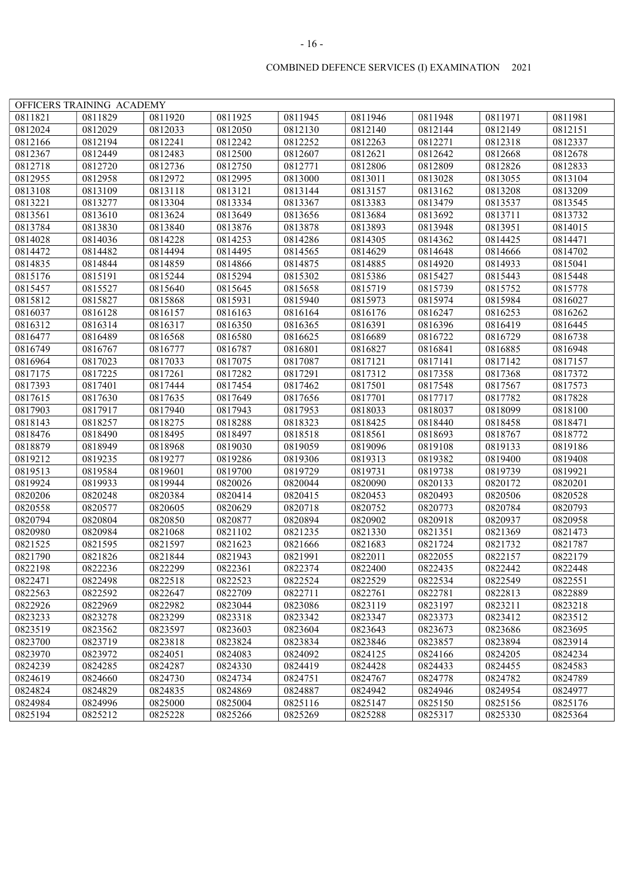COMBINED DEFENCE SERVICES (I) EXAMINATION 2021

| OFFICERS TRAINING ACADEMY | | | | | | | | |
|---|---|---|---|---|---|---|---|---|
| 0811821 | 0811829 | 0811920 | 0811925 | 0811945 | 0811946 | 0811948 | 0811971 | 0811981 |
| 0812024 | 0812029 | 0812033 | 0812050 | 0812130 | 0812140 | 0812144 | 0812149 | 0812151 |
| 0812166 | 0812194 | 0812241 | 0812242 | 0812252 | 0812263 | 0812271 | 0812318 | 0812337 |
| 0812367 | 0812449 | 0812483 | 0812500 | 0812607 | 0812621 | 0812642 | 0812668 | 0812678 |
| 0812718 | 0812720 | 0812736 | 0812750 | 0812771 | 0812806 | 0812809 | 0812826 | 0812833 |
| 0812955 | 0812958 | 0812972 | 0812995 | 0813000 | 0813011 | 0813028 | 0813055 | 0813104 |
| 0813108 | 0813109 | 0813118 | 0813121 | 0813144 | 0813157 | 0813162 | 0813208 | 0813209 |
| 0813221 | 0813277 | 0813304 | 0813334 | 0813367 | 0813383 | 0813479 | 0813537 | 0813545 |
| 0813561 | 0813610 | 0813624 | 0813649 | 0813656 | 0813684 | 0813692 | 0813711 | 0813732 |
| 0813784 | 0813830 | 0813840 | 0813876 | 0813878 | 0813893 | 0813948 | 0813951 | 0814015 |
| 0814028 | 0814036 | 0814228 | 0814253 | 0814286 | 0814305 | 0814362 | 0814425 | 0814471 |
| 0814472 | 0814482 | 0814494 | 0814495 | 0814565 | 0814629 | 0814648 | 0814666 | 0814702 |
| 0814835 | 0814844 | 0814859 | 0814866 | 0814875 | 0814885 | 0814920 | 0814933 | 0815041 |
| 0815176 | 0815191 | 0815244 | 0815294 | 0815302 | 0815386 | 0815427 | 0815443 | 0815448 |
| 0815457 | 0815527 | 0815640 | 0815645 | 0815658 | 0815719 | 0815739 | 0815752 | 0815778 |
| 0815812 | 0815827 | 0815868 | 0815931 | 0815940 | 0815973 | 0815974 | 0815984 | 0816027 |
| 0816037 | 0816128 | 0816157 | 0816163 | 0816164 | 0816176 | 0816247 | 0816253 | 0816262 |
| 0816312 | 0816314 | 0816317 | 0816350 | 0816365 | 0816391 | 0816396 | 0816419 | 0816445 |
| 0816477 | 0816489 | 0816568 | 0816580 | 0816625 | 0816689 | 0816722 | 0816729 | 0816738 |
| 0816749 | 0816767 | 0816777 | 0816787 | 0816801 | 0816827 | 0816841 | 0816885 | 0816948 |
| 0816964 | 0817023 | 0817033 | 0817075 | 0817087 | 0817121 | 0817141 | 0817142 | 0817157 |
| 0817175 | 0817225 | 0817261 | 0817282 | 0817291 | 0817312 | 0817358 | 0817368 | 0817372 |
| 0817393 | 0817401 | 0817444 | 0817454 | 0817462 | 0817501 | 0817548 | 0817567 | 0817573 |
| 0817615 | 0817630 | 0817635 | 0817649 | 0817656 | 0817701 | 0817717 | 0817782 | 0817828 |
| 0817903 | 0817917 | 0817940 | 0817943 | 0817953 | 0818033 | 0818037 | 0818099 | 0818100 |
| 0818143 | 0818257 | 0818275 | 0818288 | 0818323 | 0818425 | 0818440 | 0818458 | 0818471 |
| 0818476 | 0818490 | 0818495 | 0818497 | 0818518 | 0818561 | 0818693 | 0818767 | 0818772 |
| 0818879 | 0818949 | 0818968 | 0819030 | 0819059 | 0819096 | 0819108 | 0819133 | 0819186 |
| 0819212 | 0819235 | 0819277 | 0819286 | 0819306 | 0819313 | 0819382 | 0819400 | 0819408 |
| 0819513 | 0819584 | 0819601 | 0819700 | 0819729 | 0819731 | 0819738 | 0819739 | 0819921 |
| 0819924 | 0819933 | 0819944 | 0820026 | 0820044 | 0820090 | 0820133 | 0820172 | 0820201 |
| 0820206 | 0820248 | 0820384 | 0820414 | 0820415 | 0820453 | 0820493 | 0820506 | 0820528 |
| 0820558 | 0820577 | 0820605 | 0820629 | 0820718 | 0820752 | 0820773 | 0820784 | 0820793 |
| 0820794 | 0820804 | 0820850 | 0820877 | 0820894 | 0820902 | 0820918 | 0820937 | 0820958 |
| 0820980 | 0820984 | 0821068 | 0821102 | 0821235 | 0821330 | 0821351 | 0821369 | 0821473 |
| 0821525 | 0821595 | 0821597 | 0821623 | 0821666 | 0821683 | 0821724 | 0821732 | 0821787 |
| 0821790 | 0821826 | 0821844 | 0821943 | 0821991 | 0822011 | 0822055 | 0822157 | 0822179 |
| 0822198 | 0822236 | 0822299 | 0822361 | 0822374 | 0822400 | 0822435 | 0822442 | 0822448 |
| 0822471 | 0822498 | 0822518 | 0822523 | 0822524 | 0822529 | 0822534 | 0822549 | 0822551 |
| 0822563 | 0822592 | 0822647 | 0822709 | 0822711 | 0822761 | 0822781 | 0822813 | 0822889 |
| 0822926 | 0822969 | 0822982 | 0823044 | 0823086 | 0823119 | 0823197 | 0823211 | 0823218 |
| 0823233 | 0823278 | 0823299 | 0823318 | 0823342 | 0823347 | 0823373 | 0823412 | 0823512 |
| 0823519 | 0823562 | 0823597 | 0823603 | 0823604 | 0823643 | 0823673 | 0823686 | 0823695 |
| 0823700 | 0823719 | 0823818 | 0823824 | 0823834 | 0823846 | 0823857 | 0823894 | 0823914 |
| 0823970 | 0823972 | 0824051 | 0824083 | 0824092 | 0824125 | 0824166 | 0824205 | 0824234 |
| 0824239 | 0824285 | 0824287 | 0824330 | 0824419 | 0824428 | 0824433 | 0824455 | 0824583 |
| 0824619 | 0824660 | 0824730 | 0824734 | 0824751 | 0824767 | 0824778 | 0824782 | 0824789 |
| 0824824 | 0824829 | 0824835 | 0824869 | 0824887 | 0824942 | 0824946 | 0824954 | 0824977 |
| 0824984 | 0824996 | 0825000 | 0825004 | 0825116 | 0825147 | 0825150 | 0825156 | 0825176 |
| 0825194 | 0825212 | 0825228 | 0825266 | 0825269 | 0825288 | 0825317 | 0825330 | 0825364 |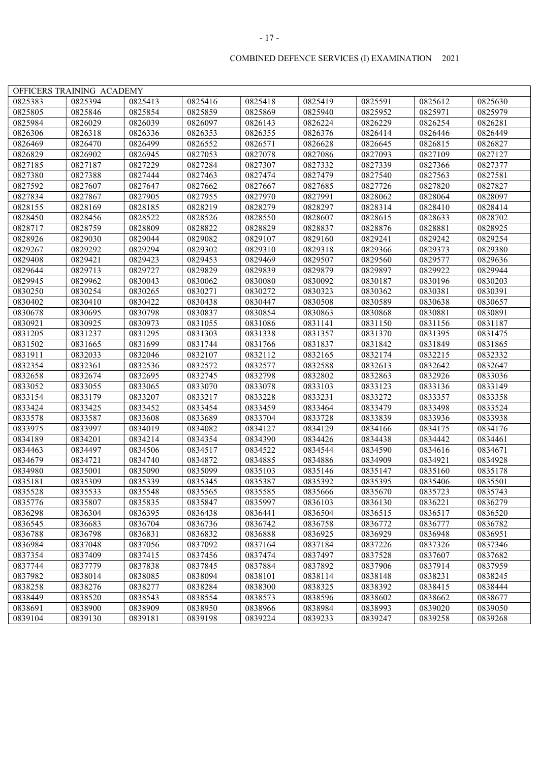COMBINED DEFENCE SERVICES (I) EXAMINATION 2021

| OFFICERS TRAINING ACADEMY | | | | | | | | |
|---|---|---|---|---|---|---|---|---|
| 0825383 | 0825394 | 0825413 | 0825416 | 0825418 | 0825419 | 0825591 | 0825612 | 0825630 |
| 0825805 | 0825846 | 0825854 | 0825859 | 0825869 | 0825940 | 0825952 | 0825971 | 0825979 |
| 0825984 | 0826029 | 0826039 | 0826097 | 0826143 | 0826224 | 0826229 | 0826254 | 0826281 |
| 0826306 | 0826318 | 0826336 | 0826353 | 0826355 | 0826376 | 0826414 | 0826446 | 0826449 |
| 0826469 | 0826470 | 0826499 | 0826552 | 0826571 | 0826628 | 0826645 | 0826815 | 0826827 |
| 0826829 | 0826902 | 0826945 | 0827053 | 0827078 | 0827086 | 0827093 | 0827109 | 0827127 |
| 0827185 | 0827187 | 0827229 | 0827284 | 0827307 | 0827332 | 0827339 | 0827366 | 0827377 |
| 0827380 | 0827388 | 0827444 | 0827463 | 0827474 | 0827479 | 0827540 | 0827563 | 0827581 |
| 0827592 | 0827607 | 0827647 | 0827662 | 0827667 | 0827685 | 0827726 | 0827820 | 0827827 |
| 0827834 | 0827867 | 0827905 | 0827955 | 0827970 | 0827991 | 0828062 | 0828064 | 0828097 |
| 0828155 | 0828169 | 0828185 | 0828219 | 0828279 | 0828297 | 0828314 | 0828410 | 0828414 |
| 0828450 | 0828456 | 0828522 | 0828526 | 0828550 | 0828607 | 0828615 | 0828633 | 0828702 |
| 0828717 | 0828759 | 0828809 | 0828822 | 0828829 | 0828837 | 0828876 | 0828881 | 0828925 |
| 0828926 | 0829030 | 0829044 | 0829082 | 0829107 | 0829160 | 0829241 | 0829242 | 0829254 |
| 0829267 | 0829292 | 0829294 | 0829302 | 0829310 | 0829318 | 0829366 | 0829373 | 0829380 |
| 0829408 | 0829421 | 0829423 | 0829453 | 0829469 | 0829507 | 0829560 | 0829577 | 0829636 |
| 0829644 | 0829713 | 0829727 | 0829829 | 0829839 | 0829879 | 0829897 | 0829922 | 0829944 |
| 0829945 | 0829962 | 0830043 | 0830062 | 0830080 | 0830092 | 0830187 | 0830196 | 0830203 |
| 0830250 | 0830254 | 0830265 | 0830271 | 0830272 | 0830323 | 0830362 | 0830381 | 0830391 |
| 0830402 | 0830410 | 0830422 | 0830438 | 0830447 | 0830508 | 0830589 | 0830638 | 0830657 |
| 0830678 | 0830695 | 0830798 | 0830837 | 0830854 | 0830863 | 0830868 | 0830881 | 0830891 |
| 0830921 | 0830925 | 0830973 | 0831055 | 0831086 | 0831141 | 0831150 | 0831156 | 0831187 |
| 0831205 | 0831237 | 0831295 | 0831303 | 0831338 | 0831357 | 0831370 | 0831395 | 0831475 |
| 0831502 | 0831665 | 0831699 | 0831744 | 0831766 | 0831837 | 0831842 | 0831849 | 0831865 |
| 0831911 | 0832033 | 0832046 | 0832107 | 0832112 | 0832165 | 0832174 | 0832215 | 0832332 |
| 0832354 | 0832361 | 0832536 | 0832572 | 0832577 | 0832588 | 0832613 | 0832642 | 0832647 |
| 0832658 | 0832674 | 0832695 | 0832745 | 0832798 | 0832802 | 0832863 | 0832926 | 0833036 |
| 0833052 | 0833055 | 0833065 | 0833070 | 0833078 | 0833103 | 0833123 | 0833136 | 0833149 |
| 0833154 | 0833179 | 0833207 | 0833217 | 0833228 | 0833231 | 0833272 | 0833357 | 0833358 |
| 0833424 | 0833425 | 0833452 | 0833454 | 0833459 | 0833464 | 0833479 | 0833498 | 0833524 |
| 0833578 | 0833587 | 0833608 | 0833689 | 0833704 | 0833728 | 0833839 | 0833936 | 0833938 |
| 0833975 | 0833997 | 0834019 | 0834082 | 0834127 | 0834129 | 0834166 | 0834175 | 0834176 |
| 0834189 | 0834201 | 0834214 | 0834354 | 0834390 | 0834426 | 0834438 | 0834442 | 0834461 |
| 0834463 | 0834497 | 0834506 | 0834517 | 0834522 | 0834544 | 0834590 | 0834616 | 0834671 |
| 0834679 | 0834721 | 0834740 | 0834872 | 0834885 | 0834886 | 0834909 | 0834921 | 0834928 |
| 0834980 | 0835001 | 0835090 | 0835099 | 0835103 | 0835146 | 0835147 | 0835160 | 0835178 |
| 0835181 | 0835309 | 0835339 | 0835345 | 0835387 | 0835392 | 0835395 | 0835406 | 0835501 |
| 0835528 | 0835533 | 0835548 | 0835565 | 0835585 | 0835666 | 0835670 | 0835723 | 0835743 |
| 0835776 | 0835807 | 0835835 | 0835847 | 0835997 | 0836103 | 0836130 | 0836221 | 0836279 |
| 0836298 | 0836304 | 0836395 | 0836438 | 0836441 | 0836504 | 0836515 | 0836517 | 0836520 |
| 0836545 | 0836683 | 0836704 | 0836736 | 0836742 | 0836758 | 0836772 | 0836777 | 0836782 |
| 0836788 | 0836798 | 0836831 | 0836832 | 0836888 | 0836925 | 0836929 | 0836948 | 0836951 |
| 0836984 | 0837048 | 0837056 | 0837092 | 0837164 | 0837184 | 0837226 | 0837326 | 0837346 |
| 0837354 | 0837409 | 0837415 | 0837456 | 0837474 | 0837497 | 0837528 | 0837607 | 0837682 |
| 0837744 | 0837779 | 0837838 | 0837845 | 0837884 | 0837892 | 0837906 | 0837914 | 0837959 |
| 0837982 | 0838014 | 0838085 | 0838094 | 0838101 | 0838114 | 0838148 | 0838231 | 0838245 |
| 0838258 | 0838276 | 0838277 | 0838284 | 0838300 | 0838325 | 0838392 | 0838415 | 0838444 |
| 0838449 | 0838520 | 0838543 | 0838554 | 0838573 | 0838596 | 0838602 | 0838662 | 0838677 |
| 0838691 | 0838900 | 0838909 | 0838950 | 0838966 | 0838984 | 0838993 | 0839020 | 0839050 |
| 0839104 | 0839130 | 0839181 | 0839198 | 0839224 | 0839233 | 0839247 | 0839258 | 0839268 |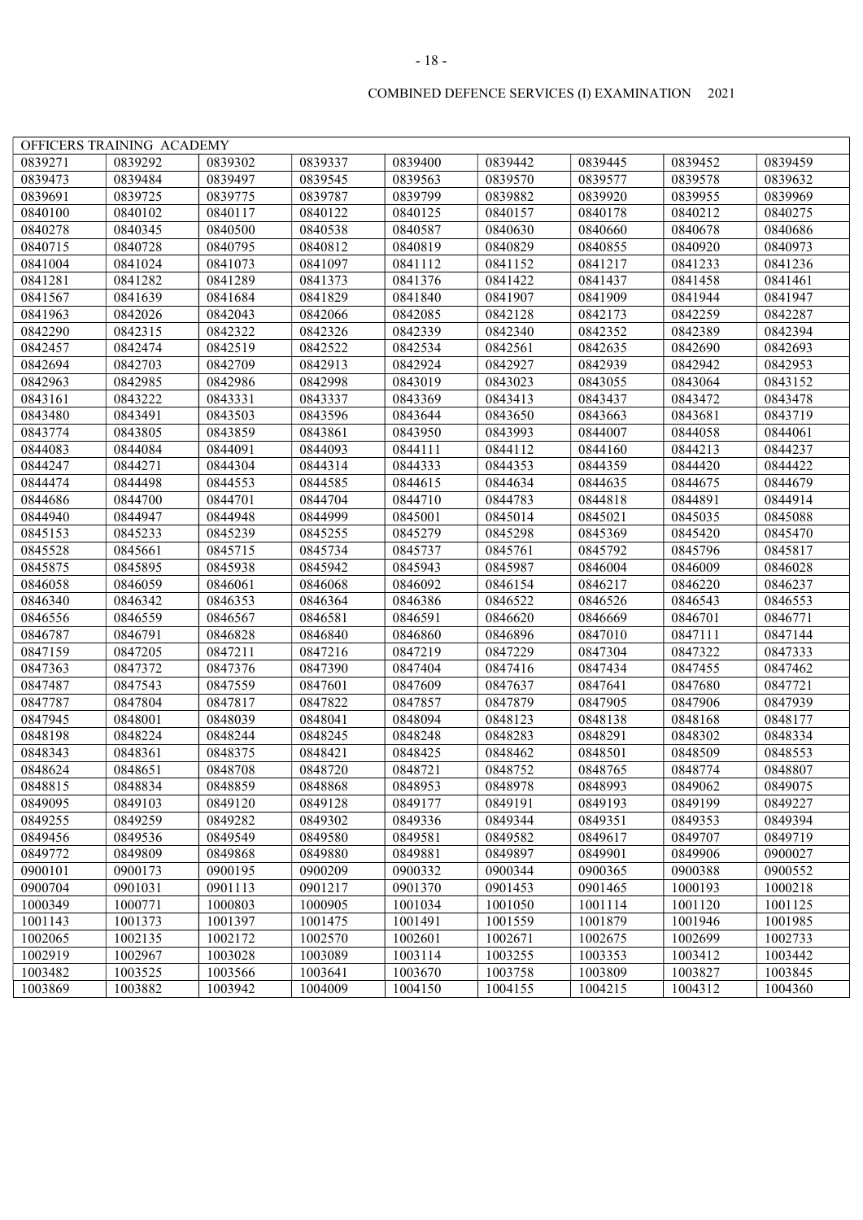COMBINED DEFENCE SERVICES (I) EXAMINATION 2021

| OFFICERS TRAINING ACADEMY | | | | | | | | |
|---|---|---|---|---|---|---|---|---|
| 0839271 | 0839292 | 0839302 | 0839337 | 0839400 | 0839442 | 0839445 | 0839452 | 0839459 |
| 0839473 | 0839484 | 0839497 | 0839545 | 0839563 | 0839570 | 0839577 | 0839578 | 0839632 |
| 0839691 | 0839725 | 0839775 | 0839787 | 0839799 | 0839882 | 0839920 | 0839955 | 0839969 |
| 0840100 | 0840102 | 0840117 | 0840122 | 0840125 | 0840157 | 0840178 | 0840212 | 0840275 |
| 0840278 | 0840345 | 0840500 | 0840538 | 0840587 | 0840630 | 0840660 | 0840678 | 0840686 |
| 0840715 | 0840728 | 0840795 | 0840812 | 0840819 | 0840829 | 0840855 | 0840920 | 0840973 |
| 0841004 | 0841024 | 0841073 | 0841097 | 0841112 | 0841152 | 0841217 | 0841233 | 0841236 |
| 0841281 | 0841282 | 0841289 | 0841373 | 0841376 | 0841422 | 0841437 | 0841458 | 0841461 |
| 0841567 | 0841639 | 0841684 | 0841829 | 0841840 | 0841907 | 0841909 | 0841944 | 0841947 |
| 0841963 | 0842026 | 0842043 | 0842066 | 0842085 | 0842128 | 0842173 | 0842259 | 0842287 |
| 0842290 | 0842315 | 0842322 | 0842326 | 0842339 | 0842340 | 0842352 | 0842389 | 0842394 |
| 0842457 | 0842474 | 0842519 | 0842522 | 0842534 | 0842561 | 0842635 | 0842690 | 0842693 |
| 0842694 | 0842703 | 0842709 | 0842913 | 0842924 | 0842927 | 0842939 | 0842942 | 0842953 |
| 0842963 | 0842985 | 0842986 | 0842998 | 0843019 | 0843023 | 0843055 | 0843064 | 0843152 |
| 0843161 | 0843222 | 0843331 | 0843337 | 0843369 | 0843413 | 0843437 | 0843472 | 0843478 |
| 0843480 | 0843491 | 0843503 | 0843596 | 0843644 | 0843650 | 0843663 | 0843681 | 0843719 |
| 0843774 | 0843805 | 0843859 | 0843861 | 0843950 | 0843993 | 0844007 | 0844058 | 0844061 |
| 0844083 | 0844084 | 0844091 | 0844093 | 0844111 | 0844112 | 0844160 | 0844213 | 0844237 |
| 0844247 | 0844271 | 0844304 | 0844314 | 0844333 | 0844353 | 0844359 | 0844420 | 0844422 |
| 0844474 | 0844498 | 0844553 | 0844585 | 0844615 | 0844634 | 0844635 | 0844675 | 0844679 |
| 0844686 | 0844700 | 0844701 | 0844704 | 0844710 | 0844783 | 0844818 | 0844891 | 0844914 |
| 0844940 | 0844947 | 0844948 | 0844999 | 0845001 | 0845014 | 0845021 | 0845035 | 0845088 |
| 0845153 | 0845233 | 0845239 | 0845255 | 0845279 | 0845298 | 0845369 | 0845420 | 0845470 |
| 0845528 | 0845661 | 0845715 | 0845734 | 0845737 | 0845761 | 0845792 | 0845796 | 0845817 |
| 0845875 | 0845895 | 0845938 | 0845942 | 0845943 | 0845987 | 0846004 | 0846009 | 0846028 |
| 0846058 | 0846059 | 0846061 | 0846068 | 0846092 | 0846154 | 0846217 | 0846220 | 0846237 |
| 0846340 | 0846342 | 0846353 | 0846364 | 0846386 | 0846522 | 0846526 | 0846543 | 0846553 |
| 0846556 | 0846559 | 0846567 | 0846581 | 0846591 | 0846620 | 0846669 | 0846701 | 0846771 |
| 0846787 | 0846791 | 0846828 | 0846840 | 0846860 | 0846896 | 0847010 | 0847111 | 0847144 |
| 0847159 | 0847205 | 0847211 | 0847216 | 0847219 | 0847229 | 0847304 | 0847322 | 0847333 |
| 0847363 | 0847372 | 0847376 | 0847390 | 0847404 | 0847416 | 0847434 | 0847455 | 0847462 |
| 0847487 | 0847543 | 0847559 | 0847601 | 0847609 | 0847637 | 0847641 | 0847680 | 0847721 |
| 0847787 | 0847804 | 0847817 | 0847822 | 0847857 | 0847879 | 0847905 | 0847906 | 0847939 |
| 0847945 | 0848001 | 0848039 | 0848041 | 0848094 | 0848123 | 0848138 | 0848168 | 0848177 |
| 0848198 | 0848224 | 0848244 | 0848245 | 0848248 | 0848283 | 0848291 | 0848302 | 0848334 |
| 0848343 | 0848361 | 0848375 | 0848421 | 0848425 | 0848462 | 0848501 | 0848509 | 0848553 |
| 0848624 | 0848651 | 0848708 | 0848720 | 0848721 | 0848752 | 0848765 | 0848774 | 0848807 |
| 0848815 | 0848834 | 0848859 | 0848868 | 0848953 | 0848978 | 0848993 | 0849062 | 0849075 |
| 0849095 | 0849103 | 0849120 | 0849128 | 0849177 | 0849191 | 0849193 | 0849199 | 0849227 |
| 0849255 | 0849259 | 0849282 | 0849302 | 0849336 | 0849344 | 0849351 | 0849353 | 0849394 |
| 0849456 | 0849536 | 0849549 | 0849580 | 0849581 | 0849582 | 0849617 | 0849707 | 0849719 |
| 0849772 | 0849809 | 0849868 | 0849880 | 0849881 | 0849897 | 0849901 | 0849906 | 0900027 |
| 0900101 | 0900173 | 0900195 | 0900209 | 0900332 | 0900344 | 0900365 | 0900388 | 0900552 |
| 0900704 | 0901031 | 0901113 | 0901217 | 0901370 | 0901453 | 0901465 | 1000193 | 1000218 |
| 1000349 | 1000771 | 1000803 | 1000905 | 1001034 | 1001050 | 1001114 | 1001120 | 1001125 |
| 1001143 | 1001373 | 1001397 | 1001475 | 1001491 | 1001559 | 1001879 | 1001946 | 1001985 |
| 1002065 | 1002135 | 1002172 | 1002570 | 1002601 | 1002671 | 1002675 | 1002699 | 1002733 |
| 1002919 | 1002967 | 1003028 | 1003089 | 1003114 | 1003255 | 1003353 | 1003412 | 1003442 |
| 1003482 | 1003525 | 1003566 | 1003641 | 1003670 | 1003758 | 1003809 | 1003827 | 1003845 |
| 1003869 | 1003882 | 1003942 | 1004009 | 1004150 | 1004155 | 1004215 | 1004312 | 1004360 |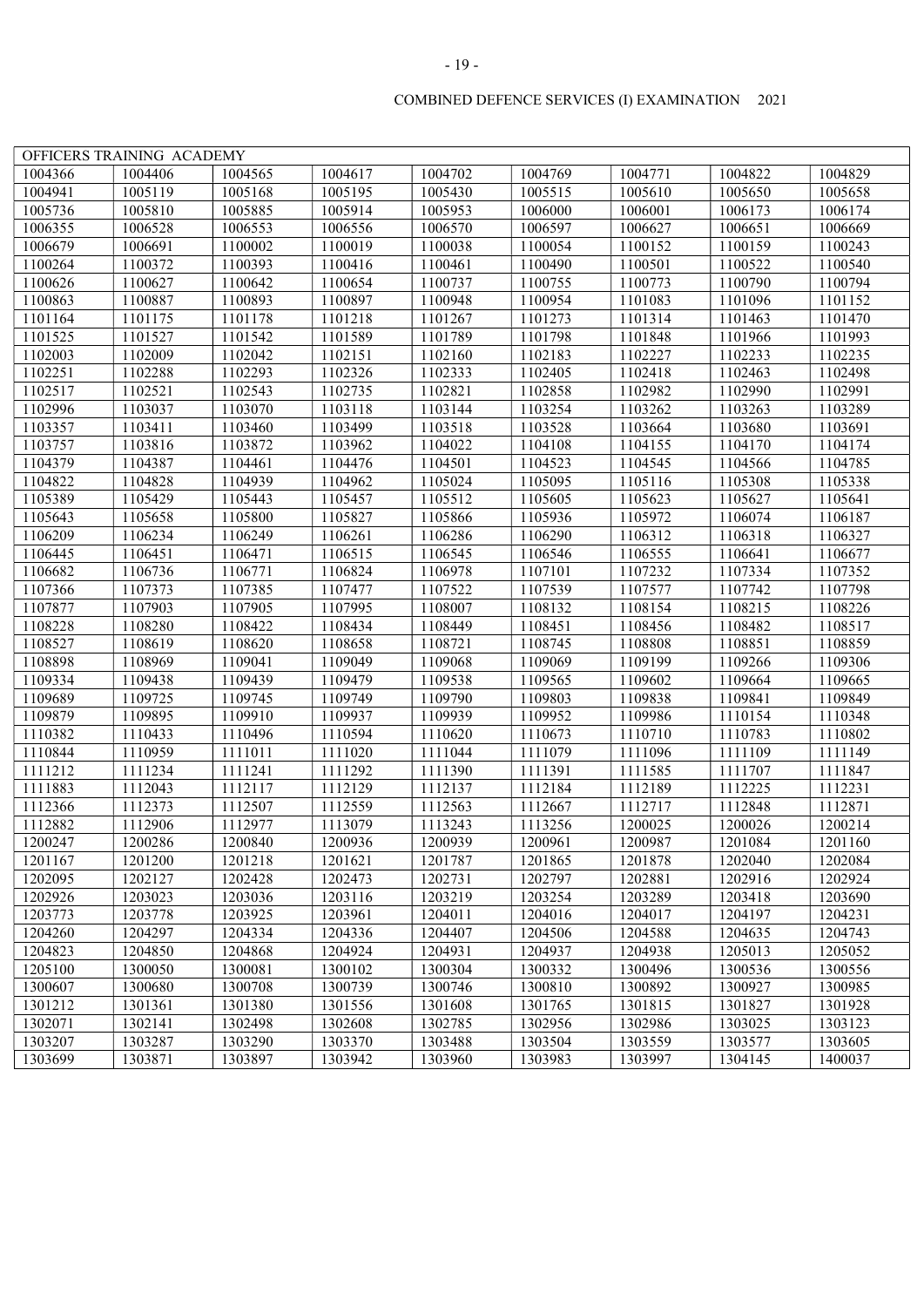COMBINED DEFENCE SERVICES (I) EXAMINATION 2021

| OFFICERS TRAINING ACADEMY | | | | | | | | |
|---|---|---|---|---|---|---|---|---|
| 1004366 | 1004406 | 1004565 | 1004617 | 1004702 | 1004769 | 1004771 | 1004822 | 1004829 |
| 1004941 | 1005119 | 1005168 | 1005195 | 1005430 | 1005515 | 1005610 | 1005650 | 1005658 |
| 1005736 | 1005810 | 1005885 | 1005914 | 1005953 | 1006000 | 1006001 | 1006173 | 1006174 |
| 1006355 | 1006528 | 1006553 | 1006556 | 1006570 | 1006597 | 1006627 | 1006651 | 1006669 |
| 1006679 | 1006691 | 1100002 | 1100019 | 1100038 | 1100054 | 1100152 | 1100159 | 1100243 |
| 1100264 | 1100372 | 1100393 | 1100416 | 1100461 | 1100490 | 1100501 | 1100522 | 1100540 |
| 1100626 | 1100627 | 1100642 | 1100654 | 1100737 | 1100755 | 1100773 | 1100790 | 1100794 |
| 1100863 | 1100887 | 1100893 | 1100897 | 1100948 | 1100954 | 1101083 | 1101096 | 1101152 |
| 1101164 | 1101175 | 1101178 | 1101218 | 1101267 | 1101273 | 1101314 | 1101463 | 1101470 |
| 1101525 | 1101527 | 1101542 | 1101589 | 1101789 | 1101798 | 1101848 | 1101966 | 1101993 |
| 1102003 | 1102009 | 1102042 | 1102151 | 1102160 | 1102183 | 1102227 | 1102233 | 1102235 |
| 1102251 | 1102288 | 1102293 | 1102326 | 1102333 | 1102405 | 1102418 | 1102463 | 1102498 |
| 1102517 | 1102521 | 1102543 | 1102735 | 1102821 | 1102858 | 1102982 | 1102990 | 1102991 |
| 1102996 | 1103037 | 1103070 | 1103118 | 1103144 | 1103254 | 1103262 | 1103263 | 1103289 |
| 1103357 | 1103411 | 1103460 | 1103499 | 1103518 | 1103528 | 1103664 | 1103680 | 1103691 |
| 1103757 | 1103816 | 1103872 | 1103962 | 1104022 | 1104108 | 1104155 | 1104170 | 1104174 |
| 1104379 | 1104387 | 1104461 | 1104476 | 1104501 | 1104523 | 1104545 | 1104566 | 1104785 |
| 1104822 | 1104828 | 1104939 | 1104962 | 1105024 | 1105095 | 1105116 | 1105308 | 1105338 |
| 1105389 | 1105429 | 1105443 | 1105457 | 1105512 | 1105605 | 1105623 | 1105627 | 1105641 |
| 1105643 | 1105658 | 1105800 | 1105827 | 1105866 | 1105936 | 1105972 | 1106074 | 1106187 |
| 1106209 | 1106234 | 1106249 | 1106261 | 1106286 | 1106290 | 1106312 | 1106318 | 1106327 |
| 1106445 | 1106451 | 1106471 | 1106515 | 1106545 | 1106546 | 1106555 | 1106641 | 1106677 |
| 1106682 | 1106736 | 1106771 | 1106824 | 1106978 | 1107101 | 1107232 | 1107334 | 1107352 |
| 1107366 | 1107373 | 1107385 | 1107477 | 1107522 | 1107539 | 1107577 | 1107742 | 1107798 |
| 1107877 | 1107903 | 1107905 | 1107995 | 1108007 | 1108132 | 1108154 | 1108215 | 1108226 |
| 1108228 | 1108280 | 1108422 | 1108434 | 1108449 | 1108451 | 1108456 | 1108482 | 1108517 |
| 1108527 | 1108619 | 1108620 | 1108658 | 1108721 | 1108745 | 1108808 | 1108851 | 1108859 |
| 1108898 | 1108969 | 1109041 | 1109049 | 1109068 | 1109069 | 1109199 | 1109266 | 1109306 |
| 1109334 | 1109438 | 1109439 | 1109479 | 1109538 | 1109565 | 1109602 | 1109664 | 1109665 |
| 1109689 | 1109725 | 1109745 | 1109749 | 1109790 | 1109803 | 1109838 | 1109841 | 1109849 |
| 1109879 | 1109895 | 1109910 | 1109937 | 1109939 | 1109952 | 1109986 | 1110154 | 1110348 |
| 1110382 | 1110433 | 1110496 | 1110594 | 1110620 | 1110673 | 1110710 | 1110783 | 1110802 |
| 1110844 | 1110959 | 1111011 | 1111020 | 1111044 | 1111079 | 1111096 | 1111109 | 1111149 |
| 1111212 | 1111234 | 1111241 | 1111292 | 1111390 | 1111391 | 1111585 | 1111707 | 1111847 |
| 1111883 | 1112043 | 1112117 | 1112129 | 1112137 | 1112184 | 1112189 | 1112225 | 1112231 |
| 1112366 | 1112373 | 1112507 | 1112559 | 1112563 | 1112667 | 1112717 | 1112848 | 1112871 |
| 1112882 | 1112906 | 1112977 | 1113079 | 1113243 | 1113256 | 1200025 | 1200026 | 1200214 |
| 1200247 | 1200286 | 1200840 | 1200936 | 1200939 | 1200961 | 1200987 | 1201084 | 1201160 |
| 1201167 | 1201200 | 1201218 | 1201621 | 1201787 | 1201865 | 1201878 | 1202040 | 1202084 |
| 1202095 | 1202127 | 1202428 | 1202473 | 1202731 | 1202797 | 1202881 | 1202916 | 1202924 |
| 1202926 | 1203023 | 1203036 | 1203116 | 1203219 | 1203254 | 1203289 | 1203418 | 1203690 |
| 1203773 | 1203778 | 1203925 | 1203961 | 1204011 | 1204016 | 1204017 | 1204197 | 1204231 |
| 1204260 | 1204297 | 1204334 | 1204336 | 1204407 | 1204506 | 1204588 | 1204635 | 1204743 |
| 1204823 | 1204850 | 1204868 | 1204924 | 1204931 | 1204937 | 1204938 | 1205013 | 1205052 |
| 1205100 | 1300050 | 1300081 | 1300102 | 1300304 | 1300332 | 1300496 | 1300536 | 1300556 |
| 1300607 | 1300680 | 1300708 | 1300739 | 1300746 | 1300810 | 1300892 | 1300927 | 1300985 |
| 1301212 | 1301361 | 1301380 | 1301556 | 1301608 | 1301765 | 1301815 | 1301827 | 1301928 |
| 1302071 | 1302141 | 1302498 | 1302608 | 1302785 | 1302956 | 1302986 | 1303025 | 1303123 |
| 1303207 | 1303287 | 1303290 | 1303370 | 1303488 | 1303504 | 1303559 | 1303577 | 1303605 |
| 1303699 | 1303871 | 1303897 | 1303942 | 1303960 | 1303983 | 1303997 | 1304145 | 1400037 |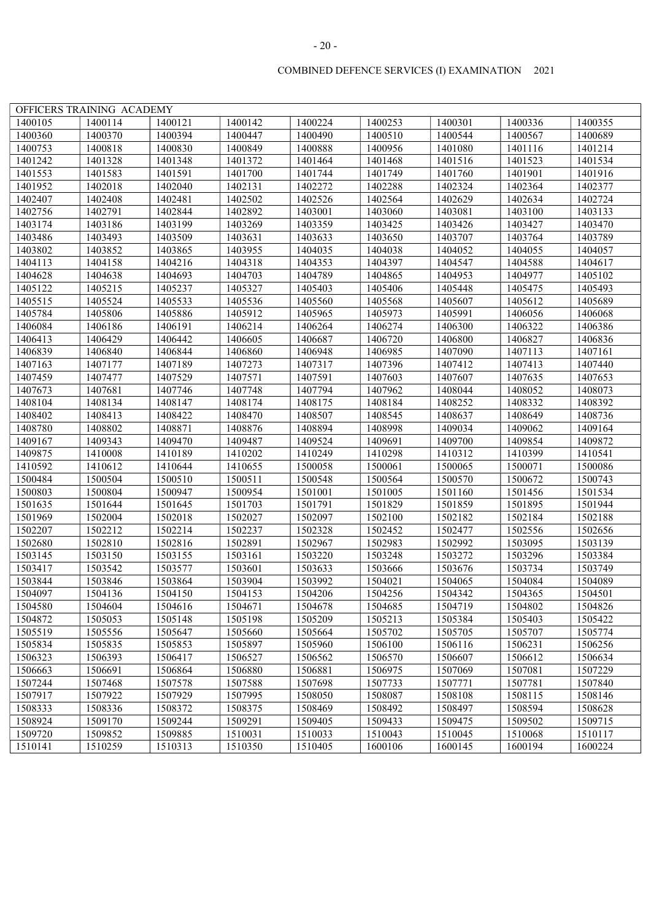COMBINED DEFENCE SERVICES (I) EXAMINATION 2021

| OFFICERS TRAINING ACADEMY | | | | | | | | |
|---|---|---|---|---|---|---|---|---|
| 1400105 | 1400114 | 1400121 | 1400142 | 1400224 | 1400253 | 1400301 | 1400336 | 1400355 |
| 1400360 | 1400370 | 1400394 | 1400447 | 1400490 | 1400510 | 1400544 | 1400567 | 1400689 |
| 1400753 | 1400818 | 1400830 | 1400849 | 1400888 | 1400956 | 1401080 | 1401116 | 1401214 |
| 1401242 | 1401328 | 1401348 | 1401372 | 1401464 | 1401468 | 1401516 | 1401523 | 1401534 |
| 1401553 | 1401583 | 1401591 | 1401700 | 1401744 | 1401749 | 1401760 | 1401901 | 1401916 |
| 1401952 | 1402018 | 1402040 | 1402131 | 1402272 | 1402288 | 1402324 | 1402364 | 1402377 |
| 1402407 | 1402408 | 1402481 | 1402502 | 1402526 | 1402564 | 1402629 | 1402634 | 1402724 |
| 1402756 | 1402791 | 1402844 | 1402892 | 1403001 | 1403060 | 1403081 | 1403100 | 1403133 |
| 1403174 | 1403186 | 1403199 | 1403269 | 1403359 | 1403425 | 1403426 | 1403427 | 1403470 |
| 1403486 | 1403493 | 1403509 | 1403631 | 1403633 | 1403650 | 1403707 | 1403764 | 1403789 |
| 1403802 | 1403852 | 1403865 | 1403955 | 1404035 | 1404038 | 1404052 | 1404055 | 1404057 |
| 1404113 | 1404158 | 1404216 | 1404318 | 1404353 | 1404397 | 1404547 | 1404588 | 1404617 |
| 1404628 | 1404638 | 1404693 | 1404703 | 1404789 | 1404865 | 1404953 | 1404977 | 1405102 |
| 1405122 | 1405215 | 1405237 | 1405327 | 1405403 | 1405406 | 1405448 | 1405475 | 1405493 |
| 1405515 | 1405524 | 1405533 | 1405536 | 1405560 | 1405568 | 1405607 | 1405612 | 1405689 |
| 1405784 | 1405806 | 1405886 | 1405912 | 1405965 | 1405973 | 1405991 | 1406056 | 1406068 |
| 1406084 | 1406186 | 1406191 | 1406214 | 1406264 | 1406274 | 1406300 | 1406322 | 1406386 |
| 1406413 | 1406429 | 1406442 | 1406605 | 1406687 | 1406720 | 1406800 | 1406827 | 1406836 |
| 1406839 | 1406840 | 1406844 | 1406860 | 1406948 | 1406985 | 1407090 | 1407113 | 1407161 |
| 1407163 | 1407177 | 1407189 | 1407273 | 1407317 | 1407396 | 1407412 | 1407413 | 1407440 |
| 1407459 | 1407477 | 1407529 | 1407571 | 1407591 | 1407603 | 1407607 | 1407635 | 1407653 |
| 1407673 | 1407681 | 1407746 | 1407748 | 1407794 | 1407962 | 1408044 | 1408052 | 1408073 |
| 1408104 | 1408134 | 1408147 | 1408174 | 1408175 | 1408184 | 1408252 | 1408332 | 1408392 |
| 1408402 | 1408413 | 1408422 | 1408470 | 1408507 | 1408545 | 1408637 | 1408649 | 1408736 |
| 1408780 | 1408802 | 1408871 | 1408876 | 1408894 | 1408998 | 1409034 | 1409062 | 1409164 |
| 1409167 | 1409343 | 1409470 | 1409487 | 1409524 | 1409691 | 1409700 | 1409854 | 1409872 |
| 1409875 | 1410008 | 1410189 | 1410202 | 1410249 | 1410298 | 1410312 | 1410399 | 1410541 |
| 1410592 | 1410612 | 1410644 | 1410655 | 1500058 | 1500061 | 1500065 | 1500071 | 1500086 |
| 1500484 | 1500504 | 1500510 | 1500511 | 1500548 | 1500564 | 1500570 | 1500672 | 1500743 |
| 1500803 | 1500804 | 1500947 | 1500954 | 1501001 | 1501005 | 1501160 | 1501456 | 1501534 |
| 1501635 | 1501644 | 1501645 | 1501703 | 1501791 | 1501829 | 1501859 | 1501895 | 1501944 |
| 1501969 | 1502004 | 1502018 | 1502027 | 1502097 | 1502100 | 1502182 | 1502184 | 1502188 |
| 1502207 | 1502212 | 1502214 | 1502237 | 1502328 | 1502452 | 1502477 | 1502556 | 1502656 |
| 1502680 | 1502810 | 1502816 | 1502891 | 1502967 | 1502983 | 1502992 | 1503095 | 1503139 |
| 1503145 | 1503150 | 1503155 | 1503161 | 1503220 | 1503248 | 1503272 | 1503296 | 1503384 |
| 1503417 | 1503542 | 1503577 | 1503601 | 1503633 | 1503666 | 1503676 | 1503734 | 1503749 |
| 1503844 | 1503846 | 1503864 | 1503904 | 1503992 | 1504021 | 1504065 | 1504084 | 1504089 |
| 1504097 | 1504136 | 1504150 | 1504153 | 1504206 | 1504256 | 1504342 | 1504365 | 1504501 |
| 1504580 | 1504604 | 1504616 | 1504671 | 1504678 | 1504685 | 1504719 | 1504802 | 1504826 |
| 1504872 | 1505053 | 1505148 | 1505198 | 1505209 | 1505213 | 1505384 | 1505403 | 1505422 |
| 1505519 | 1505556 | 1505647 | 1505660 | 1505664 | 1505702 | 1505705 | 1505707 | 1505774 |
| 1505834 | 1505835 | 1505853 | 1505897 | 1505960 | 1506100 | 1506116 | 1506231 | 1506256 |
| 1506323 | 1506393 | 1506417 | 1506527 | 1506562 | 1506570 | 1506607 | 1506612 | 1506634 |
| 1506663 | 1506691 | 1506864 | 1506880 | 1506881 | 1506975 | 1507069 | 1507081 | 1507229 |
| 1507244 | 1507468 | 1507578 | 1507588 | 1507698 | 1507733 | 1507771 | 1507781 | 1507840 |
| 1507917 | 1507922 | 1507929 | 1507995 | 1508050 | 1508087 | 1508108 | 1508115 | 1508146 |
| 1508333 | 1508336 | 1508372 | 1508375 | 1508469 | 1508492 | 1508497 | 1508594 | 1508628 |
| 1508924 | 1509170 | 1509244 | 1509291 | 1509405 | 1509433 | 1509475 | 1509502 | 1509715 |
| 1509720 | 1509852 | 1509885 | 1510031 | 1510033 | 1510043 | 1510045 | 1510068 | 1510117 |
| 1510141 | 1510259 | 1510313 | 1510350 | 1510405 | 1600106 | 1600145 | 1600194 | 1600224 |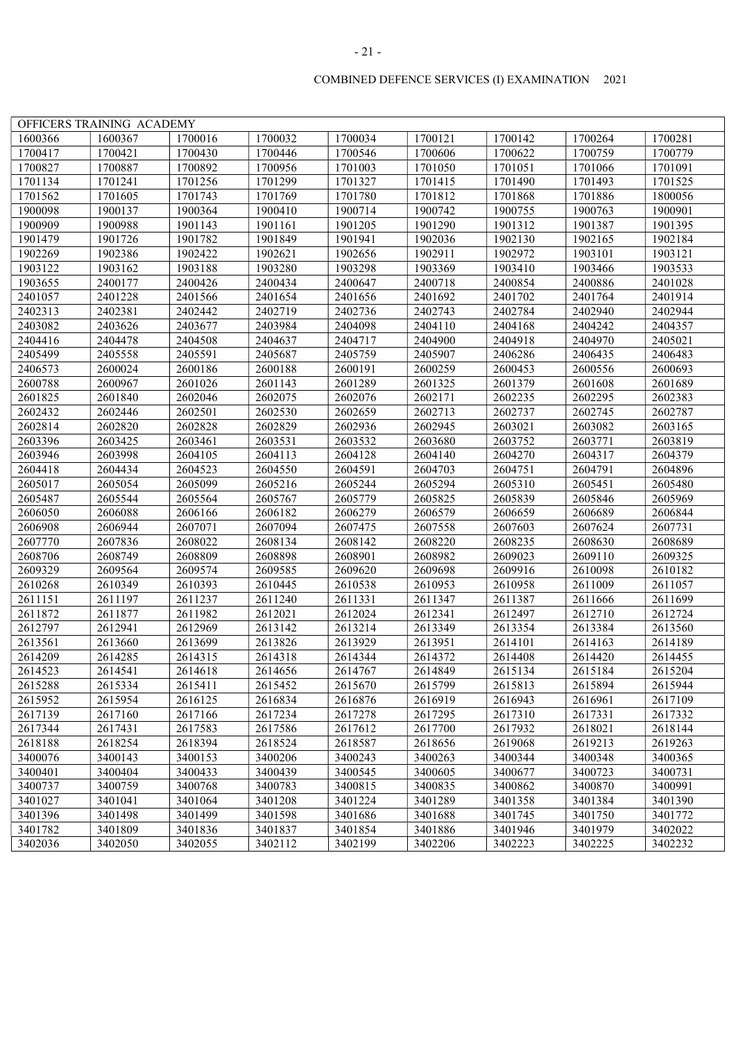COMBINED DEFENCE SERVICES (I) EXAMINATION 2021

| OFFICERS TRAINING ACADEMY | | | | | | | | |
|---|---|---|---|---|---|---|---|---|
| 1600366 | 1600367 | 1700016 | 1700032 | 1700034 | 1700121 | 1700142 | 1700264 | 1700281 |
| 1700417 | 1700421 | 1700430 | 1700446 | 1700546 | 1700606 | 1700622 | 1700759 | 1700779 |
| 1700827 | 1700887 | 1700892 | 1700956 | 1701003 | 1701050 | 1701051 | 1701066 | 1701091 |
| 1701134 | 1701241 | 1701256 | 1701299 | 1701327 | 1701415 | 1701490 | 1701493 | 1701525 |
| 1701562 | 1701605 | 1701743 | 1701769 | 1701780 | 1701812 | 1701868 | 1701886 | 1800056 |
| 1900098 | 1900137 | 1900364 | 1900410 | 1900714 | 1900742 | 1900755 | 1900763 | 1900901 |
| 1900909 | 1900988 | 1901143 | 1901161 | 1901205 | 1901290 | 1901312 | 1901387 | 1901395 |
| 1901479 | 1901726 | 1901782 | 1901849 | 1901941 | 1902036 | 1902130 | 1902165 | 1902184 |
| 1902269 | 1902386 | 1902422 | 1902621 | 1902656 | 1902911 | 1902972 | 1903101 | 1903121 |
| 1903122 | 1903162 | 1903188 | 1903280 | 1903298 | 1903369 | 1903410 | 1903466 | 1903533 |
| 1903655 | 2400177 | 2400426 | 2400434 | 2400647 | 2400718 | 2400854 | 2400886 | 2401028 |
| 2401057 | 2401228 | 2401566 | 2401654 | 2401656 | 2401692 | 2401702 | 2401764 | 2401914 |
| 2402313 | 2402381 | 2402442 | 2402719 | 2402736 | 2402743 | 2402784 | 2402940 | 2402944 |
| 2403082 | 2403626 | 2403677 | 2403984 | 2404098 | 2404110 | 2404168 | 2404242 | 2404357 |
| 2404416 | 2404478 | 2404508 | 2404637 | 2404717 | 2404900 | 2404918 | 2404970 | 2405021 |
| 2405499 | 2405558 | 2405591 | 2405687 | 2405759 | 2405907 | 2406286 | 2406435 | 2406483 |
| 2406573 | 2600024 | 2600186 | 2600188 | 2600191 | 2600259 | 2600453 | 2600556 | 2600693 |
| 2600788 | 2600967 | 2601026 | 2601143 | 2601289 | 2601325 | 2601379 | 2601608 | 2601689 |
| 2601825 | 2601840 | 2602046 | 2602075 | 2602076 | 2602171 | 2602235 | 2602295 | 2602383 |
| 2602432 | 2602446 | 2602501 | 2602530 | 2602659 | 2602713 | 2602737 | 2602745 | 2602787 |
| 2602814 | 2602820 | 2602828 | 2602829 | 2602936 | 2602945 | 2603021 | 2603082 | 2603165 |
| 2603396 | 2603425 | 2603461 | 2603531 | 2603532 | 2603680 | 2603752 | 2603771 | 2603819 |
| 2603946 | 2603998 | 2604105 | 2604113 | 2604128 | 2604140 | 2604270 | 2604317 | 2604379 |
| 2604418 | 2604434 | 2604523 | 2604550 | 2604591 | 2604703 | 2604751 | 2604791 | 2604896 |
| 2605017 | 2605054 | 2605099 | 2605216 | 2605244 | 2605294 | 2605310 | 2605451 | 2605480 |
| 2605487 | 2605544 | 2605564 | 2605767 | 2605779 | 2605825 | 2605839 | 2605846 | 2605969 |
| 2606050 | 2606088 | 2606166 | 2606182 | 2606279 | 2606579 | 2606659 | 2606689 | 2606844 |
| 2606908 | 2606944 | 2607071 | 2607094 | 2607475 | 2607558 | 2607603 | 2607624 | 2607731 |
| 2607770 | 2607836 | 2608022 | 2608134 | 2608142 | 2608220 | 2608235 | 2608630 | 2608689 |
| 2608706 | 2608749 | 2608809 | 2608898 | 2608901 | 2608982 | 2609023 | 2609110 | 2609325 |
| 2609329 | 2609564 | 2609574 | 2609585 | 2609620 | 2609698 | 2609916 | 2610098 | 2610182 |
| 2610268 | 2610349 | 2610393 | 2610445 | 2610538 | 2610953 | 2610958 | 2611009 | 2611057 |
| 2611151 | 2611197 | 2611237 | 2611240 | 2611331 | 2611347 | 2611387 | 2611666 | 2611699 |
| 2611872 | 2611877 | 2611982 | 2612021 | 2612024 | 2612341 | 2612497 | 2612710 | 2612724 |
| 2612797 | 2612941 | 2612969 | 2613142 | 2613214 | 2613349 | 2613354 | 2613384 | 2613560 |
| 2613561 | 2613660 | 2613699 | 2613826 | 2613929 | 2613951 | 2614101 | 2614163 | 2614189 |
| 2614209 | 2614285 | 2614315 | 2614318 | 2614344 | 2614372 | 2614408 | 2614420 | 2614455 |
| 2614523 | 2614541 | 2614618 | 2614656 | 2614767 | 2614849 | 2615134 | 2615184 | 2615204 |
| 2615288 | 2615334 | 2615411 | 2615452 | 2615670 | 2615799 | 2615813 | 2615894 | 2615944 |
| 2615952 | 2615954 | 2616125 | 2616834 | 2616876 | 2616919 | 2616943 | 2616961 | 2617109 |
| 2617139 | 2617160 | 2617166 | 2617234 | 2617278 | 2617295 | 2617310 | 2617331 | 2617332 |
| 2617344 | 2617431 | 2617583 | 2617586 | 2617612 | 2617700 | 2617932 | 2618021 | 2618144 |
| 2618188 | 2618254 | 2618394 | 2618524 | 2618587 | 2618656 | 2619068 | 2619213 | 2619263 |
| 3400076 | 3400143 | 3400153 | 3400206 | 3400243 | 3400263 | 3400344 | 3400348 | 3400365 |
| 3400401 | 3400404 | 3400433 | 3400439 | 3400545 | 3400605 | 3400677 | 3400723 | 3400731 |
| 3400737 | 3400759 | 3400768 | 3400783 | 3400815 | 3400835 | 3400862 | 3400870 | 3400991 |
| 3401027 | 3401041 | 3401064 | 3401208 | 3401224 | 3401289 | 3401358 | 3401384 | 3401390 |
| 3401396 | 3401498 | 3401499 | 3401598 | 3401686 | 3401688 | 3401745 | 3401750 | 3401772 |
| 3401782 | 3401809 | 3401836 | 3401837 | 3401854 | 3401886 | 3401946 | 3401979 | 3402022 |
| 3402036 | 3402050 | 3402055 | 3402112 | 3402199 | 3402206 | 3402223 | 3402225 | 3402232 |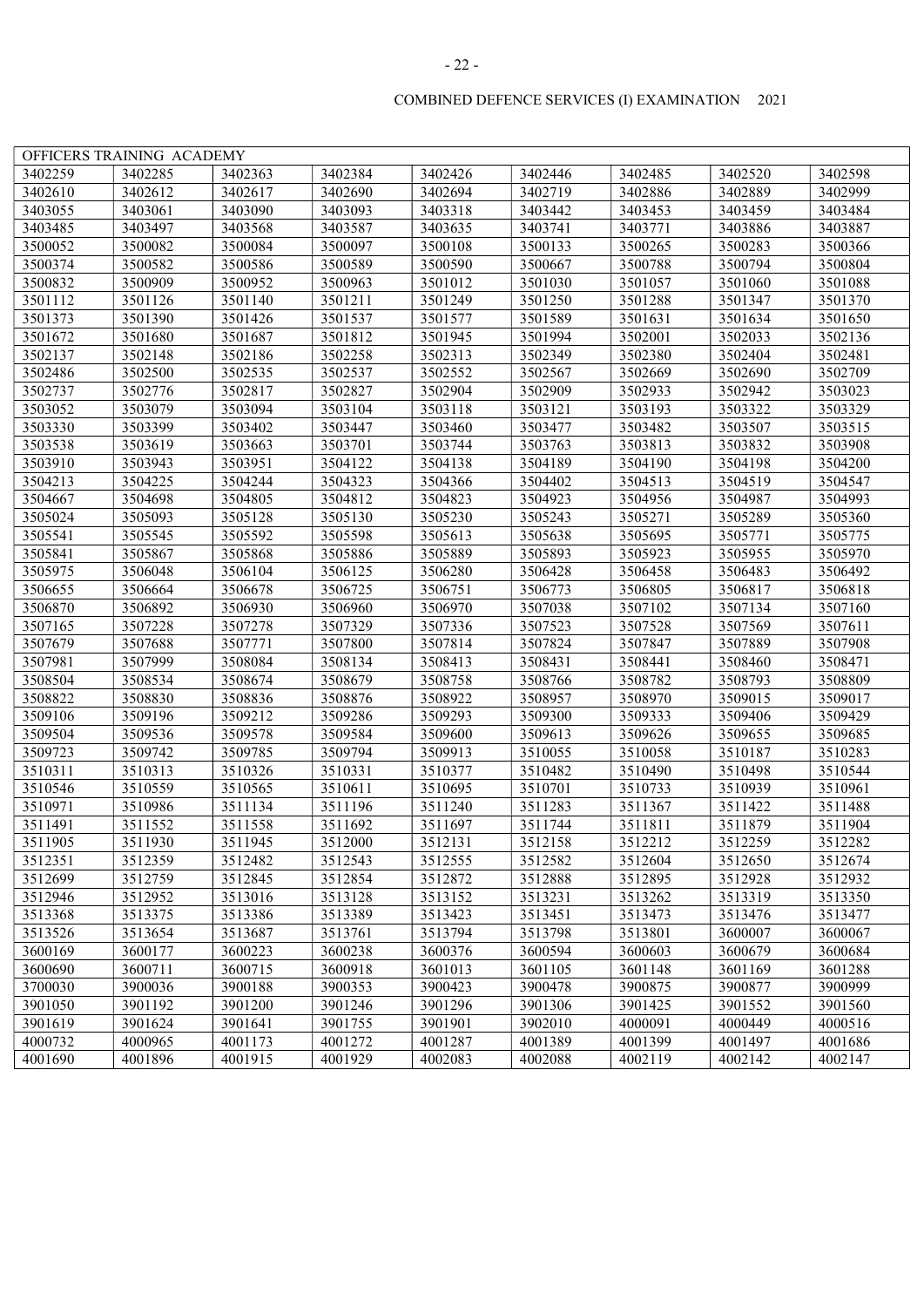COMBINED DEFENCE SERVICES (I) EXAMINATION 2021

| OFFICERS TRAINING ACADEMY | | | | | | | | |
|---|---|---|---|---|---|---|---|---|
| 3402259 | 3402285 | 3402363 | 3402384 | 3402426 | 3402446 | 3402485 | 3402520 | 3402598 |
| 3402610 | 3402612 | 3402617 | 3402690 | 3402694 | 3402719 | 3402886 | 3402889 | 3402999 |
| 3403055 | 3403061 | 3403090 | 3403093 | 3403318 | 3403442 | 3403453 | 3403459 | 3403484 |
| 3403485 | 3403497 | 3403568 | 3403587 | 3403635 | 3403741 | 3403771 | 3403886 | 3403887 |
| 3500052 | 3500082 | 3500084 | 3500097 | 3500108 | 3500133 | 3500265 | 3500283 | 3500366 |
| 3500374 | 3500582 | 3500586 | 3500589 | 3500590 | 3500667 | 3500788 | 3500794 | 3500804 |
| 3500832 | 3500909 | 3500952 | 3500963 | 3501012 | 3501030 | 3501057 | 3501060 | 3501088 |
| 3501112 | 3501126 | 3501140 | 3501211 | 3501249 | 3501250 | 3501288 | 3501347 | 3501370 |
| 3501373 | 3501390 | 3501426 | 3501537 | 3501577 | 3501589 | 3501631 | 3501634 | 3501650 |
| 3501672 | 3501680 | 3501687 | 3501812 | 3501945 | 3501994 | 3502001 | 3502033 | 3502136 |
| 3502137 | 3502148 | 3502186 | 3502258 | 3502313 | 3502349 | 3502380 | 3502404 | 3502481 |
| 3502486 | 3502500 | 3502535 | 3502537 | 3502552 | 3502567 | 3502669 | 3502690 | 3502709 |
| 3502737 | 3502776 | 3502817 | 3502827 | 3502904 | 3502909 | 3502933 | 3502942 | 3503023 |
| 3503052 | 3503079 | 3503094 | 3503104 | 3503118 | 3503121 | 3503193 | 3503322 | 3503329 |
| 3503330 | 3503399 | 3503402 | 3503447 | 3503460 | 3503477 | 3503482 | 3503507 | 3503515 |
| 3503538 | 3503619 | 3503663 | 3503701 | 3503744 | 3503763 | 3503813 | 3503832 | 3503908 |
| 3503910 | 3503943 | 3503951 | 3504122 | 3504138 | 3504189 | 3504190 | 3504198 | 3504200 |
| 3504213 | 3504225 | 3504244 | 3504323 | 3504366 | 3504402 | 3504513 | 3504519 | 3504547 |
| 3504667 | 3504698 | 3504805 | 3504812 | 3504823 | 3504923 | 3504956 | 3504987 | 3504993 |
| 3505024 | 3505093 | 3505128 | 3505130 | 3505230 | 3505243 | 3505271 | 3505289 | 3505360 |
| 3505541 | 3505545 | 3505592 | 3505598 | 3505613 | 3505638 | 3505695 | 3505771 | 3505775 |
| 3505841 | 3505867 | 3505868 | 3505886 | 3505889 | 3505893 | 3505923 | 3505955 | 3505970 |
| 3505975 | 3506048 | 3506104 | 3506125 | 3506280 | 3506428 | 3506458 | 3506483 | 3506492 |
| 3506655 | 3506664 | 3506678 | 3506725 | 3506751 | 3506773 | 3506805 | 3506817 | 3506818 |
| 3506870 | 3506892 | 3506930 | 3506960 | 3506970 | 3507038 | 3507102 | 3507134 | 3507160 |
| 3507165 | 3507228 | 3507278 | 3507329 | 3507336 | 3507523 | 3507528 | 3507569 | 3507611 |
| 3507679 | 3507688 | 3507771 | 3507800 | 3507814 | 3507824 | 3507847 | 3507889 | 3507908 |
| 3507981 | 3507999 | 3508084 | 3508134 | 3508413 | 3508431 | 3508441 | 3508460 | 3508471 |
| 3508504 | 3508534 | 3508674 | 3508679 | 3508758 | 3508766 | 3508782 | 3508793 | 3508809 |
| 3508822 | 3508830 | 3508836 | 3508876 | 3508922 | 3508957 | 3508970 | 3509015 | 3509017 |
| 3509106 | 3509196 | 3509212 | 3509286 | 3509293 | 3509300 | 3509333 | 3509406 | 3509429 |
| 3509504 | 3509536 | 3509578 | 3509584 | 3509600 | 3509613 | 3509626 | 3509655 | 3509685 |
| 3509723 | 3509742 | 3509785 | 3509794 | 3509913 | 3510055 | 3510058 | 3510187 | 3510283 |
| 3510311 | 3510313 | 3510326 | 3510331 | 3510377 | 3510482 | 3510490 | 3510498 | 3510544 |
| 3510546 | 3510559 | 3510565 | 3510611 | 3510695 | 3510701 | 3510733 | 3510939 | 3510961 |
| 3510971 | 3510986 | 3511134 | 3511196 | 3511240 | 3511283 | 3511367 | 3511422 | 3511488 |
| 3511491 | 3511552 | 3511558 | 3511692 | 3511697 | 3511744 | 3511811 | 3511879 | 3511904 |
| 3511905 | 3511930 | 3511945 | 3512000 | 3512131 | 3512158 | 3512212 | 3512259 | 3512282 |
| 3512351 | 3512359 | 3512482 | 3512543 | 3512555 | 3512582 | 3512604 | 3512650 | 3512674 |
| 3512699 | 3512759 | 3512845 | 3512854 | 3512872 | 3512888 | 3512895 | 3512928 | 3512932 |
| 3512946 | 3512952 | 3513016 | 3513128 | 3513152 | 3513231 | 3513262 | 3513319 | 3513350 |
| 3513368 | 3513375 | 3513386 | 3513389 | 3513423 | 3513451 | 3513473 | 3513476 | 3513477 |
| 3513526 | 3513654 | 3513687 | 3513761 | 3513794 | 3513798 | 3513801 | 3600007 | 3600067 |
| 3600169 | 3600177 | 3600223 | 3600238 | 3600376 | 3600594 | 3600603 | 3600679 | 3600684 |
| 3600690 | 3600711 | 3600715 | 3600918 | 3601013 | 3601105 | 3601148 | 3601169 | 3601288 |
| 3700030 | 3900036 | 3900188 | 3900353 | 3900423 | 3900478 | 3900875 | 3900877 | 3900999 |
| 3901050 | 3901192 | 3901200 | 3901246 | 3901296 | 3901306 | 3901425 | 3901552 | 3901560 |
| 3901619 | 3901624 | 3901641 | 3901755 | 3901901 | 3902010 | 4000091 | 4000449 | 4000516 |
| 4000732 | 4000965 | 4001173 | 4001272 | 4001287 | 4001389 | 4001399 | 4001497 | 4001686 |
| 4001690 | 4001896 | 4001915 | 4001929 | 4002083 | 4002088 | 4002119 | 4002142 | 4002147 |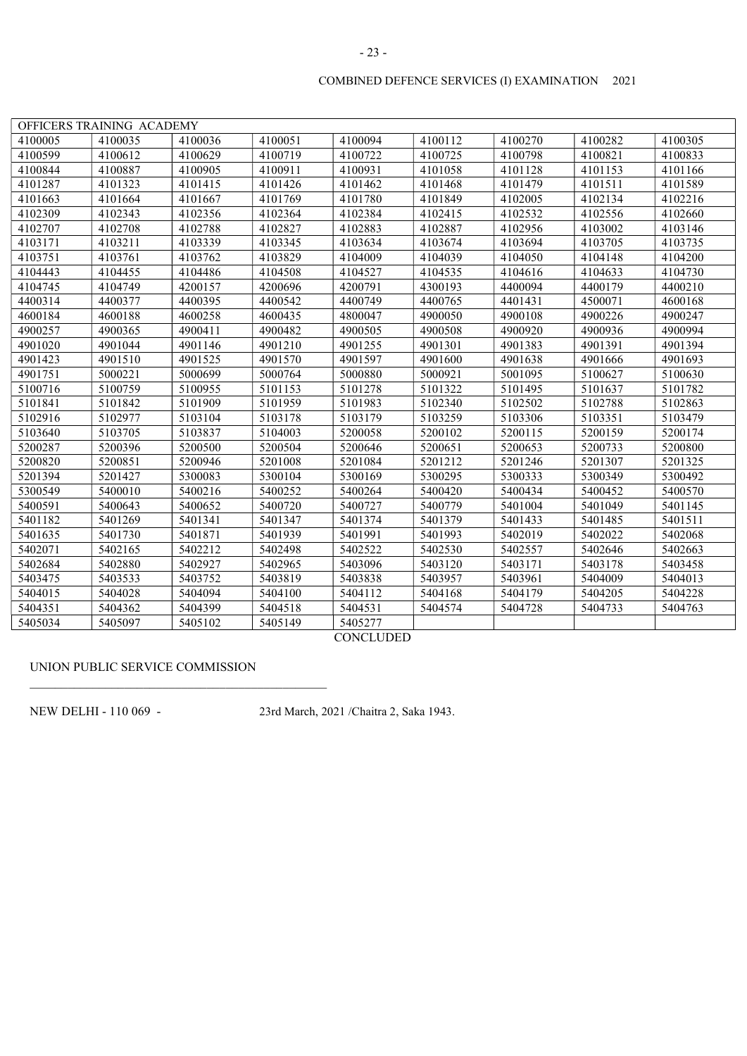"- 23 -" is a page number, omit. "COMBINED DEFENCE SERVICES (I) EXAMINATION 2021" is a running header, omit.

| OFFICERS TRAINING ACADEMY | | | | | | | | |
|---|---|---|---|---|---|---|---|---|
| 4100005 | 4100035 | 4100036 | 4100051 | 4100094 | 4100112 | 4100270 | 4100282 | 4100305 |
| 4100599 | 4100612 | 4100629 | 4100719 | 4100722 | 4100725 | 4100798 | 4100821 | 4100833 |
| 4100844 | 4100887 | 4100905 | 4100911 | 4100931 | 4101058 | 4101128 | 4101153 | 4101166 |
| 4101287 | 4101323 | 4101415 | 4101426 | 4101462 | 4101468 | 4101479 | 4101511 | 4101589 |
| 4101663 | 4101664 | 4101667 | 4101769 | 4101780 | 4101849 | 4102005 | 4102134 | 4102216 |
| 4102309 | 4102343 | 4102356 | 4102364 | 4102384 | 4102415 | 4102532 | 4102556 | 4102660 |
| 4102707 | 4102708 | 4102788 | 4102827 | 4102883 | 4102887 | 4102956 | 4103002 | 4103146 |
| 4103171 | 4103211 | 4103339 | 4103345 | 4103634 | 4103674 | 4103694 | 4103705 | 4103735 |
| 4103751 | 4103761 | 4103762 | 4103829 | 4104009 | 4104039 | 4104050 | 4104148 | 4104200 |
| 4104443 | 4104455 | 4104486 | 4104508 | 4104527 | 4104535 | 4104616 | 4104633 | 4104730 |
| 4104745 | 4104749 | 4200157 | 4200696 | 4200791 | 4300193 | 4400094 | 4400179 | 4400210 |
| 4400314 | 4400377 | 4400395 | 4400542 | 4400749 | 4400765 | 4401431 | 4500071 | 4600168 |
| 4600184 | 4600188 | 4600258 | 4600435 | 4800047 | 4900050 | 4900108 | 4900226 | 4900247 |
| 4900257 | 4900365 | 4900411 | 4900482 | 4900505 | 4900508 | 4900920 | 4900936 | 4900994 |
| 4901020 | 4901044 | 4901146 | 4901210 | 4901255 | 4901301 | 4901383 | 4901391 | 4901394 |
| 4901423 | 4901510 | 4901525 | 4901570 | 4901597 | 4901600 | 4901638 | 4901666 | 4901693 |
| 4901751 | 5000221 | 5000699 | 5000764 | 5000880 | 5000921 | 5001095 | 5100627 | 5100630 |
| 5100716 | 5100759 | 5100955 | 5101153 | 5101278 | 5101322 | 5101495 | 5101637 | 5101782 |
| 5101841 | 5101842 | 5101909 | 5101959 | 5101983 | 5102340 | 5102502 | 5102788 | 5102863 |
| 5102916 | 5102977 | 5103104 | 5103178 | 5103179 | 5103259 | 5103306 | 5103351 | 5103479 |
| 5103640 | 5103705 | 5103837 | 5104003 | 5200058 | 5200102 | 5200115 | 5200159 | 5200174 |
| 5200287 | 5200396 | 5200500 | 5200504 | 5200646 | 5200651 | 5200653 | 5200733 | 5200800 |
| 5200820 | 5200851 | 5200946 | 5201008 | 5201084 | 5201212 | 5201246 | 5201307 | 5201325 |
| 5201394 | 5201427 | 5300083 | 5300104 | 5300169 | 5300295 | 5300333 | 5300349 | 5300492 |
| 5300549 | 5400010 | 5400216 | 5400252 | 5400264 | 5400420 | 5400434 | 5400452 | 5400570 |
| 5400591 | 5400643 | 5400652 | 5400720 | 5400727 | 5400779 | 5401004 | 5401049 | 5401145 |
| 5401182 | 5401269 | 5401341 | 5401347 | 5401374 | 5401379 | 5401433 | 5401485 | 5401511 |
| 5401635 | 5401730 | 5401871 | 5401939 | 5401991 | 5401993 | 5402019 | 5402022 | 5402068 |
| 5402071 | 5402165 | 5402212 | 5402498 | 5402522 | 5402530 | 5402557 | 5402646 | 5402663 |
| 5402684 | 5402880 | 5402927 | 5402965 | 5403096 | 5403120 | 5403171 | 5403178 | 5403458 |
| 5403475 | 5403533 | 5403752 | 5403819 | 5403838 | 5403957 | 5403961 | 5404009 | 5404013 |
| 5404015 | 5404028 | 5404094 | 5404100 | 5404112 | 5404168 | 5404179 | 5404205 | 5404228 |
| 5404351 | 5404362 | 5404399 | 5404518 | 5404531 | 5404574 | 5404728 | 5404733 | 5404763 |
| 5405034 | 5405097 | 5405102 | 5405149 | 5405277 | | | | |

CONCLUDED

UNION PUBLIC SERVICE COMMISSION

---

NEW DELHI - 110 069 - 23rd March, 2021 /Chaitra 2, Saka 1943.